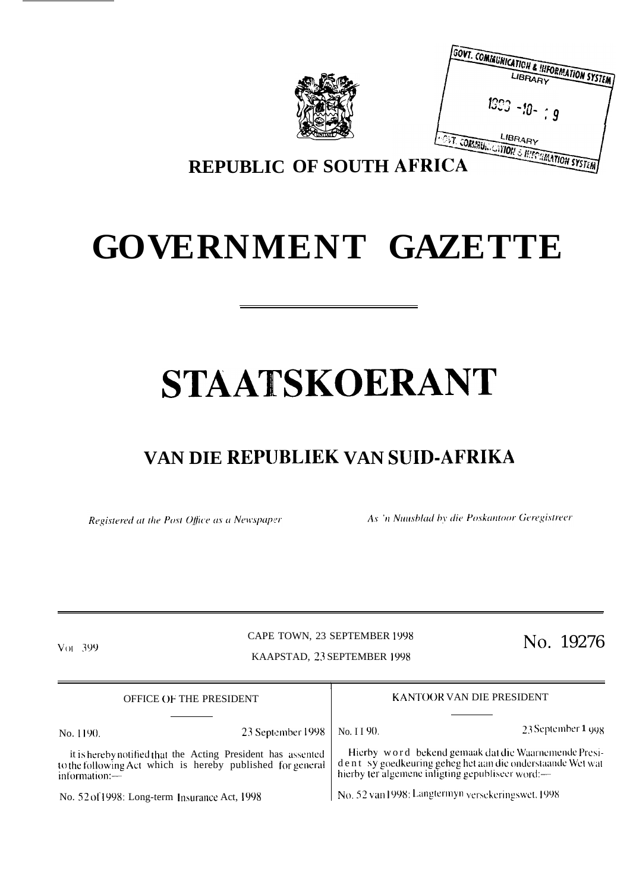REPUBLIC OF SOUTH AFRICA

# GOVERNMENT GAZETTE

# STAATSKOERANT

## VAN DIE REPUBLIEK VAN SUID-AFRIKA

*Registered at the Post Office as a Newspaper* — *As 'n Nuusblad by die Poskantoor Geregistreer*

Vol. 399 — CAPE TOWN, 23 SEPTEMBER 1998 / KAAPSTAD, 23 SEPTEMBER 1998 — No. 19276

OFFICE OF THE PRESIDENT

No. 1190. 23 September 1998

It is hereby notified that the Acting President has assented to the following Act which is hereby published for general information:—

No. 52 of 1998: Long-term Insurance Act, 1998

KANTOOR VAN DIE PRESIDENT

No. 1190. 23 September 1998

Hierby word bekend gemaak dat die Waarnemende President sy goedkeuring geheg het aan die onderstaande Wet wat hierby ter algemene inligting gepubliseer word:—

No. 52 van 1998: Langtermyn versekeringswet, 1998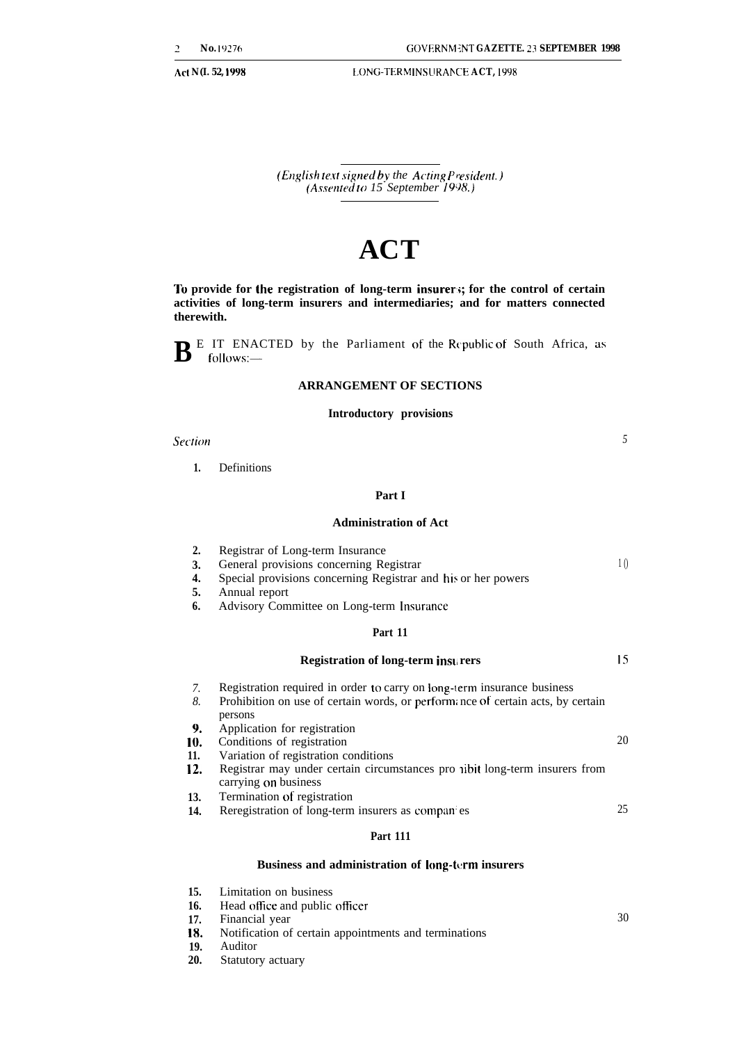*(English text signed by the Acting President.)*
*(Assented to 15 September 1998.)*

# ACT

**To provide for the registration of long-term insurers; for the control of certain activities of long-term insurers and intermediaries; and for matters connected therewith.**

BE IT ENACTED by the Parliament of the Republic of South Africa, as follows:—

## ARRANGEMENT OF SECTIONS

### Introductory provisions

*Section*

1. Definitions

### Part I

### Administration of Act

2. Registrar of Long-term Insurance
3. General provisions concerning Registrar
4. Special provisions concerning Registrar and his or her powers
5. Annual report
6. Advisory Committee on Long-term Insurance

### Part II

### Registration of long-term insurers

7. Registration required in order to carry on long-term insurance business
8. Prohibition on use of certain words, or performance of certain acts, by certain persons
9. Application for registration
10. Conditions of registration
11. Variation of registration conditions
12. Registrar may under certain circumstances prohibit long-term insurers from carrying on business
13. Termination of registration
14. Reregistration of long-term insurers as companies

### Part III

### Business and administration of long-term insurers

15. Limitation on business
16. Head office and public officer
17. Financial year
18. Notification of certain appointments and terminations
19. Auditor
20. Statutory actuary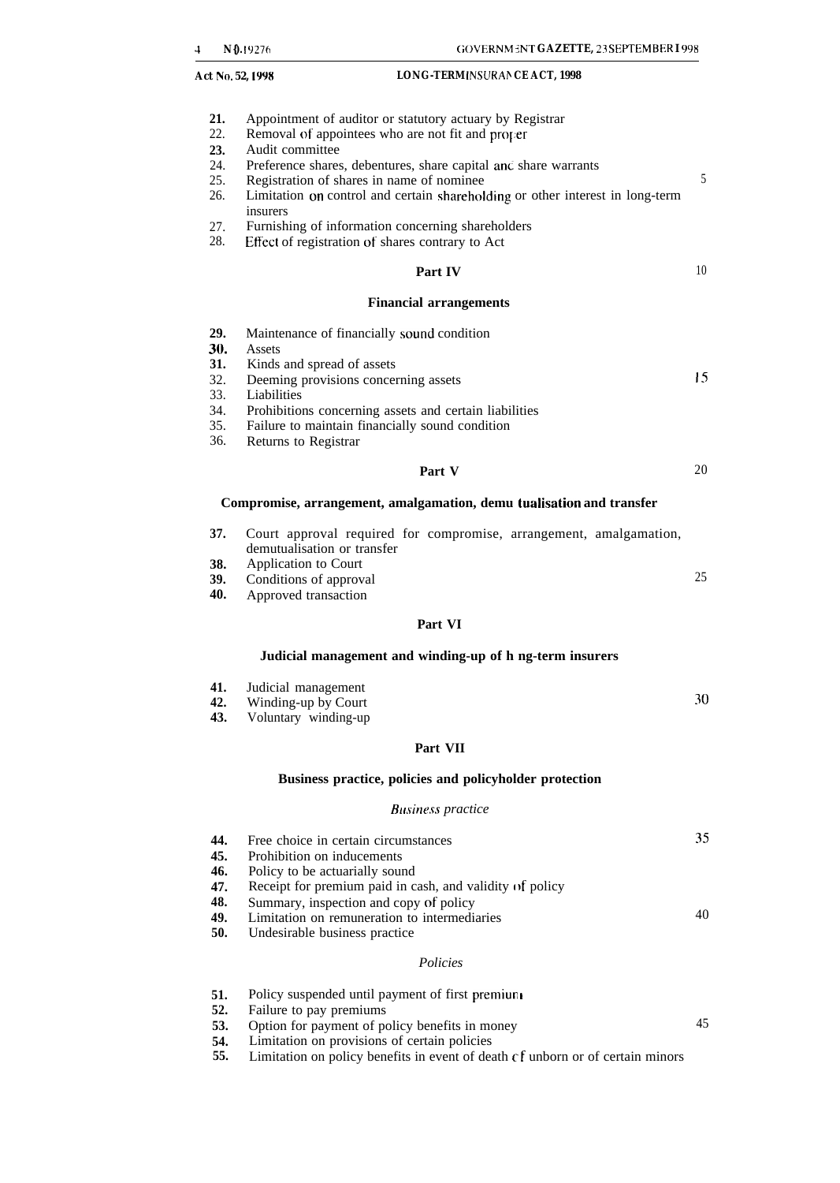21. Appointment of auditor or statutory actuary by Registrar
22. Removal of appointees who are not fit and proper
23. Audit committee
24. Preference shares, debentures, share capital and share warrants
25. Registration of shares in name of nominee
26. Limitation on control and certain shareholding or other interest in long-term insurers
27. Furnishing of information concerning shareholders
28. Effect of registration of shares contrary to Act

## Part IV

### Financial arrangements

29. Maintenance of financially sound condition
30. Assets
31. Kinds and spread of assets
32. Deeming provisions concerning assets
33. Liabilities
34. Prohibitions concerning assets and certain liabilities
35. Failure to maintain financially sound condition
36. Returns to Registrar

## Part V

### Compromise, arrangement, amalgamation, demutualisation and transfer

37. Court approval required for compromise, arrangement, amalgamation, demutualisation or transfer
38. Application to Court
39. Conditions of approval
40. Approved transaction

## Part VI

### Judicial management and winding-up of long-term insurers

41. Judicial management
42. Winding-up by Court
43. Voluntary winding-up

## Part VII

### Business practice, policies and policyholder protection

*Business practice*

44. Free choice in certain circumstances
45. Prohibition on inducements
46. Policy to be actuarially sound
47. Receipt for premium paid in cash, and validity of policy
48. Summary, inspection and copy of policy
49. Limitation on remuneration to intermediaries
50. Undesirable business practice

*Policies*

51. Policy suspended until payment of first premium
52. Failure to pay premiums
53. Option for payment of policy benefits in money
54. Limitation on provisions of certain policies
55. Limitation on policy benefits in event of death of unborn or of certain minors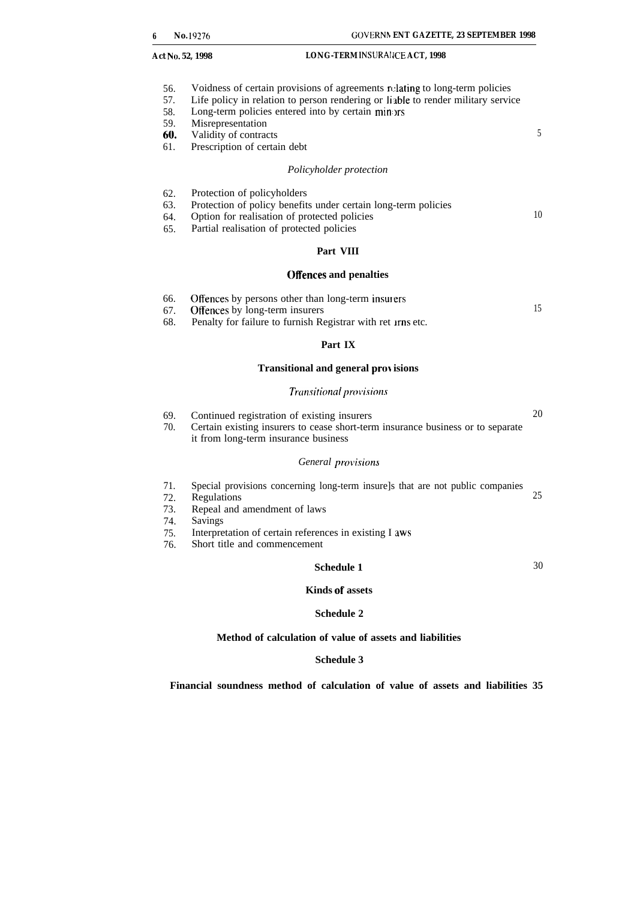56. Voidness of certain provisions of agreements relating to long-term policies
57. Life policy in relation to person rendering or liable to render military service
58. Long-term policies entered into by certain minors
59. Misrepresentation
60. Validity of contracts
61. Prescription of certain debt

*Policyholder protection*

62. Protection of policyholders
63. Protection of policy benefits under certain long-term policies
64. Option for realisation of protected policies
65. Partial realisation of protected policies

**Part VIII**

**Offences and penalties**

66. Offences by persons other than long-term insurers
67. Offences by long-term insurers
68. Penalty for failure to furnish Registrar with returns etc.

**Part IX**

**Transitional and general provisions**

*Transitional provisions*

69. Continued registration of existing insurers
70. Certain existing insurers to cease short-term insurance business or to separate it from long-term insurance business

*General provisions*

71. Special provisions concerning long-term insurers that are not public companies
72. Regulations
73. Repeal and amendment of laws
74. Savings
75. Interpretation of certain references in existing laws
76. Short title and commencement

**Schedule 1**

**Kinds of assets**

**Schedule 2**

**Method of calculation of value of assets and liabilities**

**Schedule 3**

**Financial soundness method of calculation of value of assets and liabilities**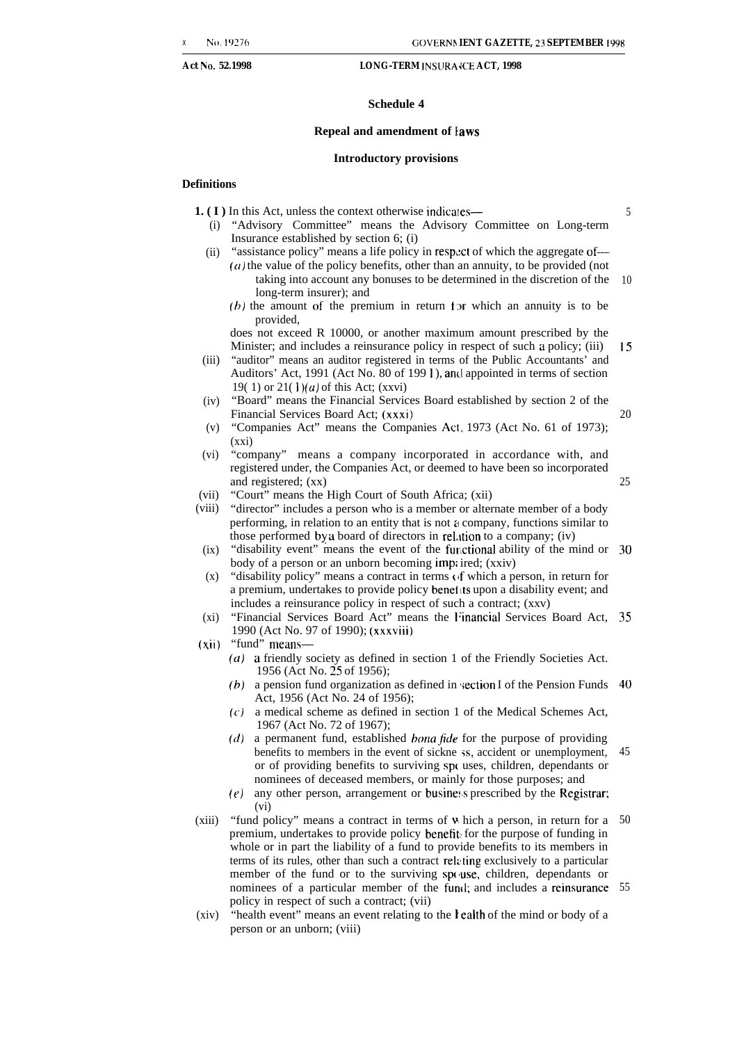## Schedule 4

### Repeal and amendment of laws

### Introductory provisions

**Definitions**

**1. (1)** In this Act, unless the context otherwise indicates—

(i) "Advisory Committee" means the Advisory Committee on Long-term Insurance established by section 6; (i)

(ii) "assistance policy" means a life policy in respect of which the aggregate of—

*(a)* the value of the policy benefits, other than an annuity, to be provided (not taking into account any bonuses to be determined in the discretion of the long-term insurer); and

*(b)* the amount of the premium in return for which an annuity is to be provided,

does not exceed R 10000, or another maximum amount prescribed by the Minister; and includes a reinsurance policy in respect of such a policy; (iii)

(iii) "auditor" means an auditor registered in terms of the Public Accountants' and Auditors' Act, 1991 (Act No. 80 of 1991), and appointed in terms of section 19(1) or 21(1)*(a)* of this Act; (xxvi)

(iv) "Board" means the Financial Services Board established by section 2 of the Financial Services Board Act; (xxxi)

(v) "Companies Act" means the Companies Act, 1973 (Act No. 61 of 1973); (xxi)

(vi) "company" means a company incorporated in accordance with, and registered under, the Companies Act, or deemed to have been so incorporated and registered; (xx)

(vii) "Court" means the High Court of South Africa; (xii)

(viii) "director" includes a person who is a member or alternate member of a body performing, in relation to an entity that is not a company, functions similar to those performed by a board of directors in relation to a company; (iv)

(ix) "disability event" means the event of the functional ability of the mind or body of a person or an unborn becoming impaired; (xxiv)

(x) "disability policy" means a contract in terms of which a person, in return for a premium, undertakes to provide policy benefits upon a disability event; and includes a reinsurance policy in respect of such a contract; (xxv)

(xi) "Financial Services Board Act" means the Financial Services Board Act, 1990 (Act No. 97 of 1990); (xxxviii)

(xii) "fund" means—

*(a)* a friendly society as defined in section 1 of the Friendly Societies Act, 1956 (Act No. 25 of 1956);

*(b)* a pension fund organization as defined in section 1 of the Pension Funds Act, 1956 (Act No. 24 of 1956);

*(c)* a medical scheme as defined in section 1 of the Medical Schemes Act, 1967 (Act No. 72 of 1967);

*(d)* a permanent fund, established *bona fide* for the purpose of providing benefits to members in the event of sickness, accident or unemployment, or of providing benefits to surviving spouses, children, dependants or nominees of deceased members, or mainly for those purposes; and

*(e)* any other person, arrangement or business prescribed by the Registrar; (vi)

(xiii) "fund policy" means a contract in terms of which a person, in return for a premium, undertakes to provide policy benefits for the purpose of funding in whole or in part the liability of a fund to provide benefits to its members in terms of its rules, other than such a contract relating exclusively to a particular member of the fund or to the surviving spouse, children, dependants or nominees of a particular member of the fund; and includes a reinsurance policy in respect of such a contract; (vii)

(xiv) "health event" means an event relating to the health of the mind or body of a person or an unborn; (viii)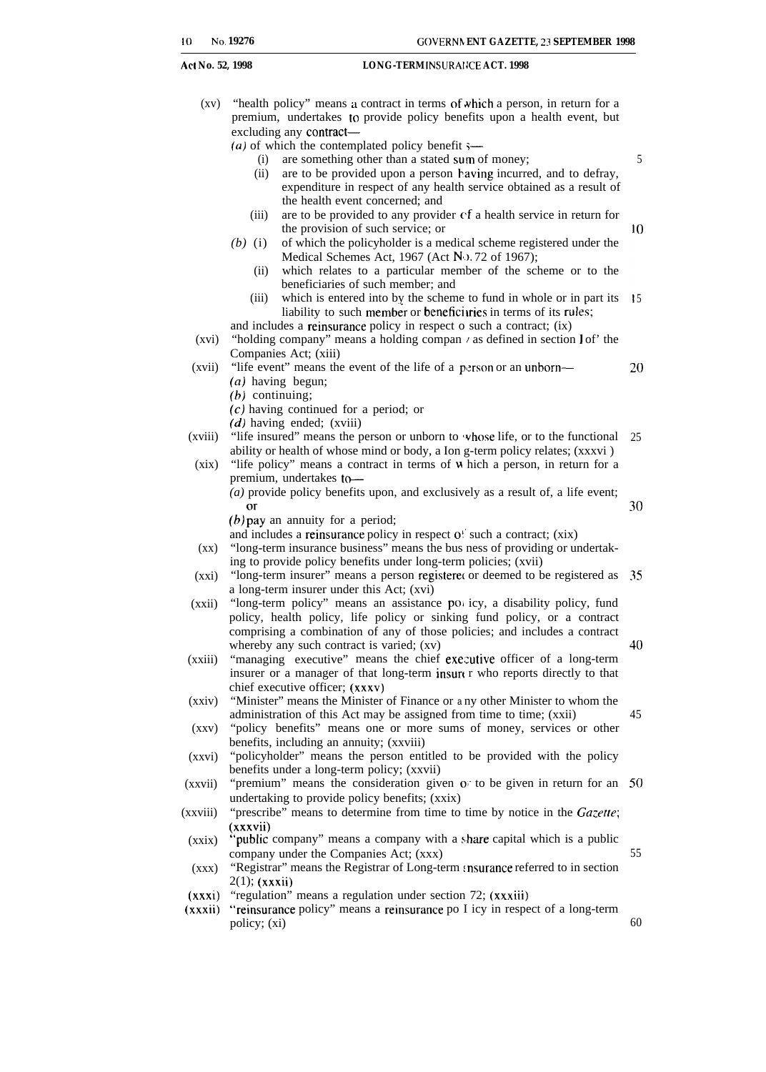(xv) "health policy" means a contract in terms of which a person, in return for a premium, undertakes to provide policy benefits upon a health event, but excluding any contract—

*(a)* of which the contemplated policy benefits—

(i) are something other than a stated sum of money;

(ii) are to be provided upon a person having incurred, and to defray, expenditure in respect of any health service obtained as a result of the health event concerned; and

(iii) are to be provided to any provider of a health service in return for the provision of such service; or

*(b)* (i) of which the policyholder is a medical scheme registered under the Medical Schemes Act, 1967 (Act No. 72 of 1967);

(ii) which relates to a particular member of the scheme or to the beneficiaries of such member; and

(iii) which is entered into by the scheme to fund in whole or in part its liability to such member or beneficiaries in terms of its rules;

and includes a reinsurance policy in respect of such a contract; (ix)

(xvi) "holding company" means a holding company as defined in section 1 of the Companies Act; (xiii)

(xvii) "life event" means the event of the life of a person or an unborn—

*(a)* having begun;

*(b)* continuing;

*(c)* having continued for a period; or

*(d)* having ended; (xviii)

(xviii) "life insured" means the person or unborn to whose life, or to the functional ability or health of whose mind or body, a long-term policy relates; (xxxvi)

(xix) "life policy" means a contract in terms of which a person, in return for a premium, undertakes to—

*(a)* provide policy benefits upon, and exclusively as a result of, a life event; or

*(b)* pay an annuity for a period;

and includes a reinsurance policy in respect of such a contract; (xix)

(xx) "long-term insurance business" means the business of providing or undertaking to provide policy benefits under long-term policies; (xvii)

(xxi) "long-term insurer" means a person registered or deemed to be registered as a long-term insurer under this Act; (xvi)

(xxii) "long-term policy" means an assistance policy, a disability policy, fund policy, health policy, life policy or sinking fund policy, or a contract comprising a combination of any of those policies; and includes a contract whereby any such contract is varied; (xv)

(xxiii) "managing executive" means the chief executive officer of a long-term insurer or a manager of that long-term insurer who reports directly to that chief executive officer; (xxxv)

(xxiv) "Minister" means the Minister of Finance or any other Minister to whom the administration of this Act may be assigned from time to time; (xxii)

(xxv) "policy benefits" means one or more sums of money, services or other benefits, including an annuity; (xxviii)

(xxvi) "policyholder" means the person entitled to be provided with the policy benefits under a long-term policy; (xxvii)

(xxvii) "premium" means the consideration given or to be given in return for an undertaking to provide policy benefits; (xxix)

(xxviii) "prescribe" means to determine from time to time by notice in the *Gazette*; (xxxvii)

(xxix) "public company" means a company with a share capital which is a public company under the Companies Act; (xxx)

(xxx) "Registrar" means the Registrar of Long-term Insurance referred to in section 2(1); (xxxii)

(xxxi) "regulation" means a regulation under section 72; (xxxiii)

(xxxii) "reinsurance policy" means a reinsurance policy in respect of a long-term policy; (xi)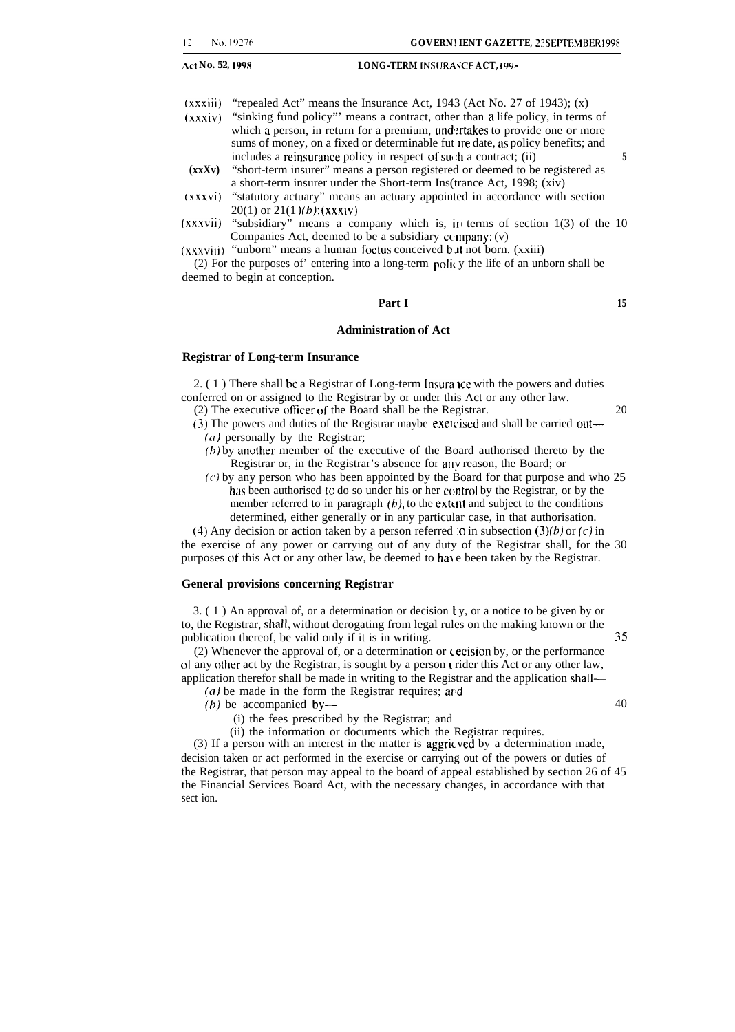(xxxiii) "repealed Act" means the Insurance Act, 1943 (Act No. 27 of 1943); (x)

(xxxiv) "sinking fund policy" means a contract, other than a life policy, in terms of which a person, in return for a premium, undertakes to provide one or more sums of money, on a fixed or determinable future date, as policy benefits; and includes a reinsurance policy in respect of such a contract; (ii)

(xxxv) "short-term insurer" means a person registered or deemed to be registered as a short-term insurer under the Short-term Insurance Act, 1998; (xiv)

(xxxvi) "statutory actuary" means an actuary appointed in accordance with section 20(1) or 21(1)*(b)*; (xxxiv)

(xxxvii) "subsidiary" means a company which is, in terms of section 1(3) of the Companies Act, deemed to be a subsidiary company; (v)

(xxxviii) "unborn" means a human foetus conceived but not born. (xxiii)

(2) For the purposes of entering into a long-term policy the life of an unborn shall be deemed to begin at conception.

## Part I

## Administration of Act

### Registrar of Long-term Insurance

2. (1) There shall be a Registrar of Long-term Insurance with the powers and duties conferred on or assigned to the Registrar by or under this Act or any other law.

(2) The executive officer of the Board shall be the Registrar.

(3) The powers and duties of the Registrar maybe exercised and shall be carried out—

*(a)* personally by the Registrar;

*(b)* by another member of the executive of the Board authorised thereto by the Registrar or, in the Registrar's absence for any reason, the Board; or

*(c)* by any person who has been appointed by the Board for that purpose and who has been authorised to do so under his or her control by the Registrar, or by the member referred to in paragraph *(b)*, to the extent and subject to the conditions determined, either generally or in any particular case, in that authorisation.

(4) Any decision or action taken by a person referred to in subsection (3)*(b)* or *(c)* in the exercise of any power or carrying out of any duty of the Registrar shall, for the purposes of this Act or any other law, be deemed to have been taken by the Registrar.

### General provisions concerning Registrar

3. (1) An approval of, or a determination or decision by, or a notice to be given by or to, the Registrar, shall, without derogating from legal rules on the making known or the publication thereof, be valid only if it is in writing.

(2) Whenever the approval of, or a determination or decision by, or the performance of any other act by the Registrar, is sought by a person under this Act or any other law, application therefor shall be made in writing to the Registrar and the application shall—

*(a)* be made in the form the Registrar requires; and

*(b)* be accompanied by—

(i) the fees prescribed by the Registrar; and

(ii) the information or documents which the Registrar requires.

(3) If a person with an interest in the matter is aggrieved by a determination made, decision taken or act performed in the exercise or carrying out of the powers or duties of the Registrar, that person may appeal to the board of appeal established by section 26 of the Financial Services Board Act, with the necessary changes, in accordance with that section.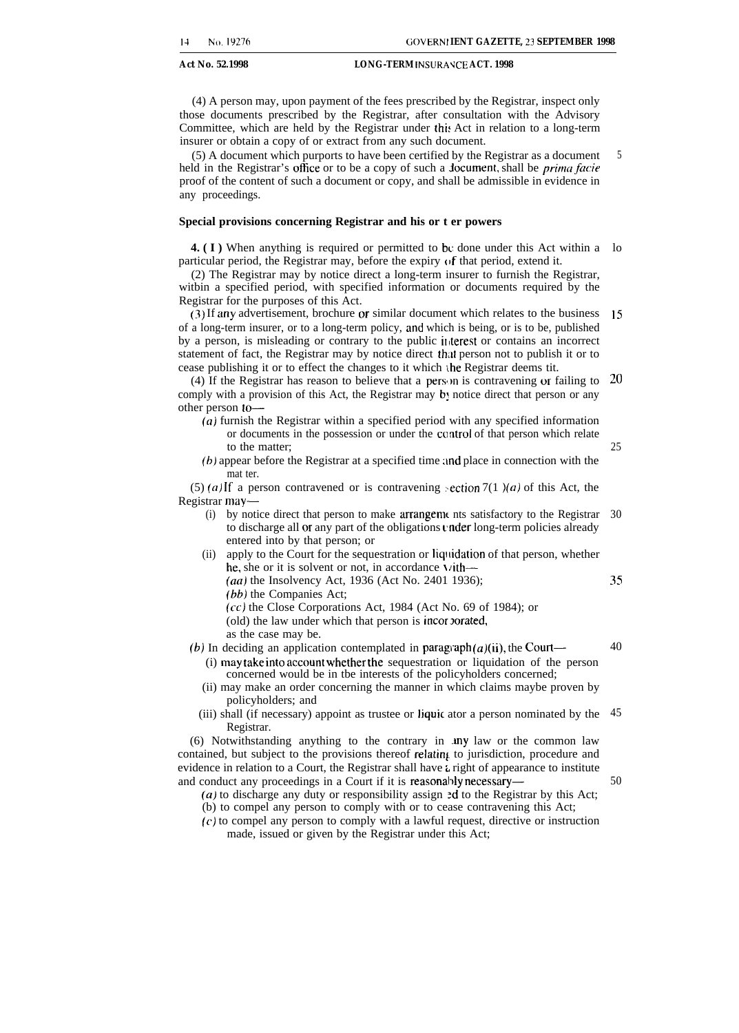(4) A person may, upon payment of the fees prescribed by the Registrar, inspect only those documents prescribed by the Registrar, after consultation with the Advisory Committee, which are held by the Registrar under this Act in relation to a long-term insurer or obtain a copy of or extract from any such document.

(5) A document which purports to have been certified by the Registrar as a document held in the Registrar's office or to be a copy of such a document, shall be *prima facie* proof of the content of such a document or copy, and shall be admissible in evidence in any proceedings.

**Special provisions concerning Registrar and his or her powers**

**4. (1)** When anything is required or permitted to be done under this Act within a particular period, the Registrar may, before the expiry of that period, extend it.

(2) The Registrar may by notice direct a long-term insurer to furnish the Registrar, within a specified period, with specified information or documents required by the Registrar for the purposes of this Act.

(3) If any advertisement, brochure or similar document which relates to the business of a long-term insurer, or to a long-term policy, and which is being, or is to be, published by a person, is misleading or contrary to the public interest or contains an incorrect statement of fact, the Registrar may by notice direct that person not to publish it or to cease publishing it or to effect the changes to it which the Registrar deems fit.

(4) If the Registrar has reason to believe that a person is contravening or failing to comply with a provision of this Act, the Registrar may by notice direct that person or any other person to—

*(a)* furnish the Registrar within a specified period with any specified information or documents in the possession or under the control of that person which relate to the matter;

*(b)* appear before the Registrar at a specified time and place in connection with the matter.

(5) *(a)* If a person contravened or is contravening section 7(1)*(a)* of this Act, the Registrar may—

(i) by notice direct that person to make arrangements satisfactory to the Registrar to discharge all or any part of the obligations under long-term policies already entered into by that person; or

(ii) apply to the Court for the sequestration or liquidation of that person, whether he, she or it is solvent or not, in accordance with—

*(aa)* the Insolvency Act, 1936 (Act No. 2401 1936);

*(bb)* the Companies Act;

*(cc)* the Close Corporations Act, 1984 (Act No. 69 of 1984); or

(dd) the law under which that person is incorporated,

as the case may be.

*(b)* In deciding an application contemplated in paragraph *(a)*(ii), the Court—

(i) may take into account whether the sequestration or liquidation of the person concerned would be in the interests of the policyholders concerned;

(ii) may make an order concerning the manner in which claims maybe proven by policyholders; and

(iii) shall (if necessary) appoint as trustee or liquidator a person nominated by the Registrar.

(6) Notwithstanding anything to the contrary in any law or the common law contained, but subject to the provisions thereof relating to jurisdiction, procedure and evidence in relation to a Court, the Registrar shall have a right of appearance to institute and conduct any proceedings in a Court if it is reasonably necessary—

*(a)* to discharge any duty or responsibility assigned to the Registrar by this Act;

(b) to compel any person to comply with or to cease contravening this Act;

*(c)* to compel any person to comply with a lawful request, directive or instruction made, issued or given by the Registrar under this Act;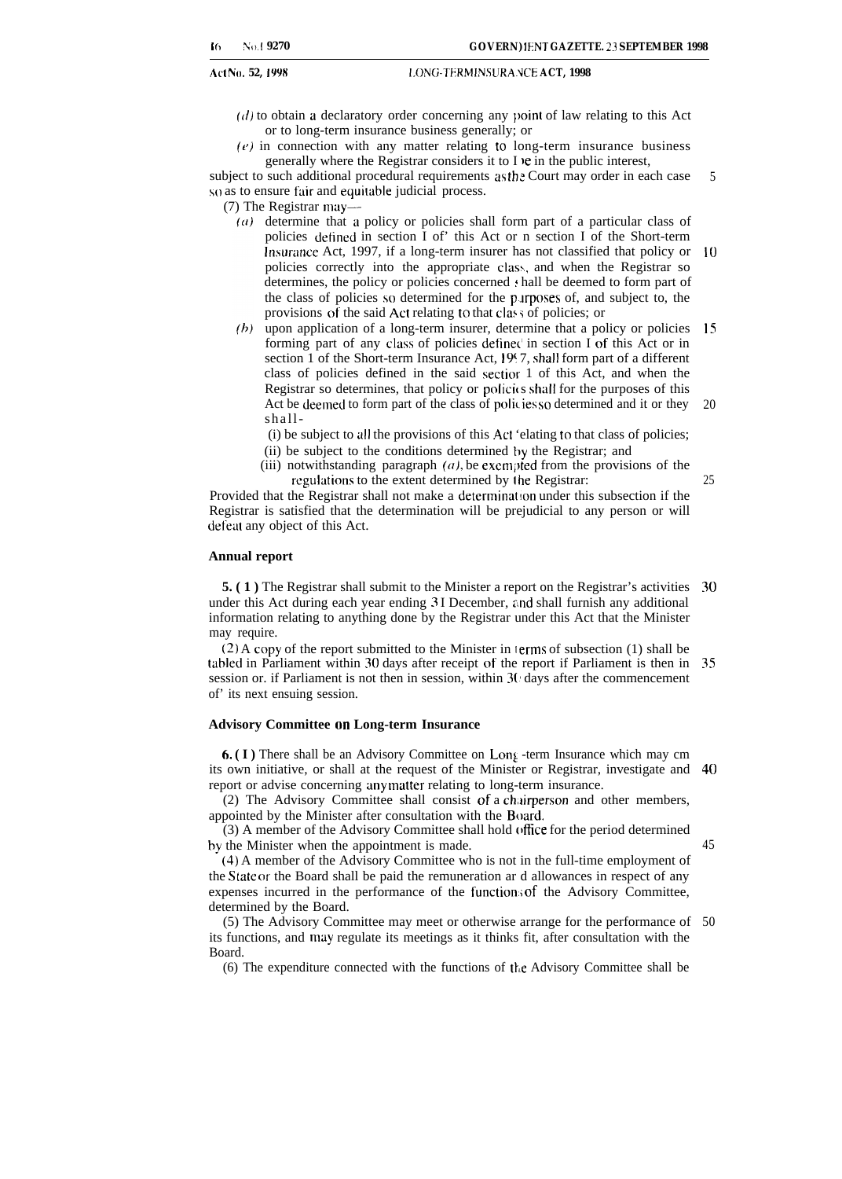(*d*) to obtain a declaratory order concerning any point of law relating to this Act or to long-term insurance business generally; or

(*e*) in connection with any matter relating to long-term insurance business generally where the Registrar considers it to be in the public interest,

subject to such additional procedural requirements as the Court may order in each case so as to ensure fair and equitable judicial process.

(7) The Registrar may—

(*a*) determine that a policy or policies shall form part of a particular class of policies defined in section 1 of this Act or in section 1 of the Short-term Insurance Act, 1997, if a long-term insurer has not classified that policy or policies correctly into the appropriate class, and when the Registrar so determines, the policy or policies concerned shall be deemed to form part of the class of policies so determined for the purposes of, and subject to, the provisions of the said Act relating to that class of policies; or

(*b*) upon application of a long-term insurer, determine that a policy or policies forming part of any class of policies defined in section 1 of this Act or in section 1 of the Short-term Insurance Act, 1997, shall form part of a different class of policies defined in the said section 1 of this Act, and when the Registrar so determines, that policy or policies shall for the purposes of this Act be deemed to form part of the class of policies so determined and it or they shall-

(i) be subject to all the provisions of this Act relating to that class of policies;

(ii) be subject to the conditions determined by the Registrar; and

(iii) notwithstanding paragraph (*a*), be exempted from the provisions of the regulations to the extent determined by the Registrar:

Provided that the Registrar shall not make a determination under this subsection if the Registrar is satisfied that the determination will be prejudicial to any person or will defeat any object of this Act.

**Annual report**

**5.** (1) The Registrar shall submit to the Minister a report on the Registrar's activities under this Act during each year ending 31 December, and shall furnish any additional information relating to anything done by the Registrar under this Act that the Minister may require.

(2) A copy of the report submitted to the Minister in terms of subsection (1) shall be tabled in Parliament within 30 days after receipt of the report if Parliament is then in session or, if Parliament is not then in session, within 30 days after the commencement of its next ensuing session.

**Advisory Committee on Long-term Insurance**

**6.** (1) There shall be an Advisory Committee on Long-term Insurance which may on its own initiative, or shall at the request of the Minister or Registrar, investigate and report or advise concerning any matter relating to long-term insurance.

(2) The Advisory Committee shall consist of a chairperson and other members, appointed by the Minister after consultation with the Board.

(3) A member of the Advisory Committee shall hold office for the period determined by the Minister when the appointment is made.

(4) A member of the Advisory Committee who is not in the full-time employment of the State or the Board shall be paid the remuneration and allowances in respect of any expenses incurred in the performance of the functions of the Advisory Committee, determined by the Board.

(5) The Advisory Committee may meet or otherwise arrange for the performance of its functions, and may regulate its meetings as it thinks fit, after consultation with the Board.

(6) The expenditure connected with the functions of the Advisory Committee shall be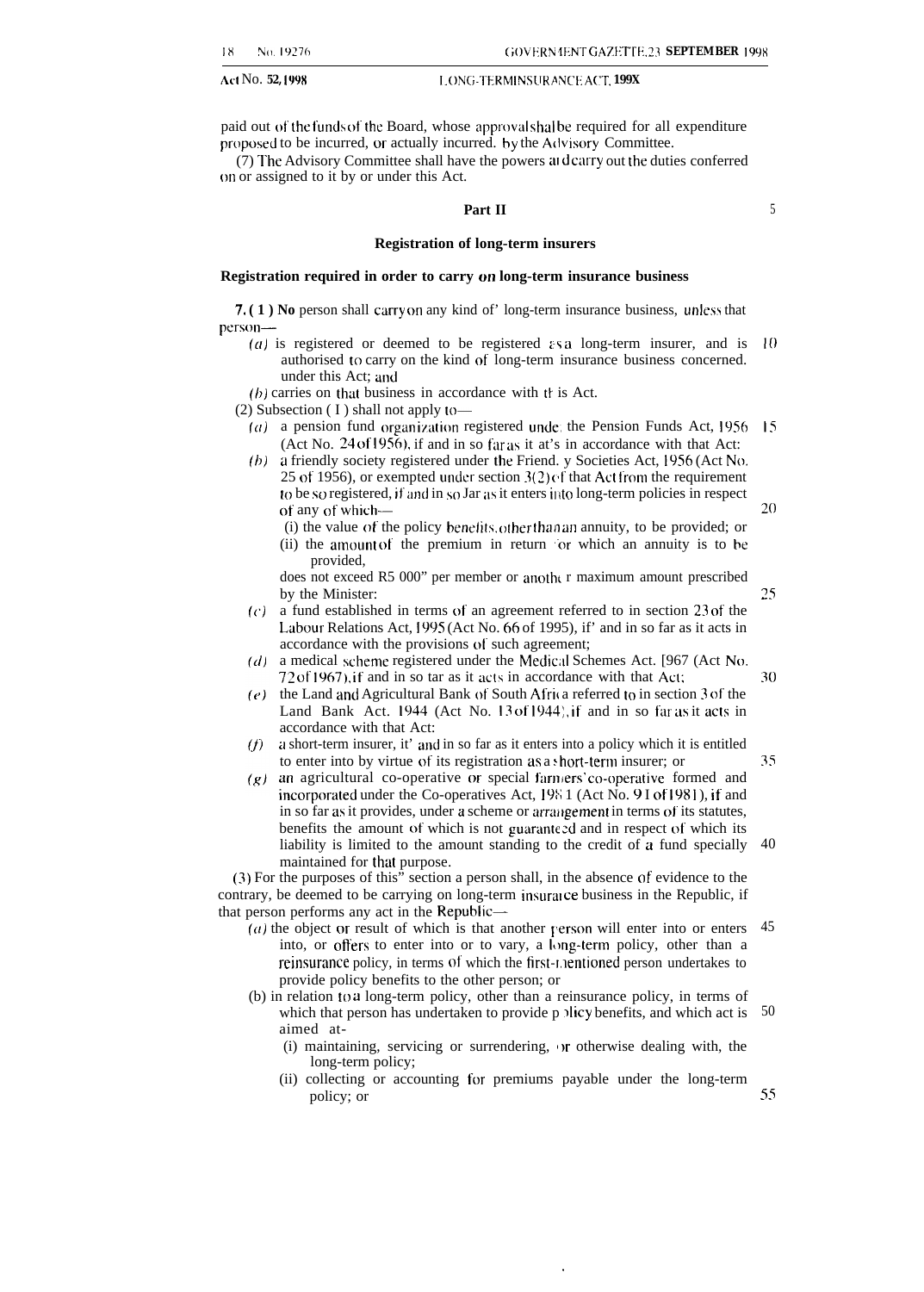paid out of the funds of the Board, whose approval shall be required for all expenditure proposed to be incurred, or actually incurred, by the Advisory Committee.

(7) The Advisory Committee shall have the powers and carry out the duties conferred on or assigned to it by or under this Act.

## Part II

### Registration of long-term insurers

#### Registration required in order to carry on long-term insurance business

**7. (1) No** person shall carry on any kind of long-term insurance business, unless that person—

*(a)* is registered or deemed to be registered as a long-term insurer, and is authorised to carry on the kind of long-term insurance business concerned, under this Act; and

*(b)* carries on that business in accordance with this Act.

(2) Subsection (1) shall not apply to—

*(a)* a pension fund organization registered under the Pension Funds Act, 1956 (Act No. 24 of 1956), if and in so far as it acts in accordance with that Act;

*(b)* a friendly society registered under the Friendly Societies Act, 1956 (Act No. 25 of 1956), or exempted under section 3(2) of that Act from the requirement to be so registered, if and in so far as it enters into long-term policies in respect of any of which—

(i) the value of the policy benefits, other than an annuity, to be provided; or

(ii) the amount of the premium in return for which an annuity is to be provided,

does not exceed R5 000 per member or another maximum amount prescribed by the Minister;

*(c)* a fund established in terms of an agreement referred to in section 23 of the Labour Relations Act, 1995 (Act No. 66 of 1995), if and in so far as it acts in accordance with the provisions of such agreement;

*(d)* a medical scheme registered under the Medical Schemes Act, 1967 (Act No. 72 of 1967), if and in so far as it acts in accordance with that Act;

*(e)* the Land and Agricultural Bank of South Africa referred to in section 3 of the Land Bank Act, 1944 (Act No. 13 of 1944), if and in so far as it acts in accordance with that Act;

*(f)* a short-term insurer, if and in so far as it enters into a policy which it is entitled to enter into by virtue of its registration as a short-term insurer; or

*(g)* an agricultural co-operative or special farmers' co-operative formed and incorporated under the Co-operatives Act, 1981 (Act No. 91 of 1981), if and in so far as it provides, under a scheme or arrangement in terms of its statutes, benefits the amount of which is not guaranteed and in respect of which its liability is limited to the amount standing to the credit of a fund specially maintained for that purpose.

(3) For the purposes of this section a person shall, in the absence of evidence to the contrary, be deemed to be carrying on long-term insurance business in the Republic, if that person performs any act in the Republic—

*(a)* the object or result of which is that another person will enter into or enters into, or offers to enter into or to vary, a long-term policy, other than a reinsurance policy, in terms of which the first-mentioned person undertakes to provide policy benefits to the other person; or

(b) in relation to a long-term policy, other than a reinsurance policy, in terms of which that person has undertaken to provide policy benefits, and which act is aimed at-

(i) maintaining, servicing or surrendering, or otherwise dealing with, the long-term policy;

(ii) collecting or accounting for premiums payable under the long-term policy; or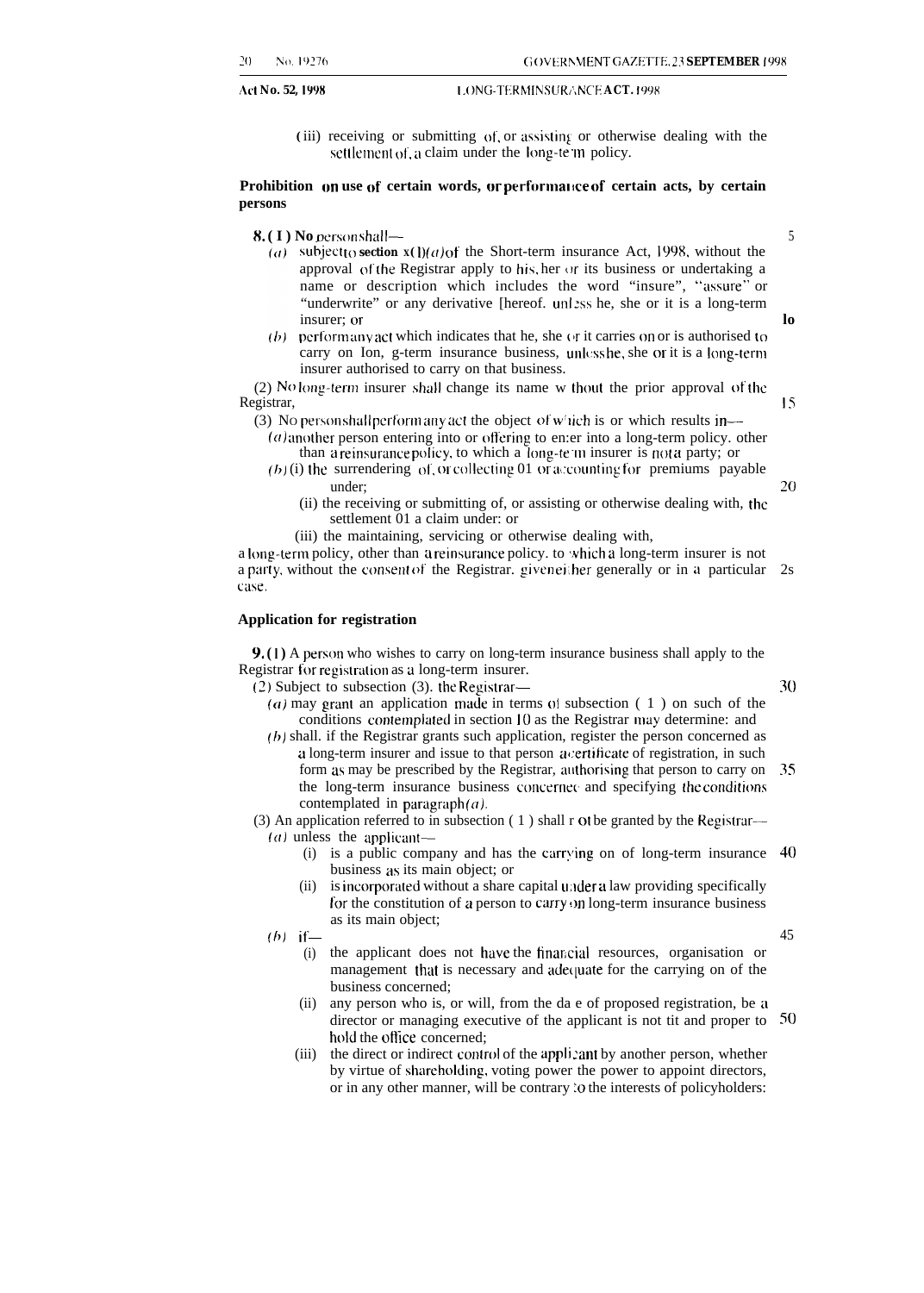(iii) receiving or submitting of, or assisting or otherwise dealing with the settlement of, a claim under the long-term policy.

**Prohibition on use of certain words, or performance of certain acts, by certain persons**

**8. (1)** No person shall—

*(a)* subject to section 8(1)*(a)* of the Short-term insurance Act, 1998, without the approval of the Registrar apply to his, her or its business or undertaking a name or description which includes the word "insure", "assure" or "underwrite" or any derivative thereof, unless he, she or it is a long-term insurer; or

*(b)* perform any act which indicates that he, she or it carries on or is authorised to carry on long-term insurance business, unless he, she or it is a long-term insurer authorised to carry on that business.

(2) No long-term insurer shall change its name without the prior approval of the Registrar.

(3) No person shall perform any act the object of which is or which results in—

*(a)* another person entering into or offering to enter into a long-term policy, other than a reinsurance policy, to which a long-term insurer is not a party; or

*(b)* (i) the surrendering of, or collecting of or accounting for premiums payable under;

(ii) the receiving or submitting of, or assisting or otherwise dealing with, the settlement of a claim under; or

(iii) the maintaining, servicing or otherwise dealing with,

a long-term policy, other than a reinsurance policy, to which a long-term insurer is not a party, without the consent of the Registrar, given either generally or in a particular case.

**Application for registration**

**9. (1)** A person who wishes to carry on long-term insurance business shall apply to the Registrar for registration as a long-term insurer.

(2) Subject to subsection (3), the Registrar—

*(a)* may grant an application made in terms of subsection (1) on such of the conditions contemplated in section 10 as the Registrar may determine; and

*(b)* shall, if the Registrar grants such application, register the person concerned as a long-term insurer and issue to that person a certificate of registration, in such form as may be prescribed by the Registrar, authorising that person to carry on the long-term insurance business concerned and specifying the conditions contemplated in paragraph *(a)*.

(3) An application referred to in subsection (1) shall not be granted by the Registrar—

*(a)* unless the applicant—

(i) is a public company and has the carrying on of long-term insurance business as its main object; or

(ii) is incorporated without a share capital under a law providing specifically for the constitution of a person to carry on long-term insurance business as its main object;

*(b)* if—

(i) the applicant does not have the financial resources, organisation or management that is necessary and adequate for the carrying on of the business concerned;

(ii) any person who is, or will, from the date of proposed registration, be a director or managing executive of the applicant is not fit and proper to hold the office concerned;

(iii) the direct or indirect control of the applicant by another person, whether by virtue of shareholding, voting power, the power to appoint directors, or in any other manner, will be contrary to the interests of policyholders;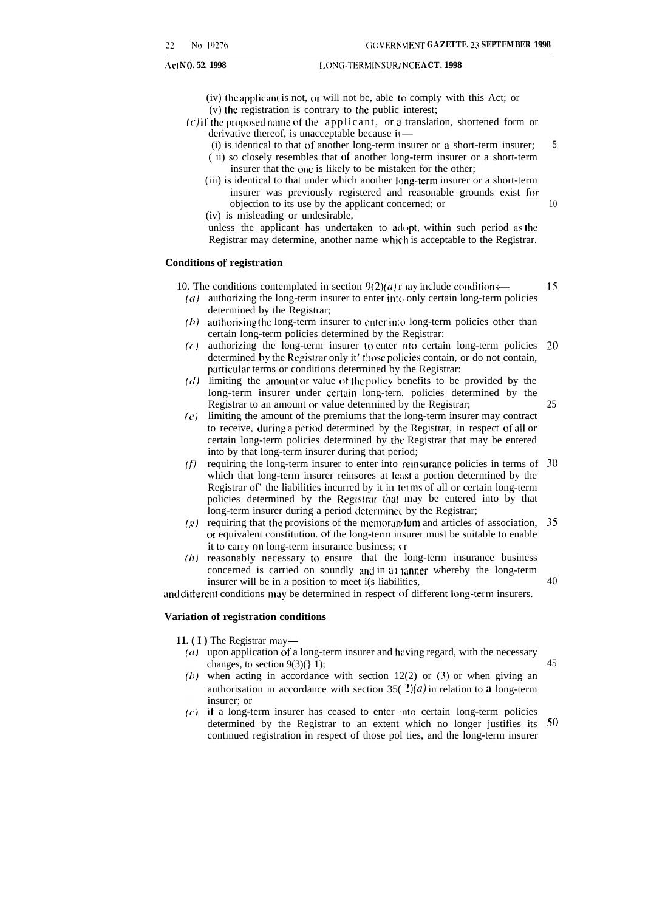(iv) the applicant is not, or will not be, able to comply with this Act; or

(v) the registration is contrary to the public interest;

*(c)* if the proposed name of the applicant, or a translation, shortened form or derivative thereof, is unacceptable because it—

(i) is identical to that of another long-term insurer or a short-term insurer;

(ii) so closely resembles that of another long-term insurer or a short-term insurer that the one is likely to be mistaken for the other;

(iii) is identical to that under which another long-term insurer or a short-term insurer was previously registered and reasonable grounds exist for objection to its use by the applicant concerned; or

(iv) is misleading or undesirable,

unless the applicant has undertaken to adopt, within such period as the Registrar may determine, another name which is acceptable to the Registrar.

**Conditions of registration**

10. The conditions contemplated in section 9(2)*(a)* may include conditions—

*(a)* authorizing the long-term insurer to enter into only certain long-term policies determined by the Registrar;

*(b)* authorising the long-term insurer to enter into long-term policies other than certain long-term policies determined by the Registrar:

*(c)* authorizing the long-term insurer to enter into certain long-term policies determined by the Registrar only if those policies contain, or do not contain, particular terms or conditions determined by the Registrar:

*(d)* limiting the amount or value of the policy benefits to be provided by the long-term insurer under certain long-term. policies determined by the Registrar to an amount or value determined by the Registrar;

*(e)* limiting the amount of the premiums that the long-term insurer may contract to receive, during a period determined by the Registrar, in respect of all or certain long-term policies determined by the Registrar that may be entered into by that long-term insurer during that period;

*(f)* requiring the long-term insurer to enter into reinsurance policies in terms of which that long-term insurer reinsores at least a portion determined by the Registrar of' the liabilities incurred by it in terms of all or certain long-term policies determined by the Registrar that may be entered into by that long-term insurer during a period determined by the Registrar;

*(g)* requiring that the provisions of the memorandum and articles of association, or equivalent constitution. of the long-term insurer must be suitable to enable it to carry on long-term insurance business; or

*(h)* reasonably necessary to ensure that the long-term insurance business concerned is carried on soundly and in a manner whereby the long-term insurer will be in a position to meet its liabilities,

and different conditions may be determined in respect of different long-term insurers.

**Variation of registration conditions**

**11. (1)** The Registrar may—

*(a)* upon application of a long-term insurer and having regard, with the necessary changes, to section 9(3)(1);

*(b)* when acting in accordance with section 12(2) or (3) or when giving an authorisation in accordance with section 35(2)*(a)* in relation to a long-term insurer; or

*(c)* if a long-term insurer has ceased to enter into certain long-term policies determined by the Registrar to an extent which no longer justifies its continued registration in respect of those policies, and the long-term insurer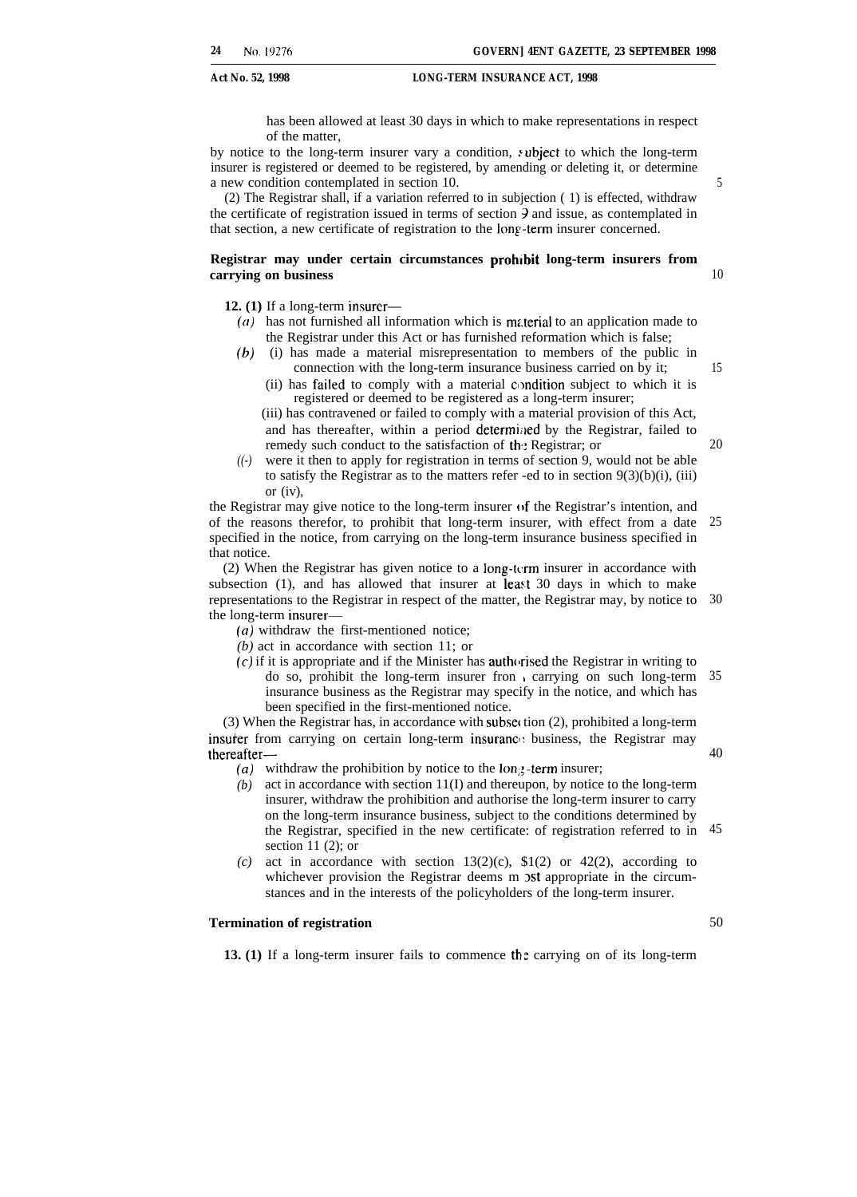has been allowed at least 30 days in which to make representations in respect of the matter,

by notice to the long-term insurer vary a condition, subject to which the long-term insurer is registered or deemed to be registered, by amending or deleting it, or determine a new condition contemplated in section 10.

(2) The Registrar shall, if a variation referred to in subjection ( 1) is effected, withdraw the certificate of registration issued in terms of section 9 and issue, as contemplated in that section, a new certificate of registration to the long-term insurer concerned.

**Registrar may under certain circumstances prohibit long-term insurers from carrying on business**

**12. (1)** If a long-term insurer—

*(a)* has not furnished all information which is material to an application made to the Registrar under this Act or has furnished reformation which is false;

*(b)* (i) has made a material misrepresentation to members of the public in connection with the long-term insurance business carried on by it;

(ii) has failed to comply with a material condition subject to which it is registered or deemed to be registered as a long-term insurer;

(iii) has contravened or failed to comply with a material provision of this Act, and has thereafter, within a period determined by the Registrar, failed to remedy such conduct to the satisfaction of the Registrar; or

*(c)* were it then to apply for registration in terms of section 9, would not be able to satisfy the Registrar as to the matters refer -ed to in section 9(3)(b)(i), (iii) or (iv),

the Registrar may give notice to the long-term insurer of the Registrar's intention, and of the reasons therefor, to prohibit that long-term insurer, with effect from a date specified in the notice, from carrying on the long-term insurance business specified in that notice.

(2) When the Registrar has given notice to a long-term insurer in accordance with subsection (1), and has allowed that insurer at least 30 days in which to make representations to the Registrar in respect of the matter, the Registrar may, by notice to the long-term insurer—

*(a)* withdraw the first-mentioned notice;

*(b)* act in accordance with section 11; or

*(c)* if it is appropriate and if the Minister has authorised the Registrar in writing to do so, prohibit the long-term insurer from carrying on such long-term insurance business as the Registrar may specify in the notice, and which has been specified in the first-mentioned notice.

(3) When the Registrar has, in accordance with subsection (2), prohibited a long-term insurer from carrying on certain long-term insurance business, the Registrar may thereafter—

*(a)* withdraw the prohibition by notice to the long-term insurer;

*(b)* act in accordance with section 11(I) and thereupon, by notice to the long-term insurer, withdraw the prohibition and authorise the long-term insurer to carry on the long-term insurance business, subject to the conditions determined by the Registrar, specified in the new certificate: of registration referred to in section 11 (2); or

*(c)* act in accordance with section 13(2)(c), $1(2) or 42(2), according to whichever provision the Registrar deems most appropriate in the circumstances and in the interests of the policyholders of the long-term insurer.

**Termination of registration**

**13. (1)** If a long-term insurer fails to commence the carrying on of its long-term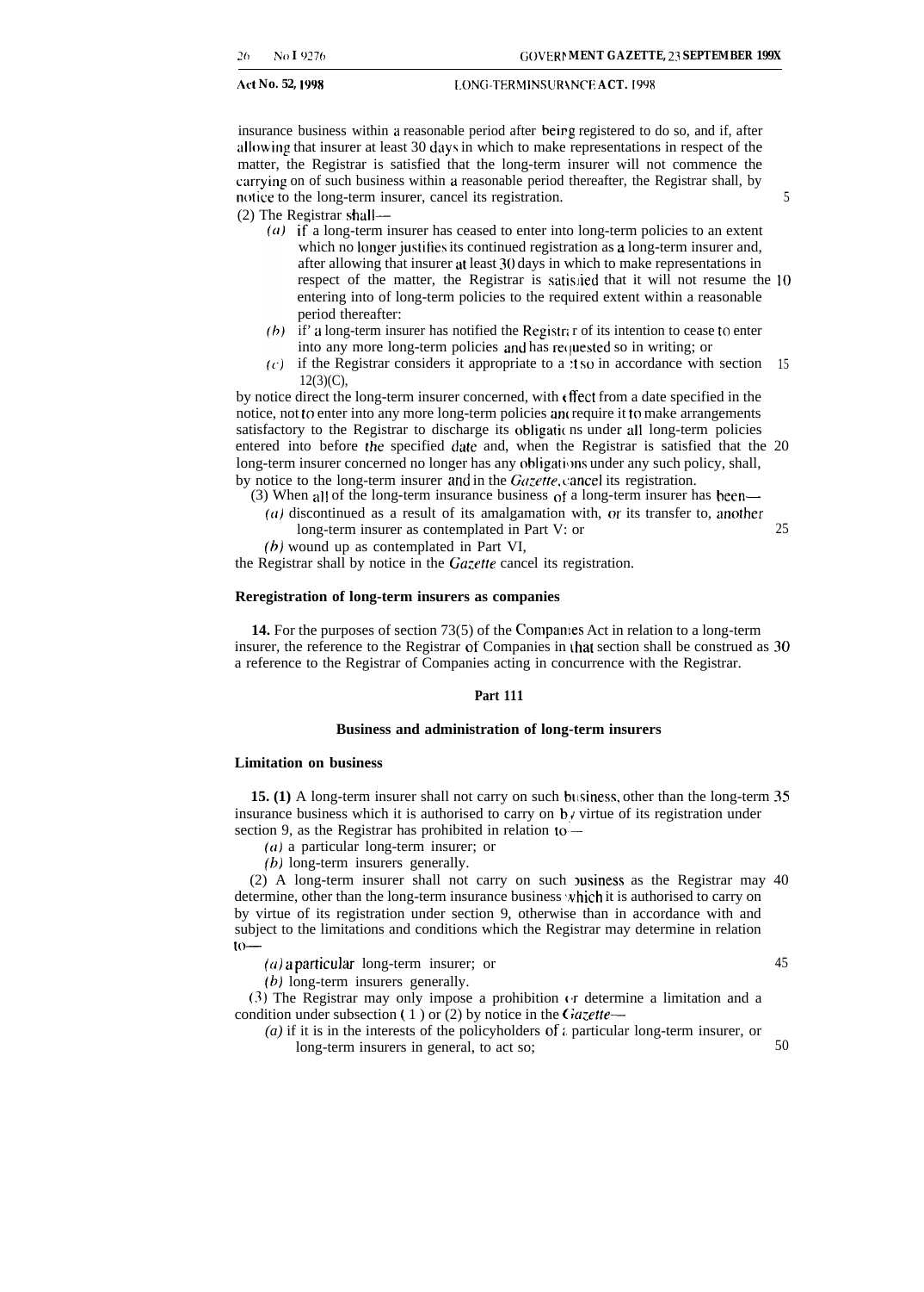insurance business within a reasonable period after being registered to do so, and if, after allowing that insurer at least 30 days in which to make representations in respect of the matter, the Registrar is satisfied that the long-term insurer will not commence the carrying on of such business within a reasonable period thereafter, the Registrar shall, by notice to the long-term insurer, cancel its registration.

(2) The Registrar shall—

*(a)* if a long-term insurer has ceased to enter into long-term policies to an extent which no longer justifies its continued registration as a long-term insurer and, after allowing that insurer at least 30 days in which to make representations in respect of the matter, the Registrar is satisfied that it will not resume the entering into of long-term policies to the required extent within a reasonable period thereafter:

*(b)* if a long-term insurer has notified the Registrar of its intention to cease to enter into any more long-term policies and has requested so in writing; or

*(c)* if the Registrar considers it appropriate to act so in accordance with section 12(3)(C),

by notice direct the long-term insurer concerned, with effect from a date specified in the notice, not to enter into any more long-term policies and require it to make arrangements satisfactory to the Registrar to discharge its obligations under all long-term policies entered into before the specified date and, when the Registrar is satisfied that the long-term insurer concerned no longer has any obligations under any such policy, shall, by notice to the long-term insurer and in the *Gazette*, cancel its registration.

(3) When all of the long-term insurance business of a long-term insurer has been—

*(a)* discontinued as a result of its amalgamation with, or its transfer to, another long-term insurer as contemplated in Part V: or

*(b)* wound up as contemplated in Part VI,

the Registrar shall by notice in the *Gazette* cancel its registration.

**Reregistration of long-term insurers as companies**

**14.** For the purposes of section 73(5) of the Companies Act in relation to a long-term insurer, the reference to the Registrar of Companies in that section shall be construed as a reference to the Registrar of Companies acting in concurrence with the Registrar.

## Part 111

### Business and administration of long-term insurers

**Limitation on business**

**15. (1)** A long-term insurer shall not carry on such business, other than the long-term insurance business which it is authorised to carry on by virtue of its registration under section 9, as the Registrar has prohibited in relation to—

*(a)* a particular long-term insurer; or

*(b)* long-term insurers generally.

(2) A long-term insurer shall not carry on such business as the Registrar may determine, other than the long-term insurance business which it is authorised to carry on by virtue of its registration under section 9, otherwise than in accordance with and subject to the limitations and conditions which the Registrar may determine in relation to—

*(a)* a particular long-term insurer; or

*(b)* long-term insurers generally.

(3) The Registrar may only impose a prohibition or determine a limitation and a condition under subsection (1) or (2) by notice in the *Gazette*—

*(a)* if it is in the interests of the policyholders of a particular long-term insurer, or long-term insurers in general, to act so;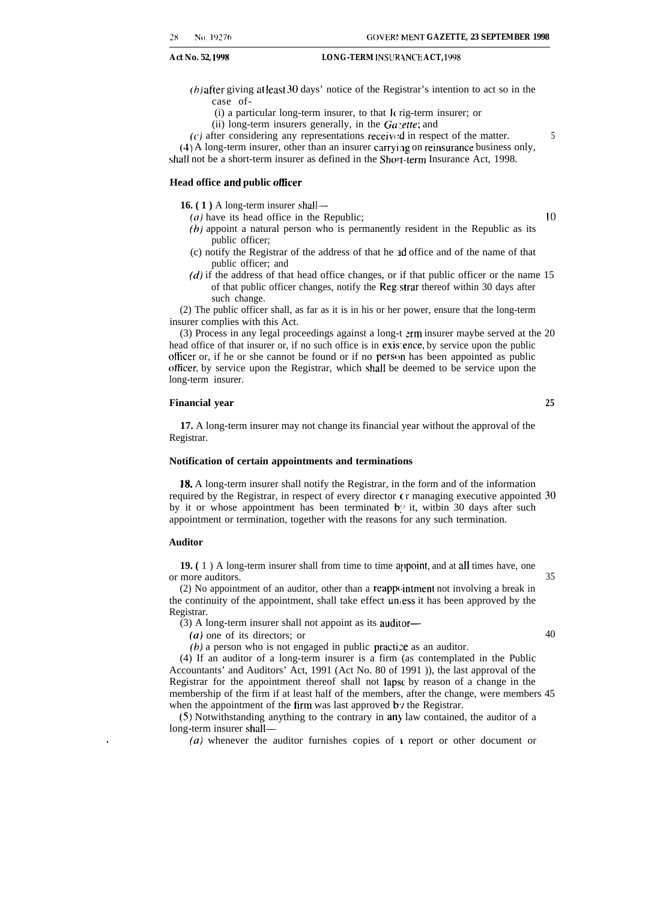(*b*) after giving at least 30 days' notice of the Registrar's intention to act so in the case of-

(i) a particular long-term insurer, to that long-term insurer; or

(ii) long-term insurers generally, in the *Gazette*; and

(*c*) after considering any representations received in respect of the matter.

(4) A long-term insurer, other than an insurer carrying on reinsurance business only, shall not be a short-term insurer as defined in the Short-term Insurance Act, 1998.

**Head office and public officer**

**16. (1)** A long-term insurer shall—

(*a*) have its head office in the Republic;

(*b*) appoint a natural person who is permanently resident in the Republic as its public officer;

(c) notify the Registrar of the address of that head office and of the name of that public officer; and

(*d*) if the address of that head office changes, or if that public officer or the name of that public officer changes, notify the Registrar thereof within 30 days after such change.

(2) The public officer shall, as far as it is in his or her power, ensure that the long-term insurer complies with this Act.

(3) Process in any legal proceedings against a long-term insurer maybe served at the head office of that insurer or, if no such office is in existence, by service upon the public officer or, if he or she cannot be found or if no person has been appointed as public officer, by service upon the Registrar, which shall be deemed to be service upon the long-term insurer.

**Financial year**

**17.** A long-term insurer may not change its financial year without the approval of the Registrar.

**Notification of certain appointments and terminations**

**18.** A long-term insurer shall notify the Registrar, in the form and of the information required by the Registrar, in respect of every director or managing executive appointed by it or whose appointment has been terminated by it, witbin 30 days after such appointment or termination, together with the reasons for any such termination.

**Auditor**

**19. (1)** A long-term insurer shall from time to time appoint, and at all times have, one or more auditors.

(2) No appointment of an auditor, other than a reappointment not involving a break in the continuity of the appointment, shall take effect unless it has been approved by the Registrar.

(3) A long-term insurer shall not appoint as its auditor—

(*a*) one of its directors; or

(*b*) a person who is not engaged in public practice as an auditor.

(4) If an auditor of a long-term insurer is a firm (as contemplated in the Public Accountants' and Auditors' Act, 1991 (Act No. 80 of 1991)), the last approval of the Registrar for the appointment thereof shall not lapse by reason of a change in the membership of the firm if at least half of the members, after the change, were members when the appointment of the firm was last approved by the Registrar.

(5) Notwithstanding anything to the contrary in any law contained, the auditor of a long-term insurer shall—

(*a*) whenever the auditor furnishes copies of a report or other document or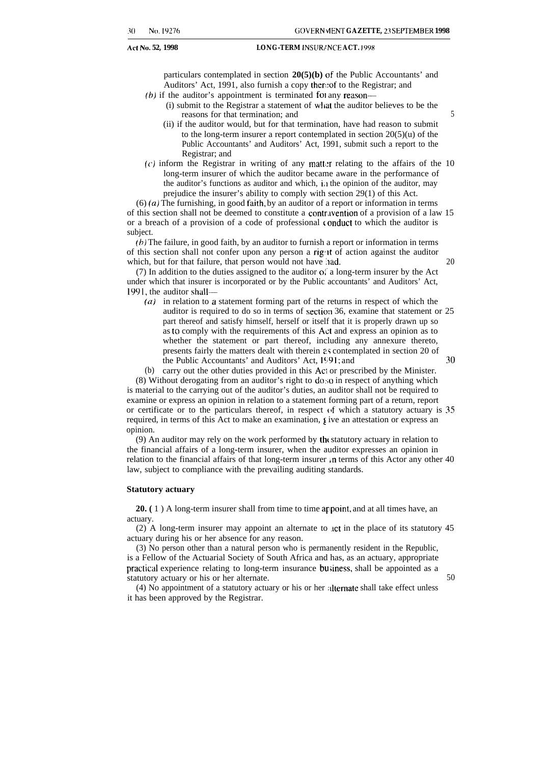particulars contemplated in section **20(5)(b)** of the Public Accountants' and Auditors' Act, 1991, also furnish a copy thereof to the Registrar; and

*(b)* if the auditor's appointment is terminated for any reason—

(i) submit to the Registrar a statement of what the auditor believes to be the reasons for that termination; and

(ii) if the auditor would, but for that termination, have had reason to submit to the long-term insurer a report contemplated in section 20(5)(u) of the Public Accountants' and Auditors' Act, 1991, submit such a report to the Registrar; and

*(c)* inform the Registrar in writing of any matter relating to the affairs of the long-term insurer of which the auditor became aware in the performance of the auditor's functions as auditor and which, in the opinion of the auditor, may prejudice the insurer's ability to comply with section 29(1) of this Act.

(6) *(a)* The furnishing, in good faith, by an auditor of a report or information in terms of this section shall not be deemed to constitute a contravention of a provision of a law or a breach of a provision of a code of professional conduct to which the auditor is subject.

*(b)* The failure, in good faith, by an auditor to furnish a report or information in terms of this section shall not confer upon any person a right of action against the auditor which, but for that failure, that person would not have had.

(7) In addition to the duties assigned to the auditor of a long-term insurer by the Act under which that insurer is incorporated or by the Public accountants' and Auditors' Act, 1991, the auditor shall—

*(a)* in relation to a statement forming part of the returns in respect of which the auditor is required to do so in terms of section 36, examine that statement or part thereof and satisfy himself, herself or itself that it is properly drawn up so as to comply with the requirements of this Act and express an opinion as to whether the statement or part thereof, including any annexure thereto, presents fairly the matters dealt with therein as contemplated in section 20 of the Public Accountants' and Auditors' Act, 1991; and

(b) carry out the other duties provided in this Act or prescribed by the Minister.

(8) Without derogating from an auditor's right to do so in respect of anything which is material to the carrying out of the auditor's duties, an auditor shall not be required to examine or express an opinion in relation to a statement forming part of a return, report or certificate or to the particulars thereof, in respect of which a statutory actuary is required, in terms of this Act to make an examination, give an attestation or express an opinion.

(9) An auditor may rely on the work performed by the statutory actuary in relation to the financial affairs of a long-term insurer, when the auditor expresses an opinion in relation to the financial affairs of that long-term insurer in terms of this Actor any other law, subject to compliance with the prevailing auditing standards.

**Statutory actuary**

**20.** (1) A long-term insurer shall from time to time appoint, and at all times have, an actuary.

(2) A long-term insurer may appoint an alternate to act in the place of its statutory actuary during his or her absence for any reason.

(3) No person other than a natural person who is permanently resident in the Republic, is a Fellow of the Actuarial Society of South Africa and has, as an actuary, appropriate practical experience relating to long-term insurance business, shall be appointed as a statutory actuary or his or her alternate.

(4) No appointment of a statutory actuary or his or her alternate shall take effect unless it has been approved by the Registrar.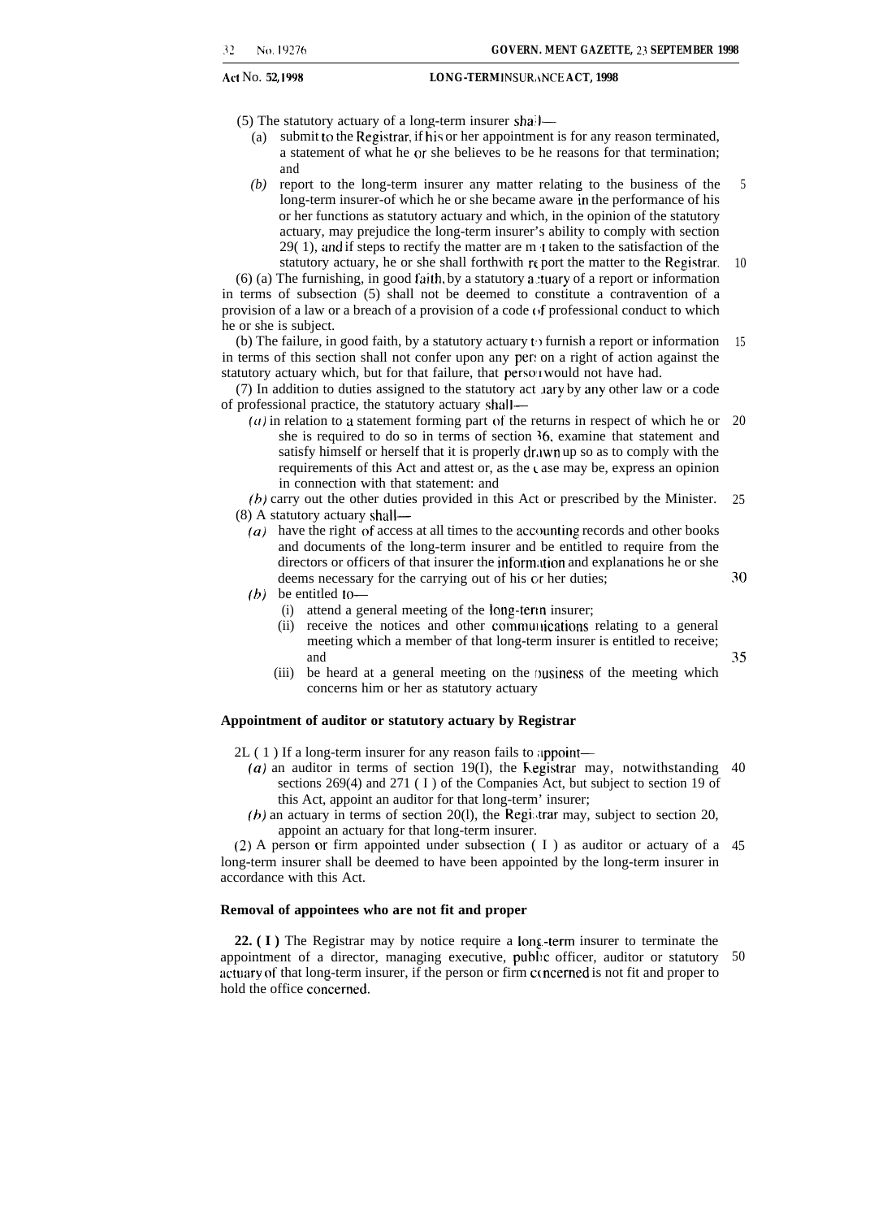(5) The statutory actuary of a long-term insurer shall—

(a) submit to the Registrar, if his or her appointment is for any reason terminated, a statement of what he or she believes to be he reasons for that termination; and

*(b)* report to the long-term insurer any matter relating to the business of the long-term insurer-of which he or she became aware in the performance of his or her functions as statutory actuary and which, in the opinion of the statutory actuary, may prejudice the long-term insurer's ability to comply with section 29( 1), and if steps to rectify the matter are not taken to the satisfaction of the statutory actuary, he or she shall forthwith report the matter to the Registrar.

(6) (a) The furnishing, in good faith, by a statutory actuary of a report or information in terms of subsection (5) shall not be deemed to constitute a contravention of a provision of a law or a breach of a provision of a code of professional conduct to which he or she is subject.

(b) The failure, in good faith, by a statutory actuary to furnish a report or information in terms of this section shall not confer upon any person a right of action against the statutory actuary which, but for that failure, that person would not have had.

(7) In addition to duties assigned to the statutory actuary by any other law or a code of professional practice, the statutory actuary shall—

*(a)* in relation to a statement forming part of the returns in respect of which he or she is required to do so in terms of section 36, examine that statement and satisfy himself or herself that it is properly drawn up so as to comply with the requirements of this Act and attest or, as the case may be, express an opinion in connection with that statement: and

*(b)* carry out the other duties provided in this Act or prescribed by the Minister.

(8) A statutory actuary shall—

*(a)* have the right of access at all times to the accounting records and other books and documents of the long-term insurer and be entitled to require from the directors or officers of that insurer the information and explanations he or she deems necessary for the carrying out of his or her duties;

*(b)* be entitled to—

(i) attend a general meeting of the long-term insurer;

(ii) receive the notices and other communications relating to a general meeting which a member of that long-term insurer is entitled to receive; and

(iii) be heard at a general meeting on the business of the meeting which concerns him or her as statutory actuary

**Appointment of auditor or statutory actuary by Registrar**

2L ( 1 ) If a long-term insurer for any reason fails to appoint—

*(a)* an auditor in terms of section 19(I), the Registrar may, notwithstanding sections 269(4) and 271 ( I ) of the Companies Act, but subject to section 19 of this Act, appoint an auditor for that long-term' insurer;

*(b)* an actuary in terms of section 20(l), the Registrar may, subject to section 20, appoint an actuary for that long-term insurer.

(2) A person or firm appointed under subsection ( I ) as auditor or actuary of a long-term insurer shall be deemed to have been appointed by the long-term insurer in accordance with this Act.

**Removal of appointees who are not fit and proper**

**22. ( I )** The Registrar may by notice require a long-term insurer to terminate the appointment of a director, managing executive, public officer, auditor or statutory actuary of that long-term insurer, if the person or firm concerned is not fit and proper to hold the office concerned.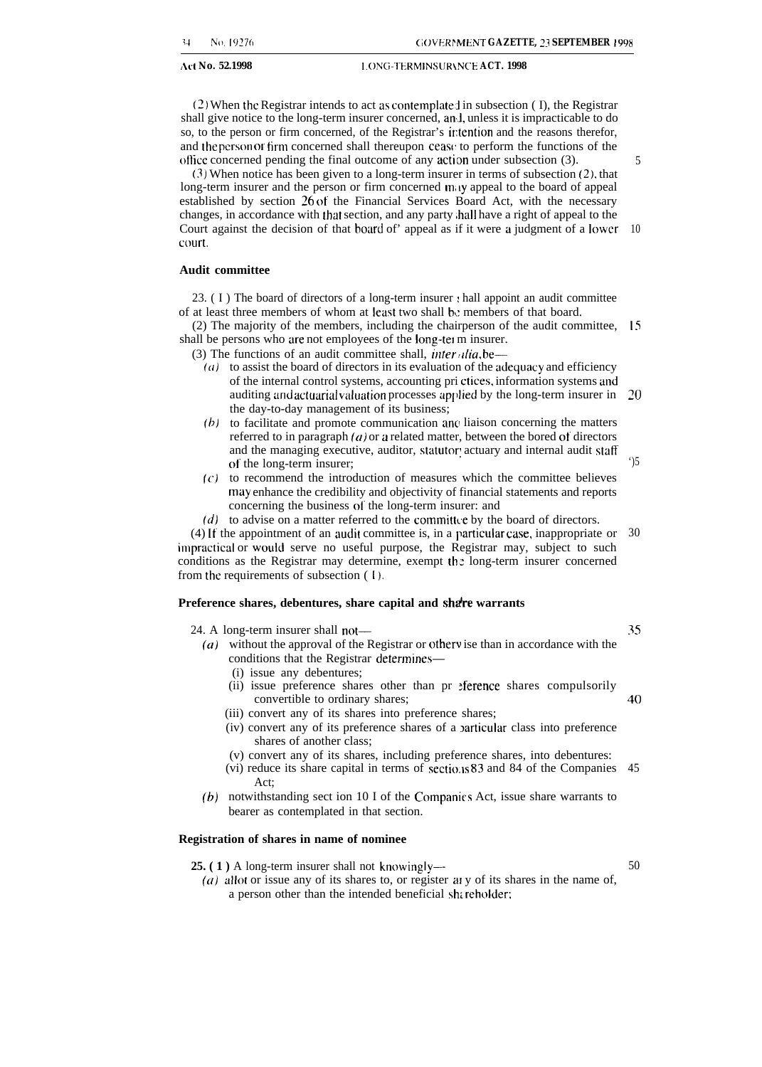(2) When the Registrar intends to act as contemplated in subsection (1), the Registrar shall give notice to the long-term insurer concerned, and, unless it is impracticable to do so, to the person or firm concerned, of the Registrar's intention and the reasons therefor, and the person or firm concerned shall thereupon cease to perform the functions of the office concerned pending the final outcome of any action under subsection (3).

(3) When notice has been given to a long-term insurer in terms of subsection (2), that long-term insurer and the person or firm concerned may appeal to the board of appeal established by section 26 of the Financial Services Board Act, with the necessary changes, in accordance with that section, and any party shall have a right of appeal to the Court against the decision of that board of' appeal as if it were a judgment of a lower court.

**Audit committee**

23. (1) The board of directors of a long-term insurer shall appoint an audit committee of at least three members of whom at least two shall be members of that board.

(2) The majority of the members, including the chairperson of the audit committee, shall be persons who are not employees of the long-term insurer.

(3) The functions of an audit committee shall, *inter alia*, be—

*(a)* to assist the board of directors in its evaluation of the adequacy and efficiency of the internal control systems, accounting practices, information systems and auditing and actuarial valuation processes applied by the long-term insurer in the day-to-day management of its business;

*(b)* to facilitate and promote communication and liaison concerning the matters referred to in paragraph *(a)* or a related matter, between the bored of directors and the managing executive, auditor, statutory actuary and internal audit staff of the long-term insurer;

*(c)* to recommend the introduction of measures which the committee believes may enhance the credibility and objectivity of financial statements and reports concerning the business of the long-term insurer: and

*(d)* to advise on a matter referred to the committee by the board of directors.

(4) If the appointment of an audit committee is, in a particular case, inappropriate or impractical or would serve no useful purpose, the Registrar may, subject to such conditions as the Registrar may determine, exempt the long-term insurer concerned from the requirements of subsection (1).

**Preference shares, debentures, share capital and share warrants**

24. A long-term insurer shall not—

*(a)* without the approval of the Registrar or otherwise than in accordance with the conditions that the Registrar determines—

(i) issue any debentures;

(ii) issue preference shares other than preference shares compulsorily convertible to ordinary shares;

(iii) convert any of its shares into preference shares;

(iv) convert any of its preference shares of a particular class into preference shares of another class;

(v) convert any of its shares, including preference shares, into debentures:

(vi) reduce its share capital in terms of sections 83 and 84 of the Companies Act;

*(b)* notwithstanding section 101 of the Companies Act, issue share warrants to bearer as contemplated in that section.

**Registration of shares in name of nominee**

**25. (1)** A long-term insurer shall not knowingly—

*(a)* allot or issue any of its shares to, or register any of its shares in the name of, a person other than the intended beneficial shareholder;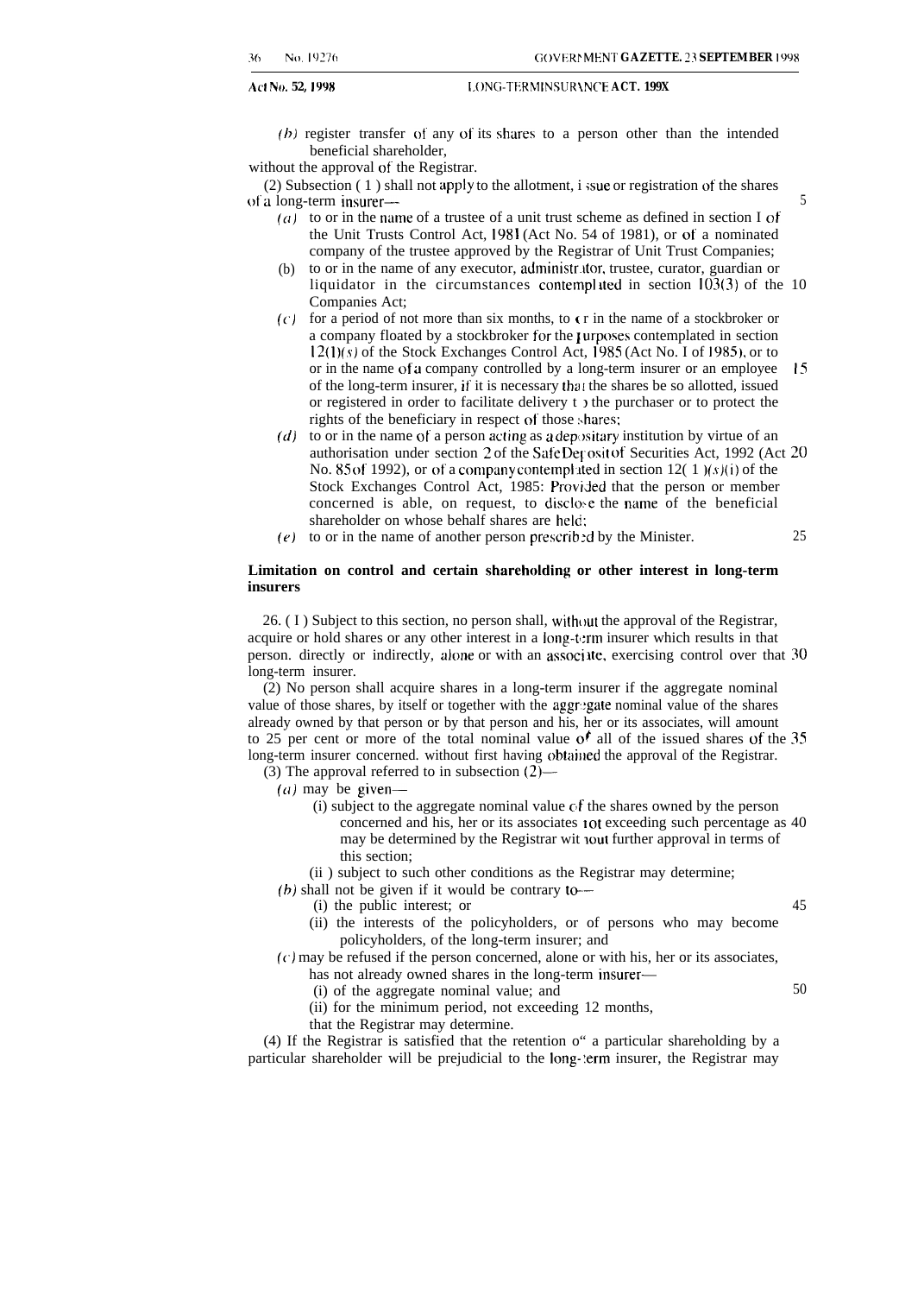(*b*) register transfer of any of its shares to a person other than the intended beneficial shareholder,

without the approval of the Registrar.

(2) Subsection (1) shall not apply to the allotment, issue or registration of the shares of a long-term insurer—

(*a*) to or in the name of a trustee of a unit trust scheme as defined in section 1 of the Unit Trusts Control Act, 1981 (Act No. 54 of 1981), or of a nominated company of the trustee approved by the Registrar of Unit Trust Companies;

(b) to or in the name of any executor, administrator, trustee, curator, guardian or liquidator in the circumstances contemplated in section 103(3) of the Companies Act;

(*c*) for a period of not more than six months, to or in the name of a stockbroker or a company floated by a stockbroker for the purposes contemplated in section 12(1)(*s*) of the Stock Exchanges Control Act, 1985 (Act No. 1 of 1985), or to or in the name of a company controlled by a long-term insurer or an employee of the long-term insurer, if it is necessary that the shares be so allotted, issued or registered in order to facilitate delivery to the purchaser or to protect the rights of the beneficiary in respect of those shares;

(*d*) to or in the name of a person acting as a depositary institution by virtue of an authorisation under section 2 of the Safe Deposit of Securities Act, 1992 (Act No. 85 of 1992), or of a company contemplated in section 12(1)(*s*)(i) of the Stock Exchanges Control Act, 1985: Provided that the person or member concerned is able, on request, to disclose the name of the beneficial shareholder on whose behalf shares are held;

(*e*) to or in the name of another person prescribed by the Minister.

**Limitation on control and certain shareholding or other interest in long-term insurers**

26. (1) Subject to this section, no person shall, without the approval of the Registrar, acquire or hold shares or any other interest in a long-term insurer which results in that person. directly or indirectly, alone or with an associate, exercising control over that long-term insurer.

(2) No person shall acquire shares in a long-term insurer if the aggregate nominal value of those shares, by itself or together with the aggregate nominal value of the shares already owned by that person or by that person and his, her or its associates, will amount to 25 per cent or more of the total nominal value of all of the issued shares of the long-term insurer concerned. without first having obtained the approval of the Registrar.

(3) The approval referred to in subsection (2)—

(*a*) may be given—

(i) subject to the aggregate nominal value of the shares owned by the person concerned and his, her or its associates not exceeding such percentage as may be determined by the Registrar without further approval in terms of this section;

(ii) subject to such other conditions as the Registrar may determine;

(*b*) shall not be given if it would be contrary to—

(i) the public interest; or

(ii) the interests of the policyholders, or of persons who may become policyholders, of the long-term insurer; and

(*c*) may be refused if the person concerned, alone or with his, her or its associates, has not already owned shares in the long-term insurer—

(i) of the aggregate nominal value; and

(ii) for the minimum period, not exceeding 12 months,

that the Registrar may determine.

(4) If the Registrar is satisfied that the retention of a particular shareholding by a particular shareholder will be prejudicial to the long-term insurer, the Registrar may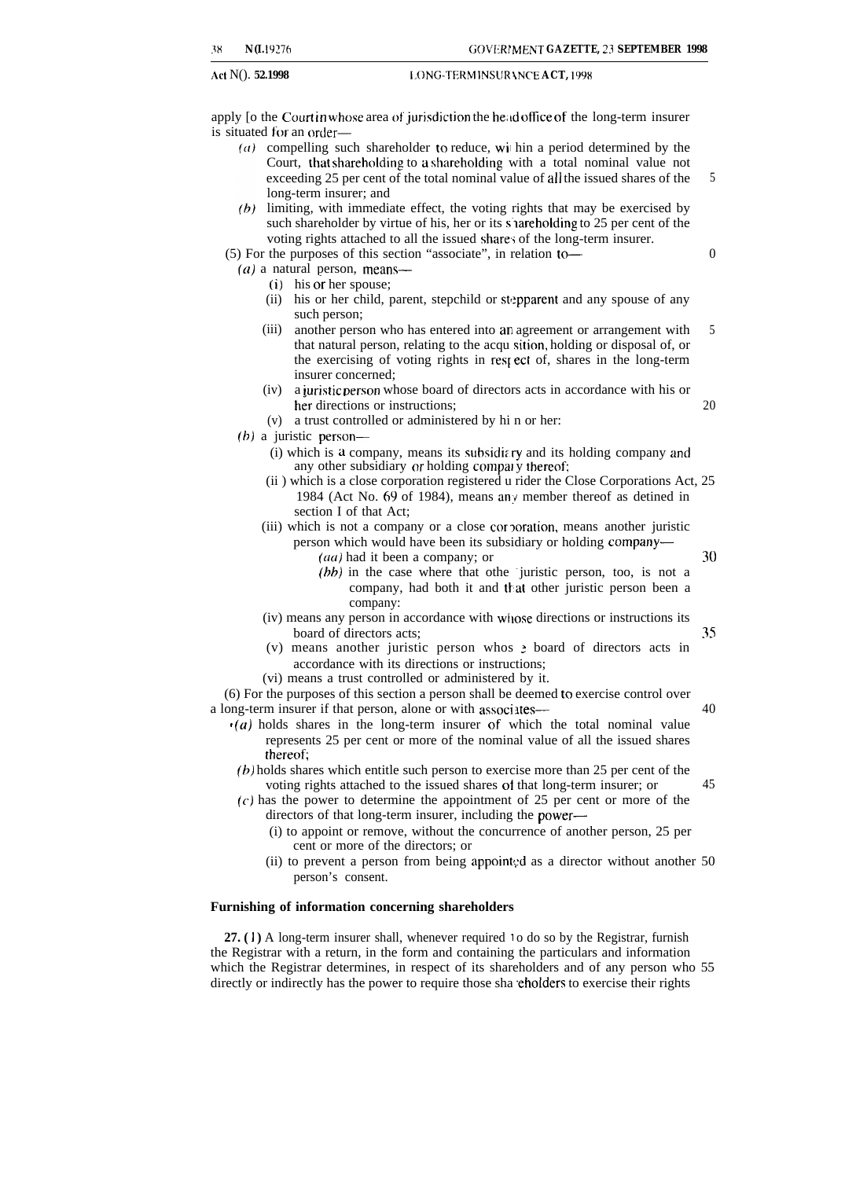apply to the Court in whose area of jurisdiction the head office of the long-term insurer is situated for an order—

*(a)* compelling such shareholder to reduce, within a period determined by the Court, that shareholding to a shareholding with a total nominal value not exceeding 25 per cent of the total nominal value of all the issued shares of the long-term insurer; and

*(b)* limiting, with immediate effect, the voting rights that may be exercised by such shareholder by virtue of his, her or its shareholding to 25 per cent of the voting rights attached to all the issued shares of the long-term insurer.

(5) For the purposes of this section "associate", in relation to—

*(a)* a natural person, means—

(i) his or her spouse;

(ii) his or her child, parent, stepchild or stepparent and any spouse of any such person;

(iii) another person who has entered into an agreement or arrangement with that natural person, relating to the acquisition, holding or disposal of, or the exercising of voting rights in respect of, shares in the long-term insurer concerned;

(iv) a juristic person whose board of directors acts in accordance with his or her directions or instructions;

(v) a trust controlled or administered by him or her:

*(b)* a juristic person—

(i) which is a company, means its subsidiary and its holding company and any other subsidiary or holding company thereof;

(ii) which is a close corporation registered under the Close Corporations Act, 1984 (Act No. 69 of 1984), means any member thereof as defined in section 1 of that Act;

(iii) which is not a company or a close corporation, means another juristic person which would have been its subsidiary or holding company—

*(aa)* had it been a company; or

*(bb)* in the case where that other juristic person, too, is not a company, had both it and that other juristic person been a company:

(iv) means any person in accordance with whose directions or instructions its board of directors acts;

(v) means another juristic person whose board of directors acts in accordance with its directions or instructions;

(vi) means a trust controlled or administered by it.

(6) For the purposes of this section a person shall be deemed to exercise control over a long-term insurer if that person, alone or with associates—

*(a)* holds shares in the long-term insurer of which the total nominal value represents 25 per cent or more of the nominal value of all the issued shares thereof;

*(b)* holds shares which entitle such person to exercise more than 25 per cent of the voting rights attached to the issued shares of that long-term insurer; or

*(c)* has the power to determine the appointment of 25 per cent or more of the directors of that long-term insurer, including the power—

(i) to appoint or remove, without the concurrence of another person, 25 per cent or more of the directors; or

(ii) to prevent a person from being appointed as a director without another person's consent.

**Furnishing of information concerning shareholders**

**27. (1)** A long-term insurer shall, whenever required to do so by the Registrar, furnish the Registrar with a return, in the form and containing the particulars and information which the Registrar determines, in respect of its shareholders and of any person who directly or indirectly has the power to require those shareholders to exercise their rights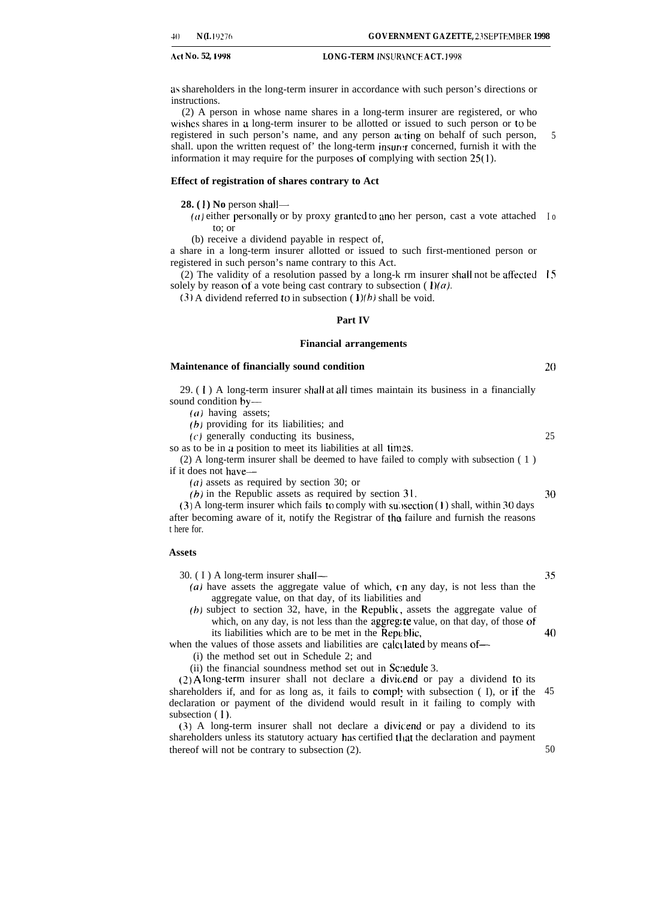as shareholders in the long-term insurer in accordance with such person's directions or instructions.

(2) A person in whose name shares in a long-term insurer are registered, or who wishes shares in a long-term insurer to be allotted or issued to such person or to be registered in such person's name, and any person acting on behalf of such person, shall. upon the written request of' the long-term insurer concerned, furnish it with the information it may require for the purposes of complying with section 25(1).

**Effect of registration of shares contrary to Act**

**28. (1) No** person shall—

*(a)* either personally or by proxy granted to another person, cast a vote attached to; or

(b) receive a dividend payable in respect of,

a share in a long-term insurer allotted or issued to such first-mentioned person or registered in such person's name contrary to this Act.

(2) The validity of a resolution passed by a long-term insurer shall not be affected solely by reason of a vote being cast contrary to subsection (1)*(a)*.

(3) A dividend referred to in subsection (1)*(b)* shall be void.

## Part IV

## Financial arrangements

**Maintenance of financially sound condition**

29. (1) A long-term insurer shall at all times maintain its business in a financially sound condition by—

*(a)* having assets;

*(b)* providing for its liabilities; and

*(c)* generally conducting its business,

so as to be in a position to meet its liabilities at all times.

(2) A long-term insurer shall be deemed to have failed to comply with subsection (1) if it does not have—

*(a)* assets as required by section 30; or

*(b)* in the Republic assets as required by section 31.

(3) A long-term insurer which fails to comply with subsection (1) shall, within 30 days after becoming aware of it, notify the Registrar of the failure and furnish the reasons there for.

**Assets**

30. (1) A long-term insurer shall—

*(a)* have assets the aggregate value of which, on any day, is not less than the aggregate value, on that day, of its liabilities and

*(b)* subject to section 32, have, in the Republic, assets the aggregate value of which, on any day, is not less than the aggregate value, on that day, of those of its liabilities which are to be met in the Republic,

when the values of those assets and liabilities are calculated by means of—

(i) the method set out in Schedule 2; and

(ii) the financial soundness method set out in Schedule 3.

(2) A long-term insurer shall not declare a dividend or pay a dividend to its shareholders if, and for as long as, it fails to comply with subsection (1), or if the declaration or payment of the dividend would result in it failing to comply with subsection (1).

(3) A long-term insurer shall not declare a dividend or pay a dividend to its shareholders unless its statutory actuary has certified that the declaration and payment thereof will not be contrary to subsection (2).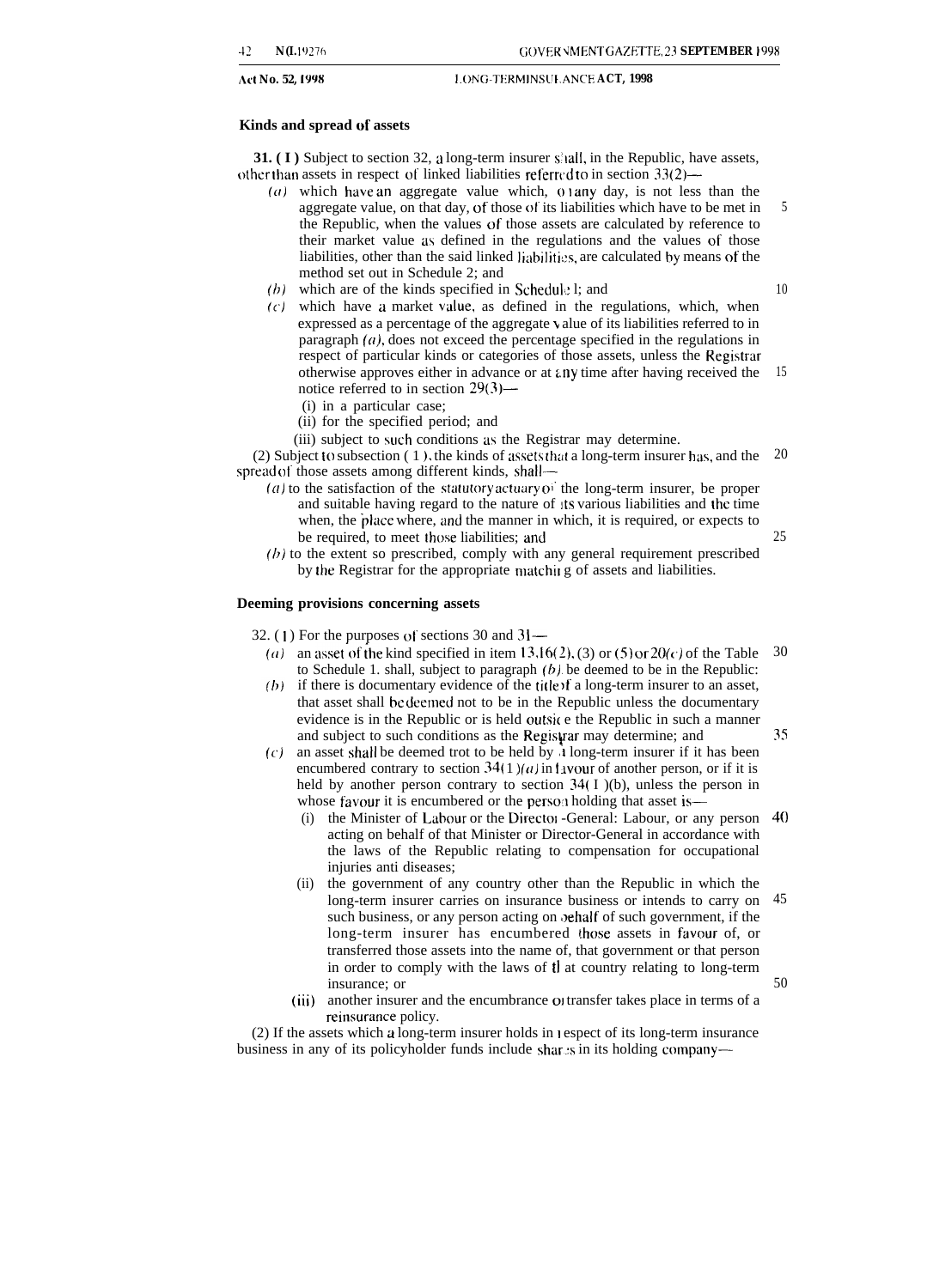### Kinds and spread of assets

**31. (1)** Subject to section 32, a long-term insurer shall, in the Republic, have assets, other than assets in respect of linked liabilities referred to in section 33(2)—

*(a)* which have an aggregate value which, on any day, is not less than the aggregate value, on that day, of those of its liabilities which have to be met in the Republic, when the values of those assets are calculated by reference to their market value as defined in the regulations and the values of those liabilities, other than the said linked liabilities, are calculated by means of the method set out in Schedule 2; and

*(b)* which are of the kinds specified in Schedule 1; and

*(c)* which have a market value, as defined in the regulations, which, when expressed as a percentage of the aggregate value of its liabilities referred to in paragraph *(a)*, does not exceed the percentage specified in the regulations in respect of particular kinds or categories of those assets, unless the Registrar otherwise approves either in advance or at any time after having received the notice referred to in section 29(3)—

(i) in a particular case;

(ii) for the specified period; and

(iii) subject to such conditions as the Registrar may determine.

(2) Subject to subsection (1), the kinds of assets that a long-term insurer has, and the spread of those assets among different kinds, shall—

*(a)* to the satisfaction of the statutory actuary of the long-term insurer, be proper and suitable having regard to the nature of its various liabilities and the time when, the place where, and the manner in which, it is required, or expects to be required, to meet those liabilities; and

*(b)* to the extent so prescribed, comply with any general requirement prescribed by the Registrar for the appropriate matching of assets and liabilities.

### Deeming provisions concerning assets

32. (1) For the purposes of sections 30 and 31—

*(a)* an asset of the kind specified in item 13, 16(2), (3) or (5) or 20*(c)* of the Table to Schedule 1. shall, subject to paragraph *(b)*, be deemed to be in the Republic:

*(b)* if there is documentary evidence of the title of a long-term insurer to an asset, that asset shall be deemed not to be in the Republic unless the documentary evidence is in the Republic or is held outside the Republic in such a manner and subject to such conditions as the Registrar may determine; and

*(c)* an asset shall be deemed not to be held by a long-term insurer if it has been encumbered contrary to section 34(1)*(a)* in favour of another person, or if it is held by another person contrary to section 34(1)(b), unless the person in whose favour it is encumbered or the person holding that asset is—

(i) the Minister of Labour or the Director-General: Labour, or any person acting on behalf of that Minister or Director-General in accordance with the laws of the Republic relating to compensation for occupational injuries and diseases;

(ii) the government of any country other than the Republic in which the long-term insurer carries on insurance business or intends to carry on such business, or any person acting on behalf of such government, if the long-term insurer has encumbered those assets in favour of, or transferred those assets into the name of, that government or that person in order to comply with the laws of that country relating to long-term insurance; or

(iii) another insurer and the encumbrance or transfer takes place in terms of a reinsurance policy.

(2) If the assets which a long-term insurer holds in respect of its long-term insurance business in any of its policyholder funds include shares in its holding company—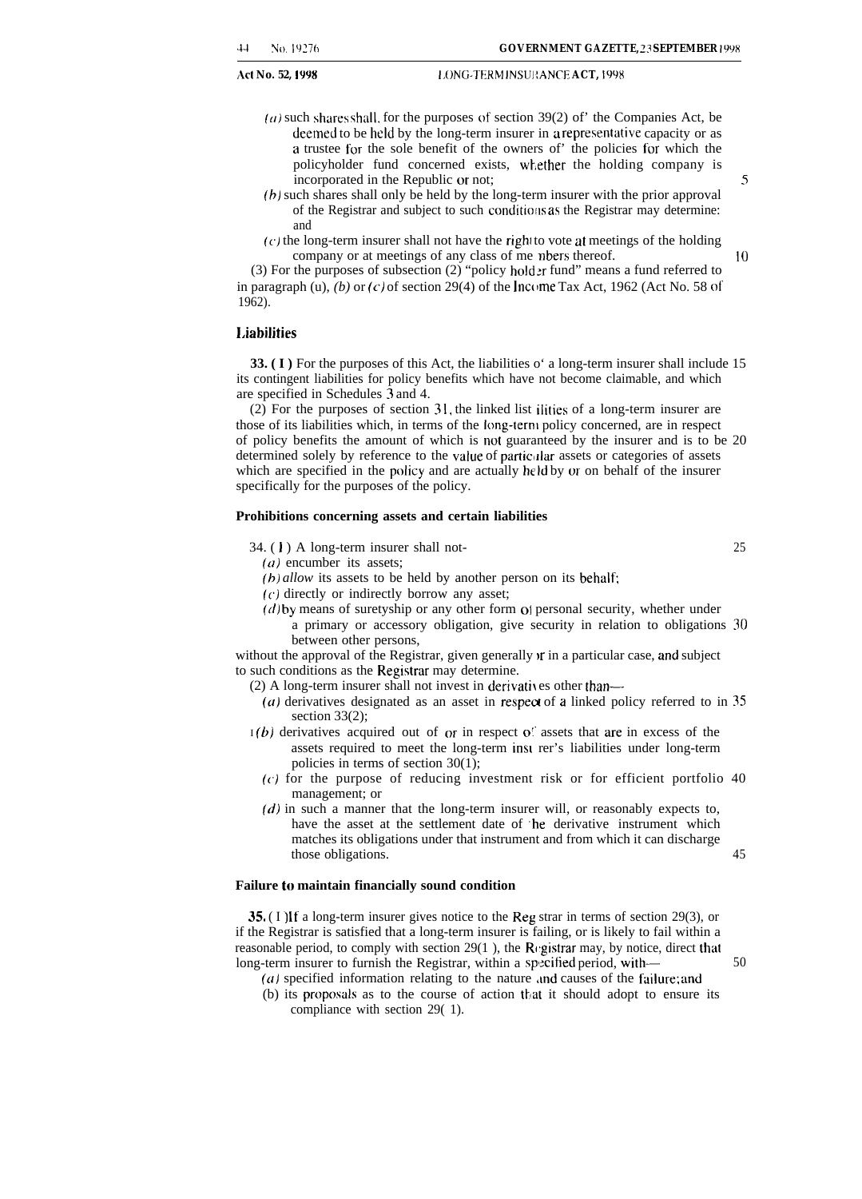(*a*) such shares shall, for the purposes of section 39(2) of the Companies Act, be deemed to be held by the long-term insurer in a representative capacity or as a trustee for the sole benefit of the owners of the policies for which the policyholder fund concerned exists, whether the holding company is incorporated in the Republic or not;

(*b*) such shares shall only be held by the long-term insurer with the prior approval of the Registrar and subject to such conditions as the Registrar may determine: and

(*c*) the long-term insurer shall not have the right to vote at meetings of the holding company or at meetings of any class of members thereof.

(3) For the purposes of subsection (2) "policy holder fund" means a fund referred to in paragraph (*a*), (*b*) or (*c*) of section 29(4) of the Income Tax Act, 1962 (Act No. 58 of 1962).

### Liabilities

**33.** (1) For the purposes of this Act, the liabilities of a long-term insurer shall include its contingent liabilities for policy benefits which have not become claimable, and which are specified in Schedules 3 and 4.

(2) For the purposes of section 31, the linked liabilities of a long-term insurer are those of its liabilities which, in terms of the long-term policy concerned, are in respect of policy benefits the amount of which is not guaranteed by the insurer and is to be determined solely by reference to the value of particular assets or categories of assets which are specified in the policy and are actually held by or on behalf of the insurer specifically for the purposes of the policy.

### Prohibitions concerning assets and certain liabilities

34. (1) A long-term insurer shall not-

(*a*) encumber its assets;

(*b*) allow its assets to be held by another person on its behalf;

(*c*) directly or indirectly borrow any asset;

(*d*) by means of suretyship or any other form of personal security, whether under a primary or accessory obligation, give security in relation to obligations between other persons,

without the approval of the Registrar, given generally or in a particular case, and subject to such conditions as the Registrar may determine.

(2) A long-term insurer shall not invest in derivatives other than—

(*a*) derivatives designated as an asset in respect of a linked policy referred to in section 33(2);

(*b*) derivatives acquired out of or in respect of assets that are in excess of the assets required to meet the long-term insurer's liabilities under long-term policies in terms of section 30(1);

(*c*) for the purpose of reducing investment risk or for efficient portfolio management; or

(*d*) in such a manner that the long-term insurer will, or reasonably expects to, have the asset at the settlement date of the derivative instrument which matches its obligations under that instrument and from which it can discharge those obligations.

### Failure to maintain financially sound condition

**35.** (1) If a long-term insurer gives notice to the Registrar in terms of section 29(3), or if the Registrar is satisfied that a long-term insurer is failing, or is likely to fail within a reasonable period, to comply with section 29(1), the Registrar may, by notice, direct that long-term insurer to furnish the Registrar, within a specified period, with—

(*a*) specified information relating to the nature and causes of the failure; and

(b) its proposals as to the course of action that it should adopt to ensure its compliance with section 29(1).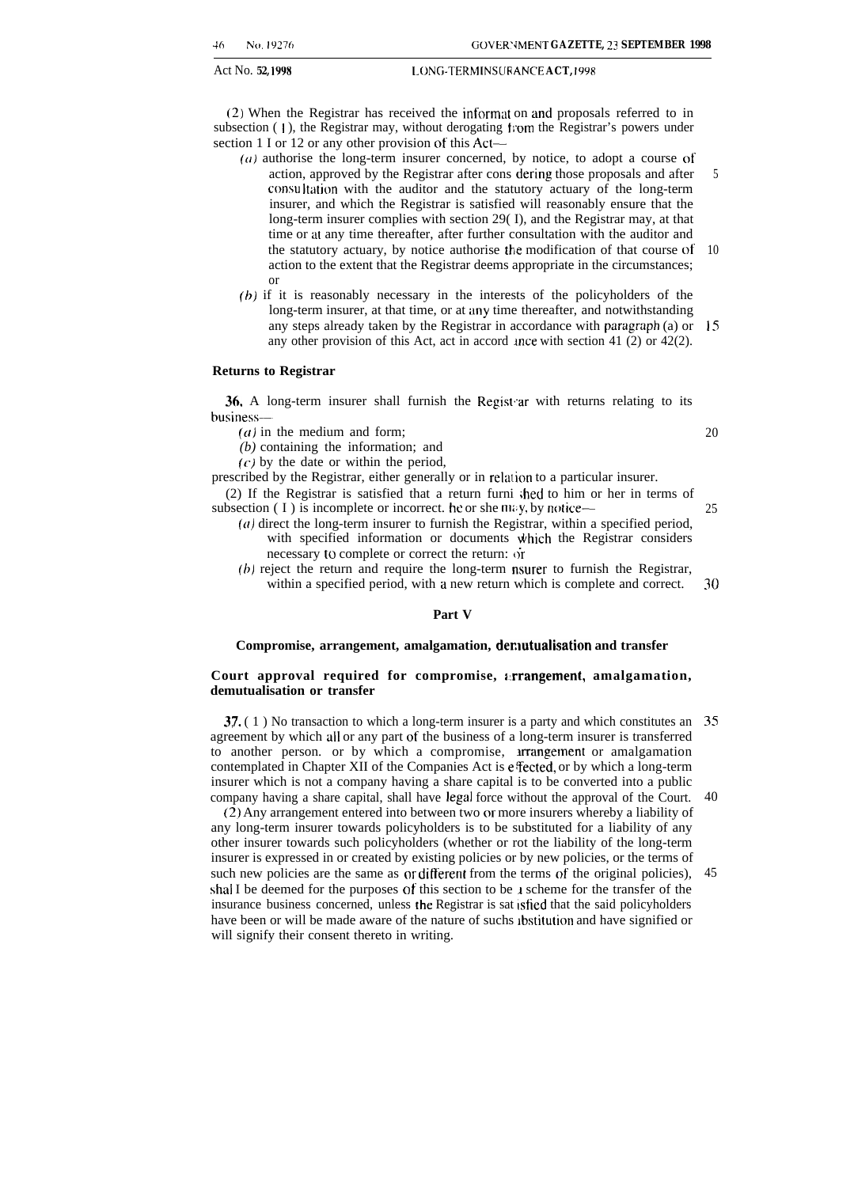(2) When the Registrar has received the information and proposals referred to in subsection (1), the Registrar may, without derogating from the Registrar's powers under section 11 or 12 or any other provision of this Act—

*(a)* authorise the long-term insurer concerned, by notice, to adopt a course of action, approved by the Registrar after considering those proposals and after consultation with the auditor and the statutory actuary of the long-term insurer, and which the Registrar is satisfied will reasonably ensure that the long-term insurer complies with section 29(1), and the Registrar may, at that time or at any time thereafter, after further consultation with the auditor and the statutory actuary, by notice authorise the modification of that course of action to the extent that the Registrar deems appropriate in the circumstances; or

*(b)* if it is reasonably necessary in the interests of the policyholders of the long-term insurer, at that time, or at any time thereafter, and notwithstanding any steps already taken by the Registrar in accordance with paragraph (a) or any other provision of this Act, act in accordance with section 41 (2) or 42(2).

**Returns to Registrar**

**36.** A long-term insurer shall furnish the Registrar with returns relating to its business—

*(a)* in the medium and form;

*(b)* containing the information; and

*(c)* by the date or within the period,

prescribed by the Registrar, either generally or in relation to a particular insurer.

(2) If the Registrar is satisfied that a return furnished to him or her in terms of subsection (1) is incomplete or incorrect. he or she may, by notice—

*(a)* direct the long-term insurer to furnish the Registrar, within a specified period, with specified information or documents which the Registrar considers necessary to complete or correct the return: or

*(b)* reject the return and require the long-term insurer to furnish the Registrar, within a specified period, with a new return which is complete and correct.

## Part V

### Compromise, arrangement, amalgamation, demutualisation and transfer

**Court approval required for compromise, arrangement, amalgamation, demutualisation or transfer**

**37.** (1) No transaction to which a long-term insurer is a party and which constitutes an agreement by which all or any part of the business of a long-term insurer is transferred to another person. or by which a compromise, arrangement or amalgamation contemplated in Chapter XII of the Companies Act is effected, or by which a long-term insurer which is not a company having a share capital is to be converted into a public company having a share capital, shall have legal force without the approval of the Court.

(2) Any arrangement entered into between two or more insurers whereby a liability of any long-term insurer towards policyholders is to be substituted for a liability of any other insurer towards such policyholders (whether or rot the liability of the long-term insurer is expressed in or created by existing policies or by new policies, or the terms of such new policies are the same as or different from the terms of the original policies), shall be deemed for the purposes of this section to be a scheme for the transfer of the insurance business concerned, unless the Registrar is satisfied that the said policyholders have been or will be made aware of the nature of such substitution and have signified or will signify their consent thereto in writing.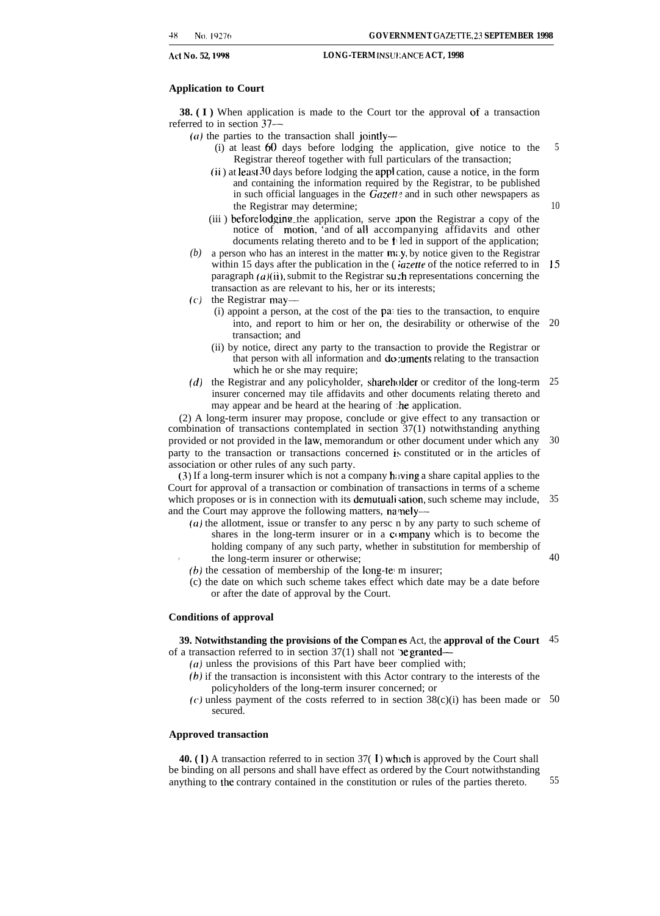**Application to Court**

**38. (1)** When application is made to the Court tor the approval of a transaction referred to in section 37—

(*a*) the parties to the transaction shall jointly—

(i) at least 60 days before lodging the application, give notice to the Registrar thereof together with full particulars of the transaction;

(ii) at least 30 days before lodging the application, cause a notice, in the form and containing the information required by the Registrar, to be published in such official languages in the *Gazette* and in such other newspapers as the Registrar may determine;

(iii) before lodging the application, serve upon the Registrar a copy of the notice of motion, and of all accompanying affidavits and other documents relating thereto and to be filed in support of the application;

(*b*) a person who has an interest in the matter may, by notice given to the Registrar within 15 days after the publication in the *Gazette* of the notice referred to in paragraph (*a*)(ii), submit to the Registrar such representations concerning the transaction as are relevant to his, her or its interests;

(*c*) the Registrar may—

(i) appoint a person, at the cost of the parties to the transaction, to enquire into, and report to him or her on, the desirability or otherwise of the transaction; and

(ii) by notice, direct any party to the transaction to provide the Registrar or that person with all information and documents relating to the transaction which he or she may require;

(*d*) the Registrar and any policyholder, shareholder or creditor of the long-term insurer concerned may tile affidavits and other documents relating thereto and may appear and be heard at the hearing of the application.

(2) A long-term insurer may propose, conclude or give effect to any transaction or combination of transactions contemplated in section 37(1) notwithstanding anything provided or not provided in the law, memorandum or other document under which any party to the transaction or transactions concerned is constituted or in the articles of association or other rules of any such party.

(3) If a long-term insurer which is not a company having a share capital applies to the Court for approval of a transaction or combination of transactions in terms of a scheme which proposes or is in connection with its demutualisation, such scheme may include, and the Court may approve the following matters, namely—

(*a*) the allotment, issue or transfer to any person by any party to such scheme of shares in the long-term insurer or in a company which is to become the holding company of any such party, whether in substitution for membership of the long-term insurer or otherwise;

(*b*) the cessation of membership of the long-term insurer;

(c) the date on which such scheme takes effect which date may be a date before or after the date of approval by the Court.

**Conditions of approval**

**39. Notwithstanding the provisions of the Companies Act, the approval of the Court** of a transaction referred to in section 37(1) shall not be granted—

(*a*) unless the provisions of this Part have beer complied with;

(*b*) if the transaction is inconsistent with this Actor contrary to the interests of the policyholders of the long-term insurer concerned; or

(*c*) unless payment of the costs referred to in section 38(c)(i) has been made or secured.

**Approved transaction**

**40. (1)** A transaction referred to in section 37(1) which is approved by the Court shall be binding on all persons and shall have effect as ordered by the Court notwithstanding anything to the contrary contained in the constitution or rules of the parties thereto.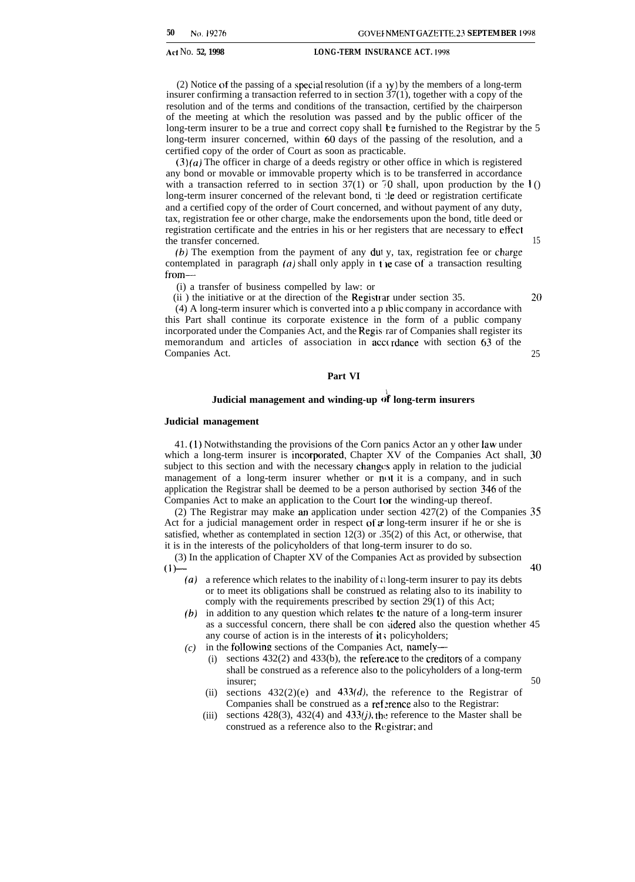(2) Notice of the passing of a special resolution (if any) by the members of a long-term insurer confirming a transaction referred to in section 37(1), together with a copy of the resolution and of the terms and conditions of the transaction, certified by the chairperson of the meeting at which the resolution was passed and by the public officer of the long-term insurer to be a true and correct copy shall be furnished to the Registrar by the long-term insurer concerned, within 60 days of the passing of the resolution, and a certified copy of the order of Court as soon as practicable.

(3)*(a)* The officer in charge of a deeds registry or other office in which is registered any bond or movable or immovable property which is to be transferred in accordance with a transaction referred to in section 37(1) or 70 shall, upon production by the long-term insurer concerned of the relevant bond, title deed or registration certificate and a certified copy of the order of Court concerned, and without payment of any duty, tax, registration fee or other charge, make the endorsements upon the bond, title deed or registration certificate and the entries in his or her registers that are necessary to effect the transfer concerned.

*(b)* The exemption from the payment of any duty, tax, registration fee or charge contemplated in paragraph *(a)* shall only apply in the case of a transaction resulting from—

(i) a transfer of business compelled by law: or

(ii) the initiative or at the direction of the Registrar under section 35.

(4) A long-term insurer which is converted into a public company in accordance with this Part shall continue its corporate existence in the form of a public company incorporated under the Companies Act, and the Registrar of Companies shall register its memorandum and articles of association in accordance with section 63 of the Companies Act.

## Part VI

## Judicial management and winding-up of long-term insurers

### Judicial management

41. (1) Notwithstanding the provisions of the Companies Act or any other law under which a long-term insurer is incorporated, Chapter XV of the Companies Act shall, subject to this section and with the necessary changes apply in relation to the judicial management of a long-term insurer whether or not it is a company, and in such application the Registrar shall be deemed to be a person authorised by section 346 of the Companies Act to make an application to the Court for the winding-up thereof.

(2) The Registrar may make an application under section 427(2) of the Companies Act for a judicial management order in respect of a long-term insurer if he or she is satisfied, whether as contemplated in section 12(3) or 35(2) of this Act, or otherwise, that it is in the interests of the policyholders of that long-term insurer to do so.

(3) In the application of Chapter XV of the Companies Act as provided by subsection (1)—

*(a)* a reference which relates to the inability of a long-term insurer to pay its debts or to meet its obligations shall be construed as relating also to its inability to comply with the requirements prescribed by section 29(1) of this Act;

*(b)* in addition to any question which relates to the nature of a long-term insurer as a successful concern, there shall be considered also the question whether any course of action is in the interests of its policyholders;

*(c)* in the following sections of the Companies Act, namely—

(i) sections 432(2) and 433(b), the reference to the creditors of a company shall be construed as a reference also to the policyholders of a long-term insurer;

(ii) sections 432(2)(e) and 433*(d)*, the reference to the Registrar of Companies shall be construed as a reference also to the Registrar:

(iii) sections 428(3), 432(4) and 433*(j)*, the reference to the Master shall be construed as a reference also to the Registrar; and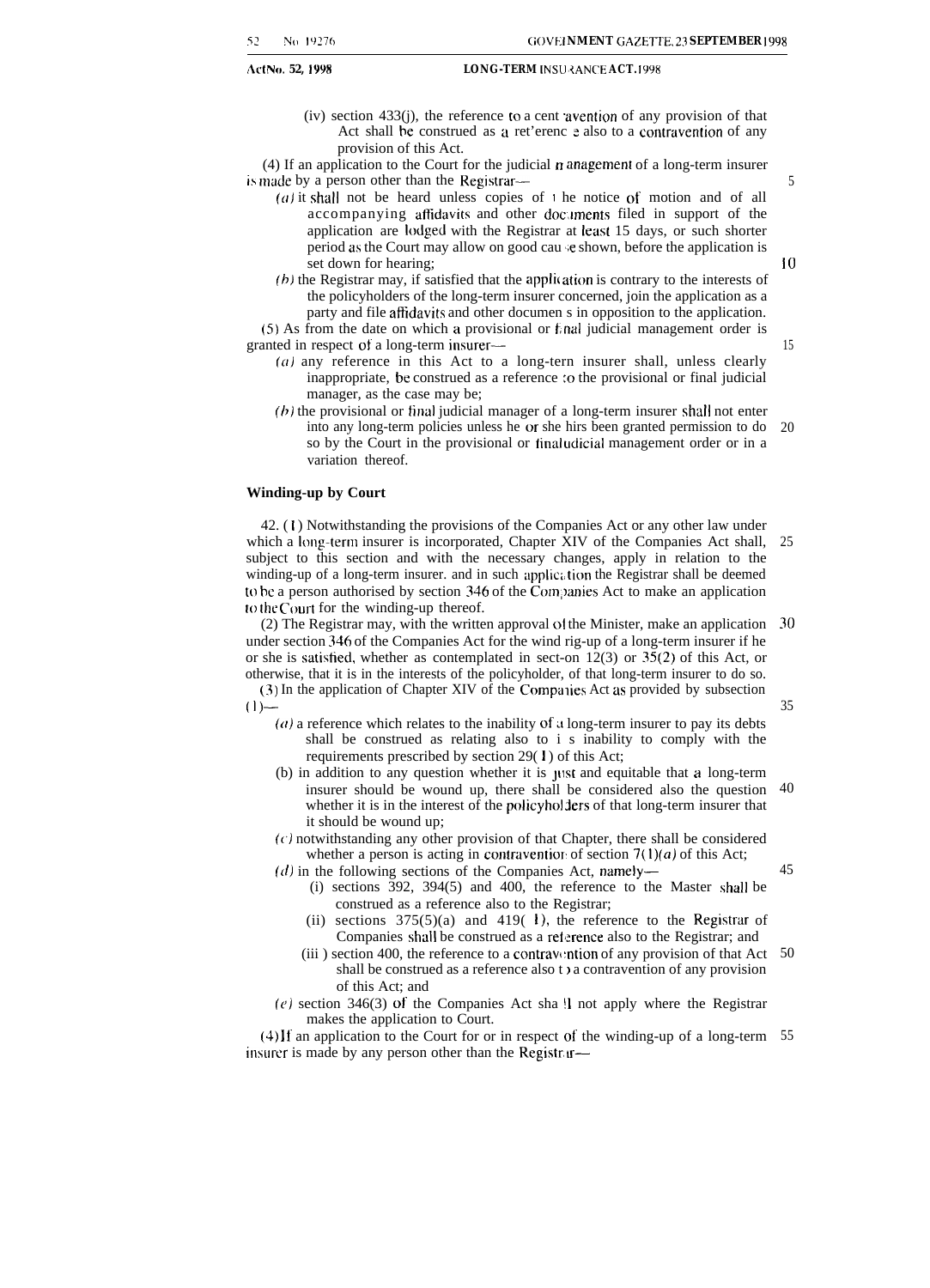(iv) section 433(j), the reference to a contravention of any provision of that Act shall be construed as a reference also to a contravention of any provision of this Act.

(4) If an application to the Court for the judicial management of a long-term insurer is made by a person other than the Registrar—

*(a)* it shall not be heard unless copies of the notice of motion and of all accompanying affidavits and other documents filed in support of the application are lodged with the Registrar at least 15 days, or such shorter period as the Court may allow on good cause shown, before the application is set down for hearing;

*(b)* the Registrar may, if satisfied that the application is contrary to the interests of the policyholders of the long-term insurer concerned, join the application as a party and file affidavits and other documents in opposition to the application.

(5) As from the date on which a provisional or final judicial management order is granted in respect of a long-term insurer—

*(a)* any reference in this Act to a long-tern insurer shall, unless clearly inappropriate, be construed as a reference to the provisional or final judicial manager, as the case may be;

*(b)* the provisional or final judicial manager of a long-term insurer shall not enter into any long-term policies unless he or she hirs been granted permission to do so by the Court in the provisional or final udicial management order or in a variation thereof.

**Winding-up by Court**

42. (1) Notwithstanding the provisions of the Companies Act or any other law under which a long-term insurer is incorporated, Chapter XIV of the Companies Act shall, subject to this section and with the necessary changes, apply in relation to the winding-up of a long-term insurer. and in such application the Registrar shall be deemed to be a person authorised by section 346 of the Companies Act to make an application to the Court for the winding-up thereof.

(2) The Registrar may, with the written approval of the Minister, make an application under section 346 of the Companies Act for the winding-up of a long-term insurer if he or she is satisfied, whether as contemplated in section 12(3) or 35(2) of this Act, or otherwise, that it is in the interests of the policyholder, of that long-term insurer to do so.

(3) In the application of Chapter XIV of the Companies Act as provided by subsection (1)—

*(a)* a reference which relates to the inability of a long-term insurer to pay its debts shall be construed as relating also to its inability to comply with the requirements prescribed by section 29(1) of this Act;

(b) in addition to any question whether it is just and equitable that a long-term insurer should be wound up, there shall be considered also the question whether it is in the interest of the policyholders of that long-term insurer that it should be wound up;

*(c)* notwithstanding any other provision of that Chapter, there shall be considered whether a person is acting in contravention of section 7(1)*(a)* of this Act;

*(d)* in the following sections of the Companies Act, namely—

(i) sections 392, 394(5) and 400, the reference to the Master shall be construed as a reference also to the Registrar;

(ii) sections 375(5)(a) and 419(1), the reference to the Registrar of Companies shall be construed as a reference also to the Registrar; and

(iii) section 400, the reference to a contravention of any provision of that Act shall be construed as a reference also to a contravention of any provision of this Act; and

*(e)* section 346(3) of the Companies Act shall not apply where the Registrar makes the application to Court.

(4) If an application to the Court for or in respect of the winding-up of a long-term insurer is made by any person other than the Registrar—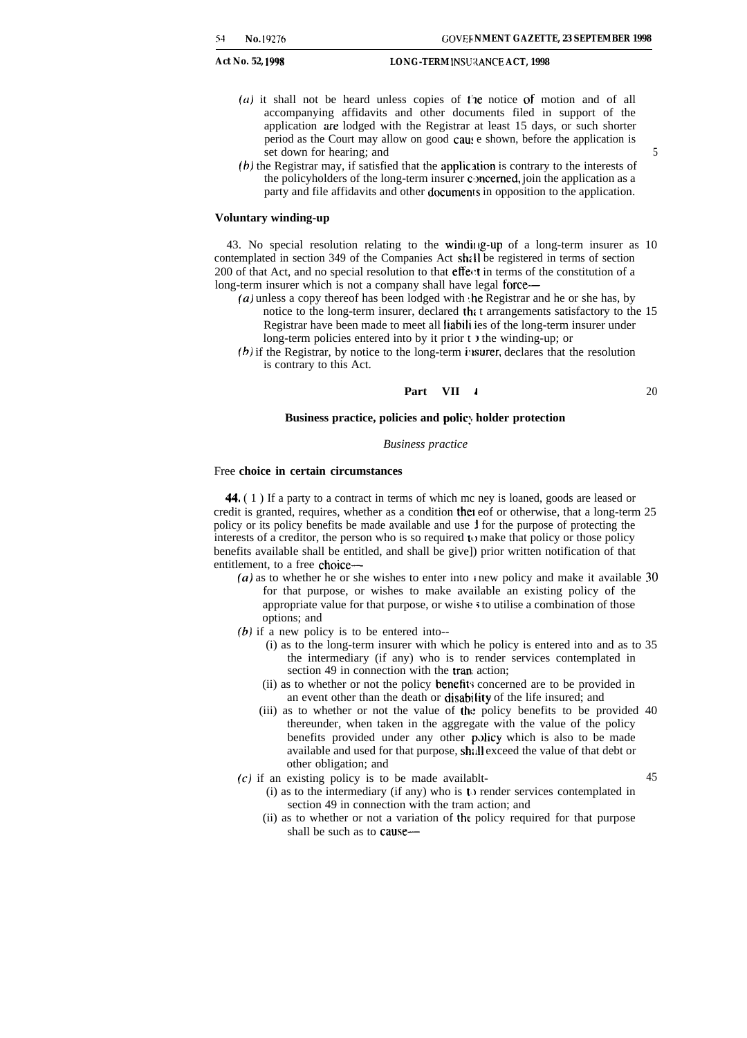(a) it shall not be heard unless copies of the notice of motion and of all accompanying affidavits and other documents filed in support of the application are lodged with the Registrar at least 15 days, or such shorter period as the Court may allow on good cause shown, before the application is set down for hearing; and

(b) the Registrar may, if satisfied that the application is contrary to the interests of the policyholders of the long-term insurer concerned, join the application as a party and file affidavits and other documents in opposition to the application.

**Voluntary winding-up**

43. No special resolution relating to the winding-up of a long-term insurer as contemplated in section 349 of the Companies Act shall be registered in terms of section 200 of that Act, and no special resolution to that effect in terms of the constitution of a long-term insurer which is not a company shall have legal force—

(a) unless a copy thereof has been lodged with the Registrar and he or she has, by notice to the long-term insurer, declared that arrangements satisfactory to the Registrar have been made to meet all liabilities of the long-term insurer under long-term policies entered into by it prior to the winding-up; or

(b) if the Registrar, by notice to the long-term insurer, declares that the resolution is contrary to this Act.

## Part VII

### Business practice, policies and policyholder protection

*Business practice*

**Free choice in certain circumstances**

44. (1) If a party to a contract in terms of which money is loaned, goods are leased or credit is granted, requires, whether as a condition thereof or otherwise, that a long-term policy or its policy benefits be made available and used for the purpose of protecting the interests of a creditor, the person who is so required to make that policy or those policy benefits available shall be entitled, and shall be given prior written notification of that entitlement, to a free choice—

(a) as to whether he or she wishes to enter into a new policy and make it available for that purpose, or wishes to make available an existing policy of the appropriate value for that purpose, or wishes to utilise a combination of those options; and

(b) if a new policy is to be entered into—

(i) as to the long-term insurer with which the policy is entered into and as to the intermediary (if any) who is to render services contemplated in section 49 in connection with the transaction;

(ii) as to whether or not the policy benefits concerned are to be provided in an event other than the death or disability of the life insured; and

(iii) as to whether or not the value of the policy benefits to be provided thereunder, when taken in the aggregate with the value of the policy benefits provided under any other policy which is also to be made available and used for that purpose, shall exceed the value of that debt or other obligation; and

(c) if an existing policy is to be made available—

(i) as to the intermediary (if any) who is to render services contemplated in section 49 in connection with the transaction; and

(ii) as to whether or not a variation of the policy required for that purpose shall be such as to cause—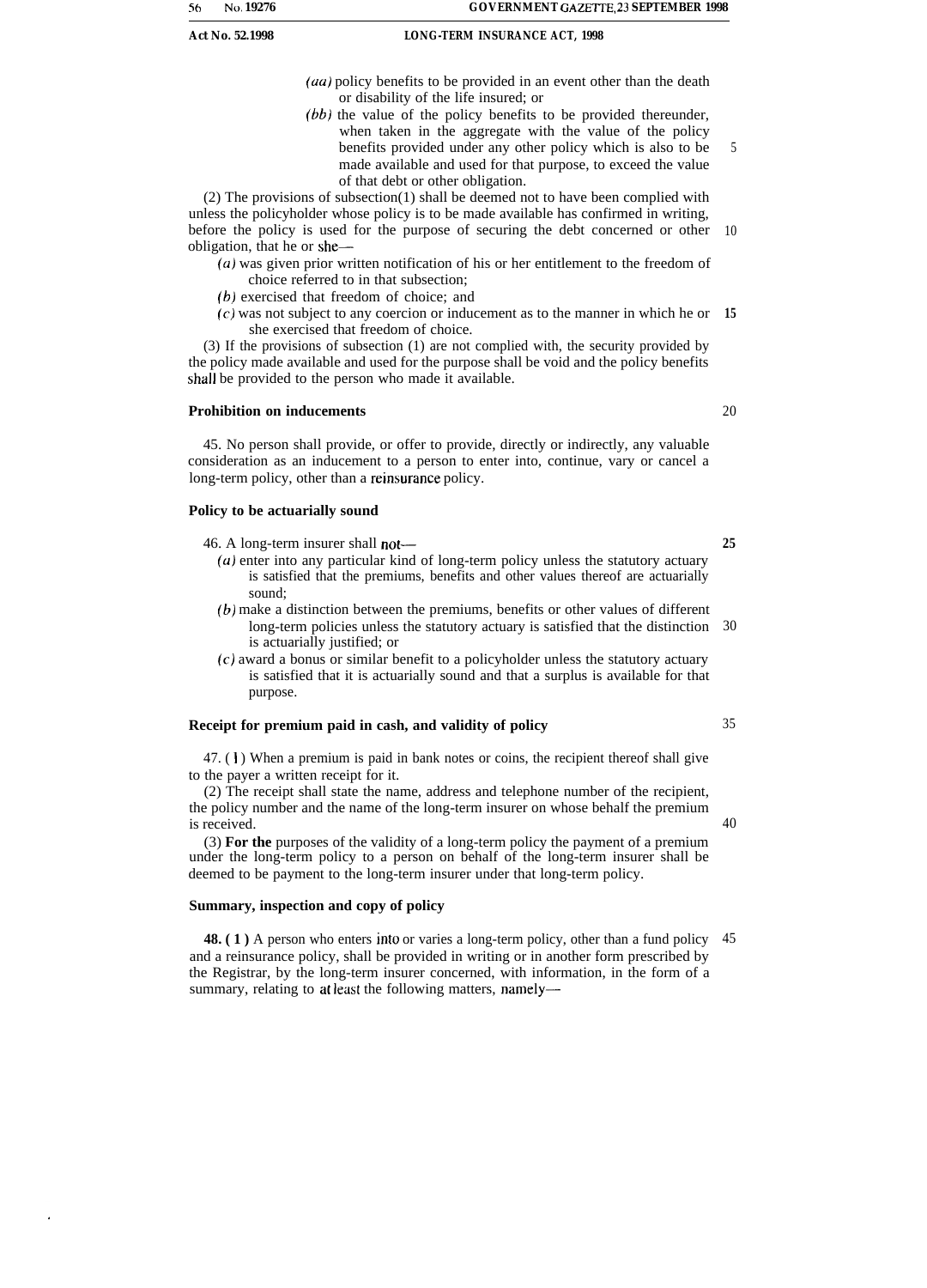(aa) policy benefits to be provided in an event other than the death or disability of the life insured; or

(bb) the value of the policy benefits to be provided thereunder, when taken in the aggregate with the value of the policy benefits provided under any other policy which is also to be made available and used for that purpose, to exceed the value of that debt or other obligation.

(2) The provisions of subsection(1) shall be deemed not to have been complied with unless the policyholder whose policy is to be made available has confirmed in writing, before the policy is used for the purpose of securing the debt concerned or other obligation, that he or she—

(a) was given prior written notification of his or her entitlement to the freedom of choice referred to in that subsection;

(b) exercised that freedom of choice; and

(c) was not subject to any coercion or inducement as to the manner in which he or she exercised that freedom of choice.

(3) If the provisions of subsection (1) are not complied with, the security provided by the policy made available and used for the purpose shall be void and the policy benefits shall be provided to the person who made it available.

**Prohibition on inducements**

45. No person shall provide, or offer to provide, directly or indirectly, any valuable consideration as an inducement to a person to enter into, continue, vary or cancel a long-term policy, other than a reinsurance policy.

**Policy to be actuarially sound**

46. A long-term insurer shall not—

(a) enter into any particular kind of long-term policy unless the statutory actuary is satisfied that the premiums, benefits and other values thereof are actuarially sound;

(b) make a distinction between the premiums, benefits or other values of different long-term policies unless the statutory actuary is satisfied that the distinction is actuarially justified; or

(c) award a bonus or similar benefit to a policyholder unless the statutory actuary is satisfied that it is actuarially sound and that a surplus is available for that purpose.

**Receipt for premium paid in cash, and validity of policy**

47. (1) When a premium is paid in bank notes or coins, the recipient thereof shall give to the payer a written receipt for it.

(2) The receipt shall state the name, address and telephone number of the recipient, the policy number and the name of the long-term insurer on whose behalf the premium is received.

(3) For the purposes of the validity of a long-term policy the payment of a premium under the long-term policy to a person on behalf of the long-term insurer shall be deemed to be payment to the long-term insurer under that long-term policy.

**Summary, inspection and copy of policy**

**48. (1)** A person who enters into or varies a long-term policy, other than a fund policy and a reinsurance policy, shall be provided in writing or in another form prescribed by the Registrar, by the long-term insurer concerned, with information, in the form of a summary, relating to at least the following matters, namely—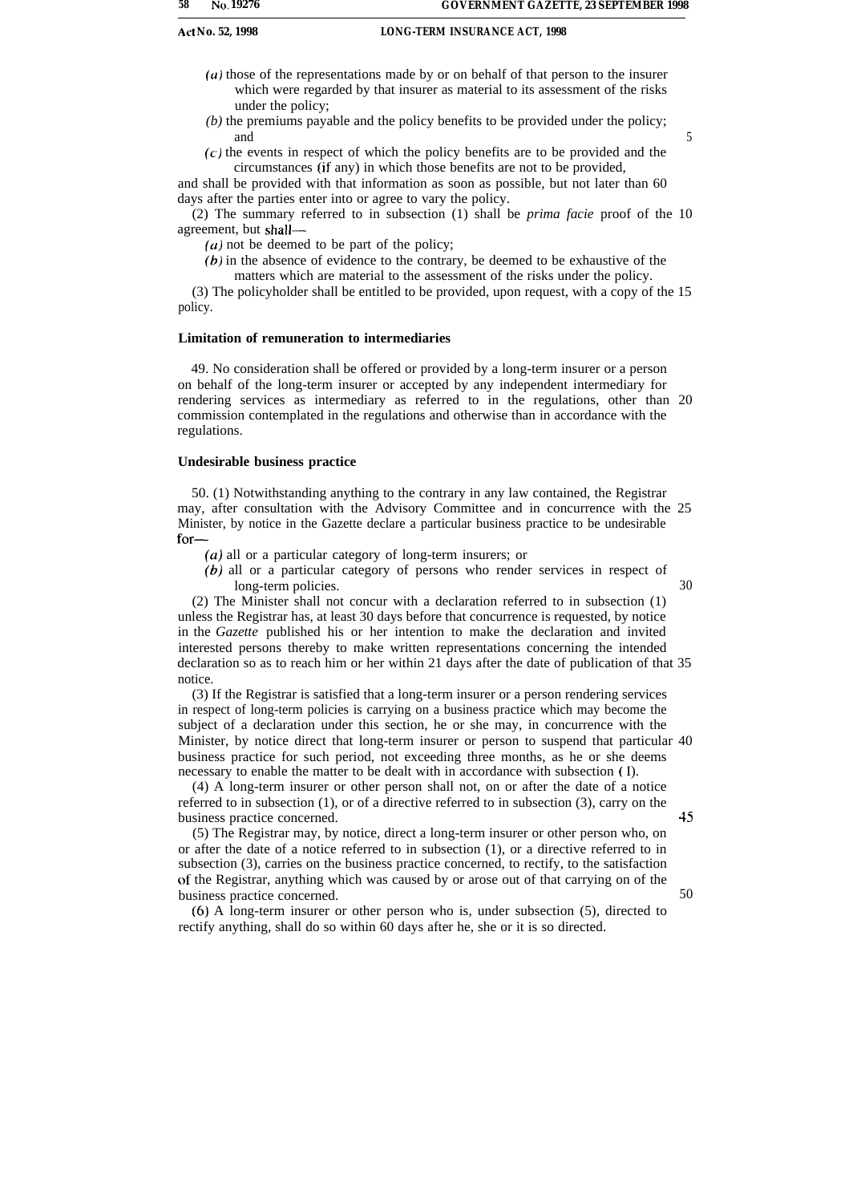(*a*) those of the representations made by or on behalf of that person to the insurer which were regarded by that insurer as material to its assessment of the risks under the policy;

(*b*) the premiums payable and the policy benefits to be provided under the policy; and

(*c*) the events in respect of which the policy benefits are to be provided and the circumstances (if any) in which those benefits are not to be provided,

and shall be provided with that information as soon as possible, but not later than 60 days after the parties enter into or agree to vary the policy.

(2) The summary referred to in subsection (1) shall be *prima facie* proof of the agreement, but shall—

(*a*) not be deemed to be part of the policy;

(*b*) in the absence of evidence to the contrary, be deemed to be exhaustive of the matters which are material to the assessment of the risks under the policy.

(3) The policyholder shall be entitled to be provided, upon request, with a copy of the policy.

**Limitation of remuneration to intermediaries**

49. No consideration shall be offered or provided by a long-term insurer or a person on behalf of the long-term insurer or accepted by any independent intermediary for rendering services as intermediary as referred to in the regulations, other than commission contemplated in the regulations and otherwise than in accordance with the regulations.

**Undesirable business practice**

50. (1) Notwithstanding anything to the contrary in any law contained, the Registrar may, after consultation with the Advisory Committee and in concurrence with the Minister, by notice in the Gazette declare a particular business practice to be undesirable for—

(*a*) all or a particular category of long-term insurers; or

(*b*) all or a particular category of persons who render services in respect of long-term policies.

(2) The Minister shall not concur with a declaration referred to in subsection (1) unless the Registrar has, at least 30 days before that concurrence is requested, by notice in the *Gazette* published his or her intention to make the declaration and invited interested persons thereby to make written representations concerning the intended declaration so as to reach him or her within 21 days after the date of publication of that notice.

(3) If the Registrar is satisfied that a long-term insurer or a person rendering services in respect of long-term policies is carrying on a business practice which may become the subject of a declaration under this section, he or she may, in concurrence with the Minister, by notice direct that long-term insurer or person to suspend that particular business practice for such period, not exceeding three months, as he or she deems necessary to enable the matter to be dealt with in accordance with subsection (1).

(4) A long-term insurer or other person shall not, on or after the date of a notice referred to in subsection (1), or of a directive referred to in subsection (3), carry on the business practice concerned.

(5) The Registrar may, by notice, direct a long-term insurer or other person who, on or after the date of a notice referred to in subsection (1), or a directive referred to in subsection (3), carries on the business practice concerned, to rectify, to the satisfaction of the Registrar, anything which was caused by or arose out of that carrying on of the business practice concerned.

(6) A long-term insurer or other person who is, under subsection (5), directed to rectify anything, shall do so within 60 days after he, she or it is so directed.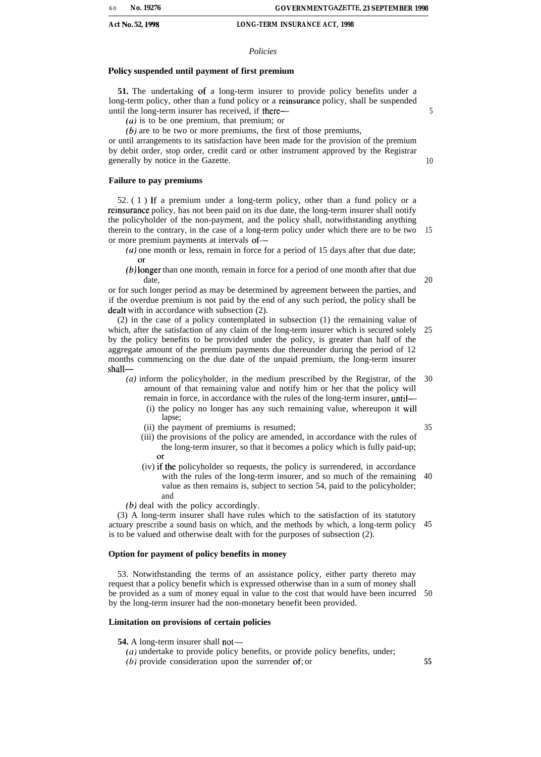*Policies*

**Policy suspended until payment of first premium**

**51.** The undertaking of a long-term insurer to provide policy benefits under a long-term policy, other than a fund policy or a reinsurance policy, shall be suspended until the long-term insurer has received, if there—

*(a)* is to be one premium, that premium; or

*(b)* are to be two or more premiums, the first of those premiums,

or until arrangements to its satisfaction have been made for the provision of the premium by debit order, stop order, credit card or other instrument approved by the Registrar generally by notice in the Gazette.

**Failure to pay premiums**

52. (1) If a premium under a long-term policy, other than a fund policy or a reinsurance policy, has not been paid on its due date, the long-term insurer shall notify the policyholder of the non-payment, and the policy shall, notwithstanding anything therein to the contrary, in the case of a long-term policy under which there are to be two or more premium payments at intervals of—

*(a)* one month or less, remain in force for a period of 15 days after that due date; or

*(b)* longer than one month, remain in force for a period of one month after that due date,

or for such longer period as may be determined by agreement between the parties, and if the overdue premium is not paid by the end of any such period, the policy shall be dealt with in accordance with subsection (2).

(2) in the case of a policy contemplated in subsection (1) the remaining value of which, after the satisfaction of any claim of the long-term insurer which is secured solely by the policy benefits to be provided under the policy, is greater than half of the aggregate amount of the premium payments due thereunder during the period of 12 months commencing on the due date of the unpaid premium, the long-term insurer shall—

*(a)* inform the policyholder, in the medium prescribed by the Registrar, of the amount of that remaining value and notify him or her that the policy will remain in force, in accordance with the rules of the long-term insurer, until—

(i) the policy no longer has any such remaining value, whereupon it will lapse;

(ii) the payment of premiums is resumed;

(iii) the provisions of the policy are amended, in accordance with the rules of the long-term insurer, so that it becomes a policy which is fully paid-up; or

(iv) if the policyholder so requests, the policy is surrendered, in accordance with the rules of the long-term insurer, and so much of the remaining value as then remains is, subject to section 54, paid to the policyholder; and

*(b)* deal with the policy accordingly.

(3) A long-term insurer shall have rules which to the satisfaction of its statutory actuary prescribe a sound basis on which, and the methods by which, a long-term policy is to be valued and otherwise dealt with for the purposes of subsection (2).

**Option for payment of policy benefits in money**

53. Notwithstanding the terms of an assistance policy, either party thereto may request that a policy benefit which is expressed otherwise than in a sum of money shall be provided as a sum of money equal in value to the cost that would have been incurred by the long-term insurer had the non-monetary benefit been provided.

**Limitation on provisions of certain policies**

**54.** A long-term insurer shall not—

*(a)* undertake to provide policy benefits, or provide policy benefits, under;

*(b)* provide consideration upon the surrender of; or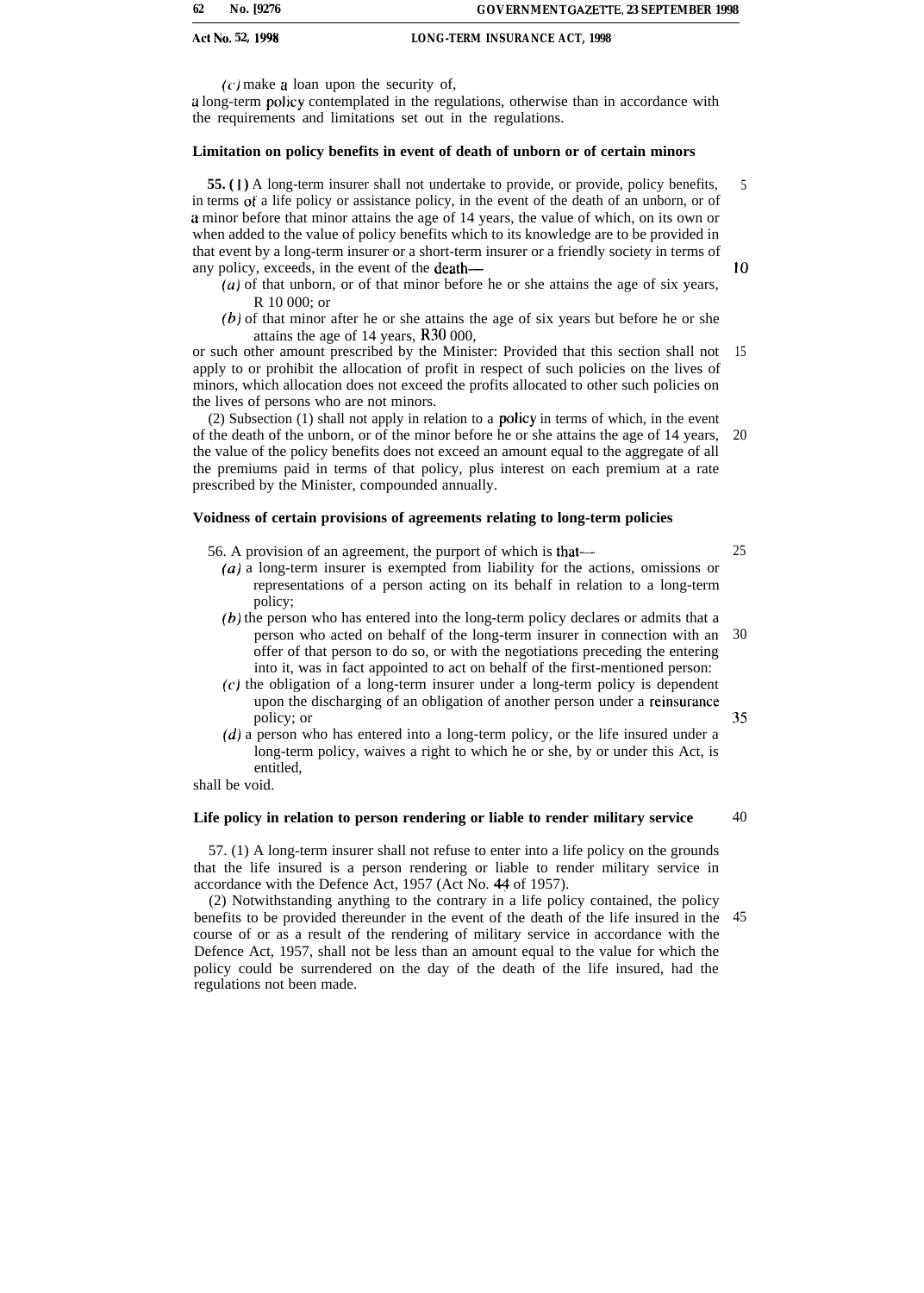(c) make a loan upon the security of,

a long-term policy contemplated in the regulations, otherwise than in accordance with the requirements and limitations set out in the regulations.

**Limitation on policy benefits in event of death of unborn or of certain minors**

**55.** (1) A long-term insurer shall not undertake to provide, or provide, policy benefits, in terms of a life policy or assistance policy, in the event of the death of an unborn, or of a minor before that minor attains the age of 14 years, the value of which, on its own or when added to the value of policy benefits which to its knowledge are to be provided in that event by a long-term insurer or a short-term insurer or a friendly society in terms of any policy, exceeds, in the event of the death—

(a) of that unborn, or of that minor before he or she attains the age of six years, R 10 000; or

(b) of that minor after he or she attains the age of six years but before he or she attains the age of 14 years, R30 000,

or such other amount prescribed by the Minister: Provided that this section shall not apply to or prohibit the allocation of profit in respect of such policies on the lives of minors, which allocation does not exceed the profits allocated to other such policies on the lives of persons who are not minors.

(2) Subsection (1) shall not apply in relation to a policy in terms of which, in the event of the death of the unborn, or of the minor before he or she attains the age of 14 years, the value of the policy benefits does not exceed an amount equal to the aggregate of all the premiums paid in terms of that policy, plus interest on each premium at a rate prescribed by the Minister, compounded annually.

**Voidness of certain provisions of agreements relating to long-term policies**

56. A provision of an agreement, the purport of which is that—

(a) a long-term insurer is exempted from liability for the actions, omissions or representations of a person acting on its behalf in relation to a long-term policy;

(b) the person who has entered into the long-term policy declares or admits that a person who acted on behalf of the long-term insurer in connection with an offer of that person to do so, or with the negotiations preceding the entering into it, was in fact appointed to act on behalf of the first-mentioned person:

(c) the obligation of a long-term insurer under a long-term policy is dependent upon the discharging of an obligation of another person under a reinsurance policy; or

(d) a person who has entered into a long-term policy, or the life insured under a long-term policy, waives a right to which he or she, by or under this Act, is entitled,

shall be void.

**Life policy in relation to person rendering or liable to render military service**

57. (1) A long-term insurer shall not refuse to enter into a life policy on the grounds that the life insured is a person rendering or liable to render military service in accordance with the Defence Act, 1957 (Act No. 44 of 1957).

(2) Notwithstanding anything to the contrary in a life policy contained, the policy benefits to be provided thereunder in the event of the death of the life insured in the course of or as a result of the rendering of military service in accordance with the Defence Act, 1957, shall not be less than an amount equal to the value for which the policy could be surrendered on the day of the death of the life insured, had the regulations not been made.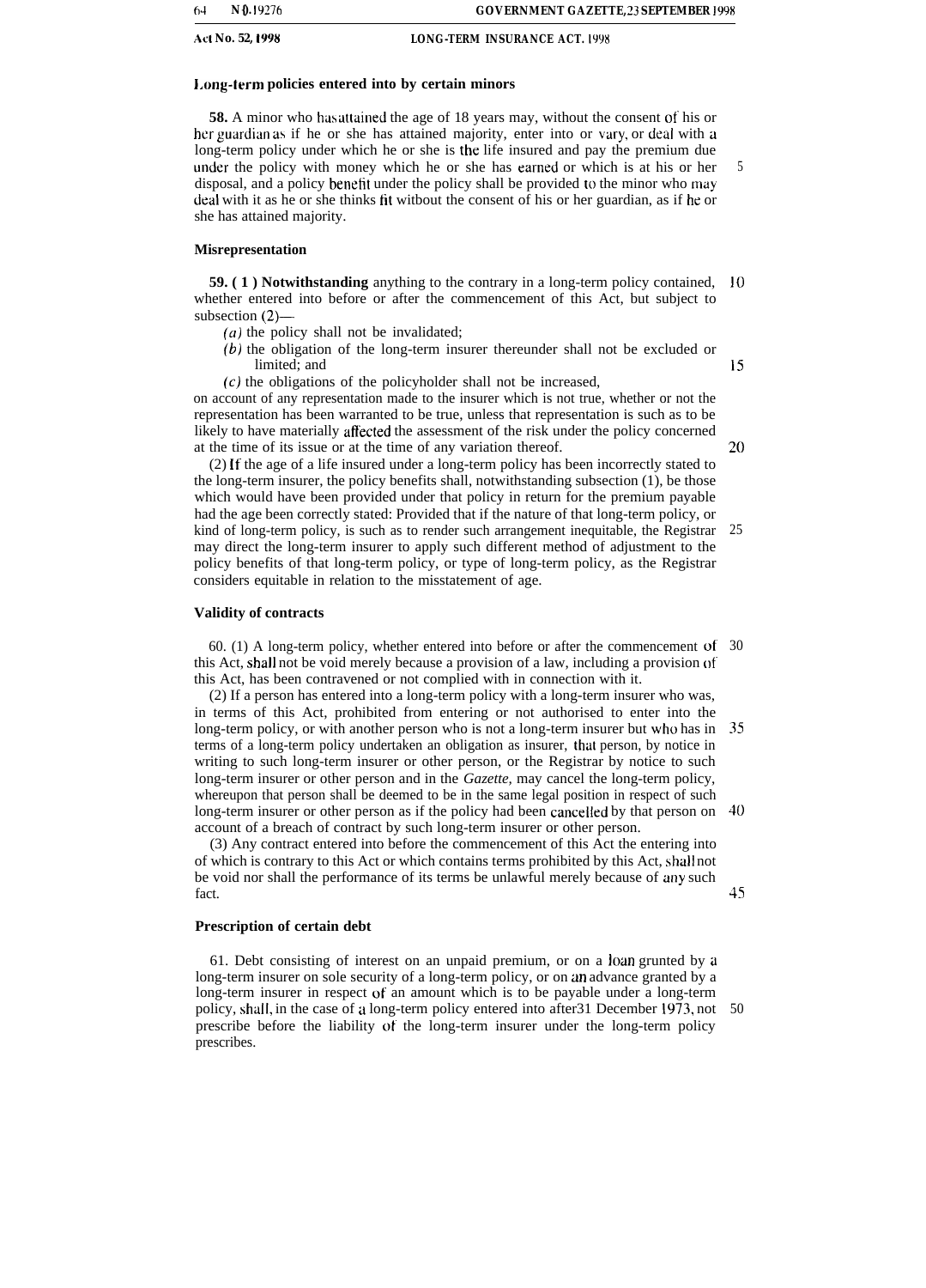### Long-term policies entered into by certain minors

**58.** A minor who has attained the age of 18 years may, without the consent of his or her guardian as if he or she has attained majority, enter into or vary, or deal with a long-term policy under which he or she is the life insured and pay the premium due under the policy with money which he or she has earned or which is at his or her disposal, and a policy benefit under the policy shall be provided to the minor who may deal with it as he or she thinks fit witbout the consent of his or her guardian, as if he or she has attained majority.

### Misrepresentation

**59. (1) Notwithstanding** anything to the contrary in a long-term policy contained, whether entered into before or after the commencement of this Act, but subject to subsection (2)—

*(a)* the policy shall not be invalidated;

*(b)* the obligation of the long-term insurer thereunder shall not be excluded or limited; and

*(c)* the obligations of the policyholder shall not be increased,

on account of any representation made to the insurer which is not true, whether or not the representation has been warranted to be true, unless that representation is such as to be likely to have materially affected the assessment of the risk under the policy concerned at the time of its issue or at the time of any variation thereof.

(2) If the age of a life insured under a long-term policy has been incorrectly stated to the long-term insurer, the policy benefits shall, notwithstanding subsection (1), be those which would have been provided under that policy in return for the premium payable had the age been correctly stated: Provided that if the nature of that long-term policy, or kind of long-term policy, is such as to render such arrangement inequitable, the Registrar may direct the long-term insurer to apply such different method of adjustment to the policy benefits of that long-term policy, or type of long-term policy, as the Registrar considers equitable in relation to the misstatement of age.

### Validity of contracts

60. (1) A long-term policy, whether entered into before or after the commencement of this Act, shall not be void merely because a provision of a law, including a provision of this Act, has been contravened or not complied with in connection with it.

(2) If a person has entered into a long-term policy with a long-term insurer who was, in terms of this Act, prohibited from entering or not authorised to enter into the long-term policy, or with another person who is not a long-term insurer but who has in terms of a long-term policy undertaken an obligation as insurer, that person, by notice in writing to such long-term insurer or other person, or the Registrar by notice to such long-term insurer or other person and in the *Gazette*, may cancel the long-term policy, whereupon that person shall be deemed to be in the same legal position in respect of such long-term insurer or other person as if the policy had been cancelled by that person on account of a breach of contract by such long-term insurer or other person.

(3) Any contract entered into before the commencement of this Act the entering into of which is contrary to this Act or which contains terms prohibited by this Act, shall not be void nor shall the performance of its terms be unlawful merely because of any such fact.

### Prescription of certain debt

61. Debt consisting of interest on an unpaid premium, or on a loan grunted by a long-term insurer on sole security of a long-term policy, or on an advance granted by a long-term insurer in respect of an amount which is to be payable under a long-term policy, shall, in the case of a long-term policy entered into after31 December 1973, not prescribe before the liability of the long-term insurer under the long-term policy prescribes.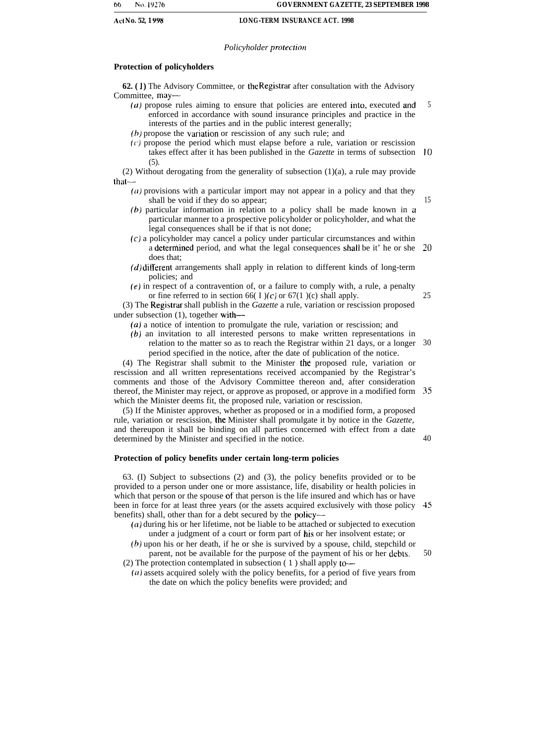*Policyholder protection*

**Protection of policyholders**

**62. (1)** The Advisory Committee, or the Registrar after consultation with the Advisory Committee, may—

*(a)* propose rules aiming to ensure that policies are entered into, executed and enforced in accordance with sound insurance principles and practice in the interests of the parties and in the public interest generally;

*(b)* propose the variation or rescission of any such rule; and

*(c)* propose the period which must elapse before a rule, variation or rescission takes effect after it has been published in the *Gazette* in terms of subsection (5).

(2) Without derogating from the generality of subsection (1)(a), a rule may provide that—

*(a)* provisions with a particular import may not appear in a policy and that they shall be void if they do so appear;

*(b)* particular information in relation to a policy shall be made known in a particular manner to a prospective policyholder or policyholder, and what the legal consequences shall be if that is not done;

*(c)* a policyholder may cancel a policy under particular circumstances and within a determined period, and what the legal consequences shall be it' he or she does that;

*(d)* different arrangements shall apply in relation to different kinds of long-term policies; and

*(e)* in respect of a contravention of, or a failure to comply with, a rule, a penalty or fine referred to in section 66(1)*(c)* or 67(1)(c) shall apply.

(3) The Registrar shall publish in the *Gazette* a rule, variation or rescission proposed under subsection (1), together with—

*(a)* a notice of intention to promulgate the rule, variation or rescission; and

*(b)* an invitation to all interested persons to make written representations in relation to the matter so as to reach the Registrar within 21 days, or a longer period specified in the notice, after the date of publication of the notice.

(4) The Registrar shall submit to the Minister the proposed rule, variation or rescission and all written representations received accompanied by the Registrar's comments and those of the Advisory Committee thereon and, after consideration thereof, the Minister may reject, or approve as proposed, or approve in a modified form which the Minister deems fit, the proposed rule, variation or rescission.

(5) If the Minister approves, whether as proposed or in a modified form, a proposed rule, variation or rescission, the Minister shall promulgate it by notice in the *Gazette*, and thereupon it shall be binding on all parties concerned with effect from a date determined by the Minister and specified in the notice.

**Protection of policy benefits under certain long-term policies**

63. (1) Subject to subsections (2) and (3), the policy benefits provided or to be provided to a person under one or more assistance, life, disability or health policies in which that person or the spouse of that person is the life insured and which has or have been in force for at least three years (or the assets acquired exclusively with those policy benefits) shall, other than for a debt secured by the policy—

*(a)* during his or her lifetime, not be liable to be attached or subjected to execution under a judgment of a court or form part of his or her insolvent estate; or

*(b)* upon his or her death, if he or she is survived by a spouse, child, stepchild or parent, not be available for the purpose of the payment of his or her debts.

(2) The protection contemplated in subsection (1) shall apply to—

*(a)* assets acquired solely with the policy benefits, for a period of five years from the date on which the policy benefits were provided; and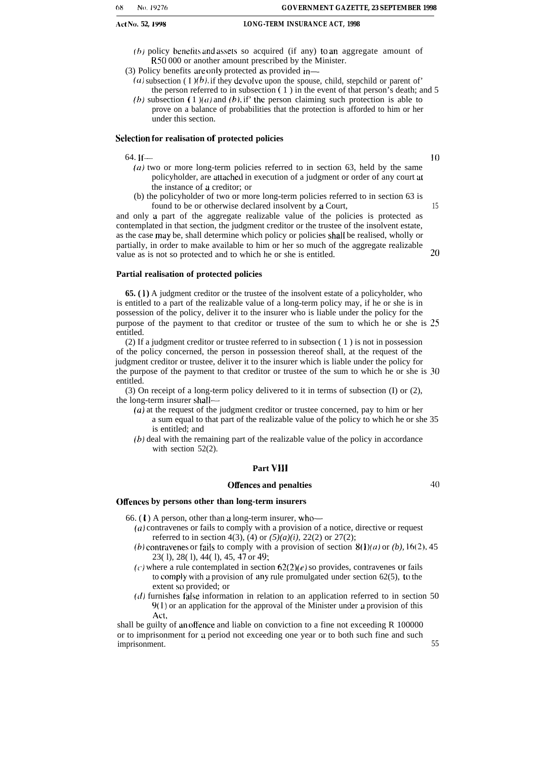*(b)* policy benefits and assets so acquired (if any) to an aggregate amount of R50 000 or another amount prescribed by the Minister.

(3) Policy benefits are only protected as provided in—

*(a)* subsection (1)*(b)*, if they devolve upon the spouse, child, stepchild or parent of the person referred to in subsection (1) in the event of that person's death; and

*(b)* subsection (1)*(a)* and *(b)*, if the person claiming such protection is able to prove on a balance of probabilities that the protection is afforded to him or her under this section.

### Selection for realisation of protected policies

64. If—

*(a)* two or more long-term policies referred to in section 63, held by the same policyholder, are attached in execution of a judgment or order of any court at the instance of a creditor; or

(b) the policyholder of two or more long-term policies referred to in section 63 is found to be or otherwise declared insolvent by a Court,

and only a part of the aggregate realizable value of the policies is protected as contemplated in that section, the judgment creditor or the trustee of the insolvent estate, as the case may be, shall determine which policy or policies shall be realised, wholly or partially, in order to make available to him or her so much of the aggregate realizable value as is not so protected and to which he or she is entitled.

### Partial realisation of protected policies

**65. (1)** A judgment creditor or the trustee of the insolvent estate of a policyholder, who is entitled to a part of the realizable value of a long-term policy may, if he or she is in possession of the policy, deliver it to the insurer who is liable under the policy for the purpose of the payment to that creditor or trustee of the sum to which he or she is entitled.

(2) If a judgment creditor or trustee referred to in subsection (1) is not in possession of the policy concerned, the person in possession thereof shall, at the request of the judgment creditor or trustee, deliver it to the insurer which is liable under the policy for the purpose of the payment to that creditor or trustee of the sum to which he or she is entitled.

(3) On receipt of a long-term policy delivered to it in terms of subsection (1) or (2), the long-term insurer shall—

*(a)* at the request of the judgment creditor or trustee concerned, pay to him or her a sum equal to that part of the realizable value of the policy to which he or she is entitled; and

*(b)* deal with the remaining part of the realizable value of the policy in accordance with section 52(2).

## Part VIII

## Offences and penalties

### Offences by persons other than long-term insurers

66. (1) A person, other than a long-term insurer, who—

*(a)* contravenes or fails to comply with a provision of a notice, directive or request referred to in section 4(3), (4) or *(5)(a)(i)*, 22(2) or 27(2);

*(b)* contravenes or fails to comply with a provision of section 8(1)*(a)* or *(b)*, 16(2), 23(1), 28(1), 44(1), 45, 47 or 49;

*(c)* where a rule contemplated in section 62(2)*(e)* so provides, contravenes or fails to comply with a provision of any rule promulgated under section 62(5), to the extent so provided; or

*(d)* furnishes false information in relation to an application referred to in section 9(1) or an application for the approval of the Minister under a provision of this Act,

shall be guilty of an offence and liable on conviction to a fine not exceeding R 100000 or to imprisonment for a period not exceeding one year or to both such fine and such imprisonment.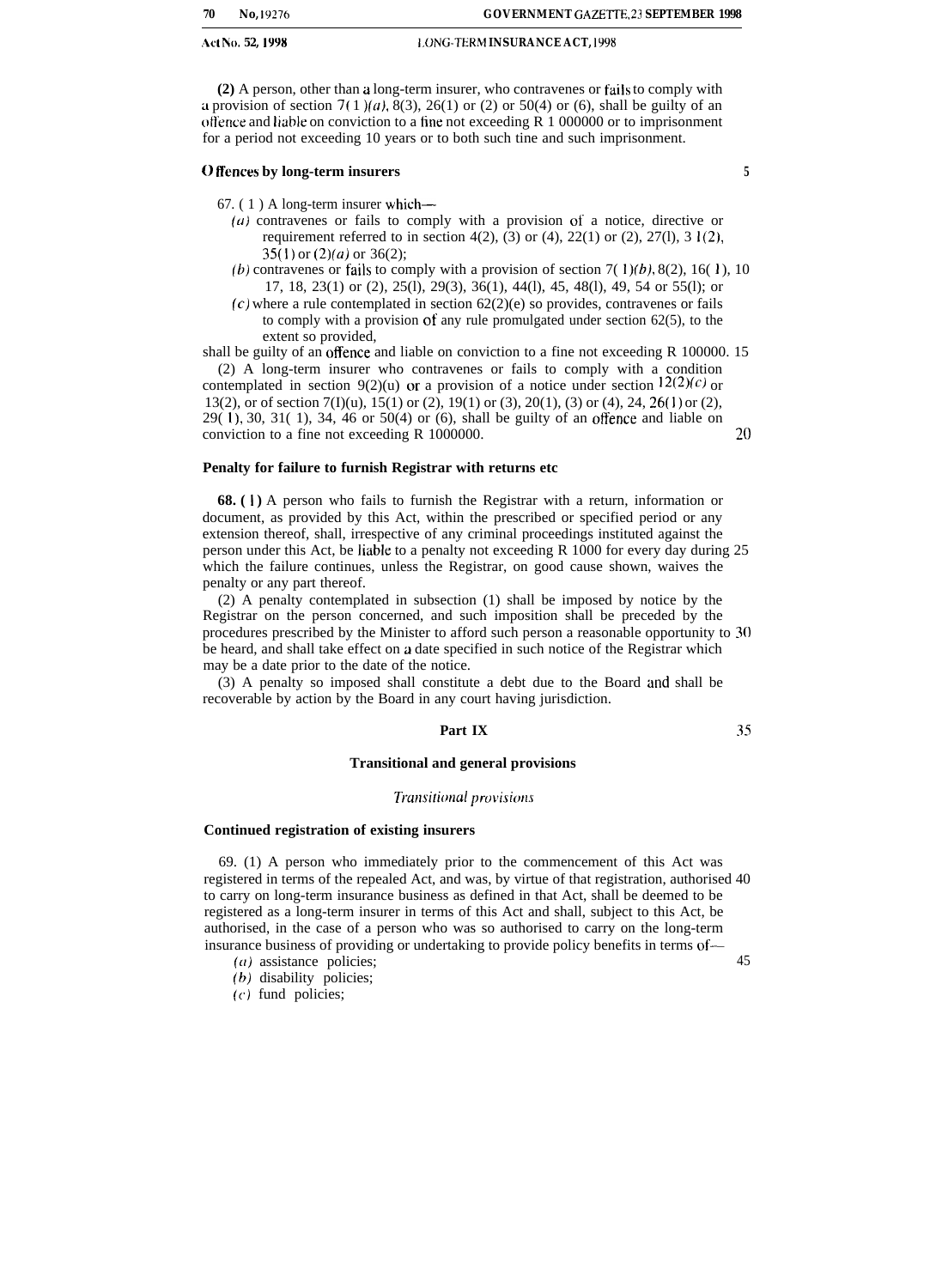**(2)** A person, other than a long-term insurer, who contravenes or fails to comply with a provision of section 7(1)(*a*), 8(3), 26(1) or (2) or 50(4) or (6), shall be guilty of an offence and liable on conviction to a fine not exceeding R 1 000000 or to imprisonment for a period not exceeding 10 years or to both such tine and such imprisonment.

### Offences by long-term insurers

67. (1) A long-term insurer which—

(*a*) contravenes or fails to comply with a provision of a notice, directive or requirement referred to in section 4(2), (3) or (4), 22(1) or (2), 27(l), 31(2), 35(1) or (2)(*a*) or 36(2);

(*b*) contravenes or fails to comply with a provision of section 7(1)(*b*), 8(2), 16(1), 17, 18, 23(1) or (2), 25(l), 29(3), 36(1), 44(l), 45, 48(l), 49, 54 or 55(l); or

(*c*) where a rule contemplated in section 62(2)(e) so provides, contravenes or fails to comply with a provision of any rule promulgated under section 62(5), to the extent so provided,

shall be guilty of an offence and liable on conviction to a fine not exceeding R 100000.

(2) A long-term insurer who contravenes or fails to comply with a condition contemplated in section 9(2)(u) or a provision of a notice under section 12(2)(*c*) or 13(2), or of section 7(I)(u), 15(1) or (2), 19(1) or (3), 20(1), (3) or (4), 24, 26(1) or (2), 29(1), 30, 31(1), 34, 46 or 50(4) or (6), shall be guilty of an offence and liable on conviction to a fine not exceeding R 1000000.

### Penalty for failure to furnish Registrar with returns etc

**68. (1)** A person who fails to furnish the Registrar with a return, information or document, as provided by this Act, within the prescribed or specified period or any extension thereof, shall, irrespective of any criminal proceedings instituted against the person under this Act, be liable to a penalty not exceeding R 1000 for every day during which the failure continues, unless the Registrar, on good cause shown, waives the penalty or any part thereof.

(2) A penalty contemplated in subsection (1) shall be imposed by notice by the Registrar on the person concerned, and such imposition shall be preceded by the procedures prescribed by the Minister to afford such person a reasonable opportunity to be heard, and shall take effect on a date specified in such notice of the Registrar which may be a date prior to the date of the notice.

(3) A penalty so imposed shall constitute a debt due to the Board and shall be recoverable by action by the Board in any court having jurisdiction.

## Part IX

## Transitional and general provisions

*Transitional provisions*

### Continued registration of existing insurers

69. (1) A person who immediately prior to the commencement of this Act was registered in terms of the repealed Act, and was, by virtue of that registration, authorised to carry on long-term insurance business as defined in that Act, shall be deemed to be registered as a long-term insurer in terms of this Act and shall, subject to this Act, be authorised, in the case of a person who was so authorised to carry on the long-term insurance business of providing or undertaking to provide policy benefits in terms of—

(*a*) assistance policies;

(*b*) disability policies;

(*c*) fund policies;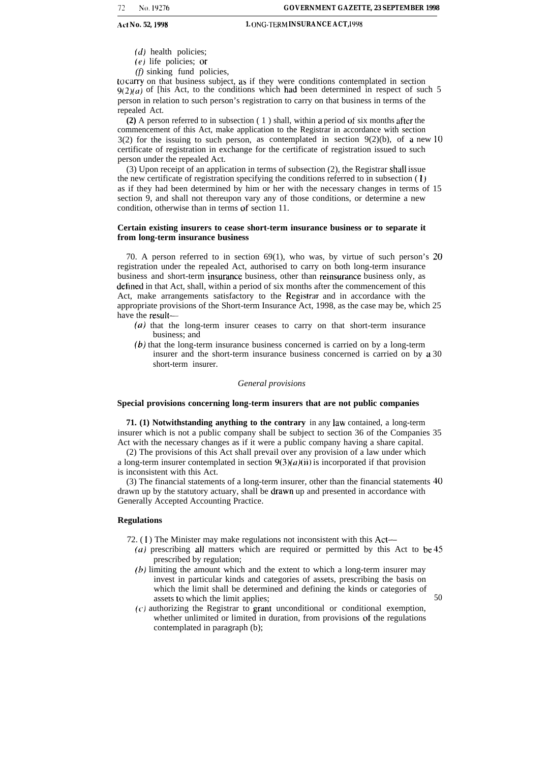*(d)* health policies;

*(e)* life policies; or

*(f)* sinking fund policies,

to carry on that business subject, as if they were conditions contemplated in section 9(2)*(a)* of [his Act, to the conditions which had been determined in respect of such person in relation to such person's registration to carry on that business in terms of the repealed Act.

**(2)** A person referred to in subsection (1) shall, within a period of six months after the commencement of this Act, make application to the Registrar in accordance with section 3(2) for the issuing to such person, as contemplated in section 9(2)(b), of a new certificate of registration in exchange for the certificate of registration issued to such person under the repealed Act.

(3) Upon receipt of an application in terms of subsection (2), the Registrar shall issue the new certificate of registration specifying the conditions referred to in subsection (1) as if they had been determined by him or her with the necessary changes in terms of section 9, and shall not thereupon vary any of those conditions, or determine a new condition, otherwise than in terms of section 11.

**Certain existing insurers to cease short-term insurance business or to separate it from long-term insurance business**

70. A person referred to in section 69(1), who was, by virtue of such person's registration under the repealed Act, authorised to carry on both long-term insurance business and short-term insurance business, other than reinsurance business only, as defined in that Act, shall, within a period of six months after the commencement of this Act, make arrangements satisfactory to the Registrar and in accordance with the appropriate provisions of the Short-term Insurance Act, 1998, as the case may be, which have the result—

*(a)* that the long-term insurer ceases to carry on that short-term insurance business; and

*(b)* that the long-term insurance business concerned is carried on by a long-term insurer and the short-term insurance business concerned is carried on by a short-term insurer.

*General provisions*

**Special provisions concerning long-term insurers that are not public companies**

**71. (1) Notwithstanding anything to the contrary** in any law contained, a long-term insurer which is not a public company shall be subject to section 36 of the Companies Act with the necessary changes as if it were a public company having a share capital.

(2) The provisions of this Act shall prevail over any provision of a law under which a long-term insurer contemplated in section 9(3)*(a)*(ii) is incorporated if that provision is inconsistent with this Act.

(3) The financial statements of a long-term insurer, other than the financial statements drawn up by the statutory actuary, shall be drawn up and presented in accordance with Generally Accepted Accounting Practice.

**Regulations**

72. (1) The Minister may make regulations not inconsistent with this Act—

*(a)* prescribing all matters which are required or permitted by this Act to be prescribed by regulation;

*(b)* limiting the amount which and the extent to which a long-term insurer may invest in particular kinds and categories of assets, prescribing the basis on which the limit shall be determined and defining the kinds or categories of assets to which the limit applies;

*(c)* authorizing the Registrar to grant unconditional or conditional exemption, whether unlimited or limited in duration, from provisions of the regulations contemplated in paragraph (b);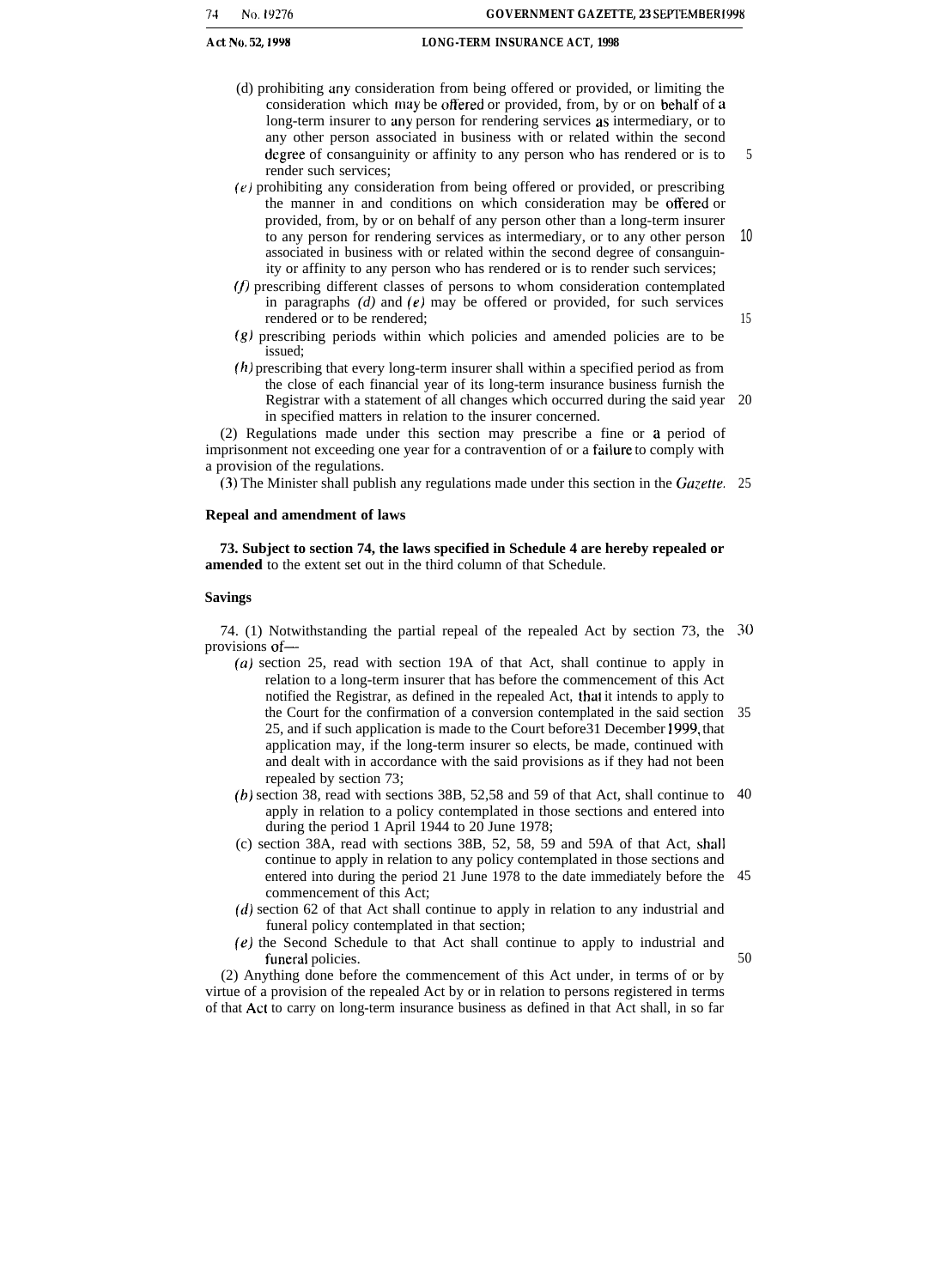(d) prohibiting any consideration from being offered or provided, or limiting the consideration which may be offered or provided, from, by or on behalf of a long-term insurer to any person for rendering services as intermediary, or to any other person associated in business with or related within the second degree of consanguinity or affinity to any person who has rendered or is to render such services;

(e) prohibiting any consideration from being offered or provided, or prescribing the manner in and conditions on which consideration may be offered or provided, from, by or on behalf of any person other than a long-term insurer to any person for rendering services as intermediary, or to any other person associated in business with or related within the second degree of consanguinity or affinity to any person who has rendered or is to render such services;

(f) prescribing different classes of persons to whom consideration contemplated in paragraphs *(d)* and *(e)* may be offered or provided, for such services rendered or to be rendered;

(g) prescribing periods within which policies and amended policies are to be issued;

(h) prescribing that every long-term insurer shall within a specified period as from the close of each financial year of its long-term insurance business furnish the Registrar with a statement of all changes which occurred during the said year in specified matters in relation to the insurer concerned.

(2) Regulations made under this section may prescribe a fine or a period of imprisonment not exceeding one year for a contravention of or a failure to comply with a provision of the regulations.

(3) The Minister shall publish any regulations made under this section in the *Gazette*.

**Repeal and amendment of laws**

**73. Subject to section 74, the laws specified in Schedule 4 are hereby repealed or amended** to the extent set out in the third column of that Schedule.

**Savings**

74. (1) Notwithstanding the partial repeal of the repealed Act by section 73, the provisions of—

(a) section 25, read with section 19A of that Act, shall continue to apply in relation to a long-term insurer that has before the commencement of this Act notified the Registrar, as defined in the repealed Act, that it intends to apply to the Court for the confirmation of a conversion contemplated in the said section 25, and if such application is made to the Court before 31 December 1999, that application may, if the long-term insurer so elects, be made, continued with and dealt with in accordance with the said provisions as if they had not been repealed by section 73;

(b) section 38, read with sections 38B, 52, 58 and 59 of that Act, shall continue to apply in relation to a policy contemplated in those sections and entered into during the period 1 April 1944 to 20 June 1978;

(c) section 38A, read with sections 38B, 52, 58, 59 and 59A of that Act, shall continue to apply in relation to any policy contemplated in those sections and entered into during the period 21 June 1978 to the date immediately before the commencement of this Act;

(d) section 62 of that Act shall continue to apply in relation to any industrial and funeral policy contemplated in that section;

(e) the Second Schedule to that Act shall continue to apply to industrial and funeral policies.

(2) Anything done before the commencement of this Act under, in terms of or by virtue of a provision of the repealed Act by or in relation to persons registered in terms of that Act to carry on long-term insurance business as defined in that Act shall, in so far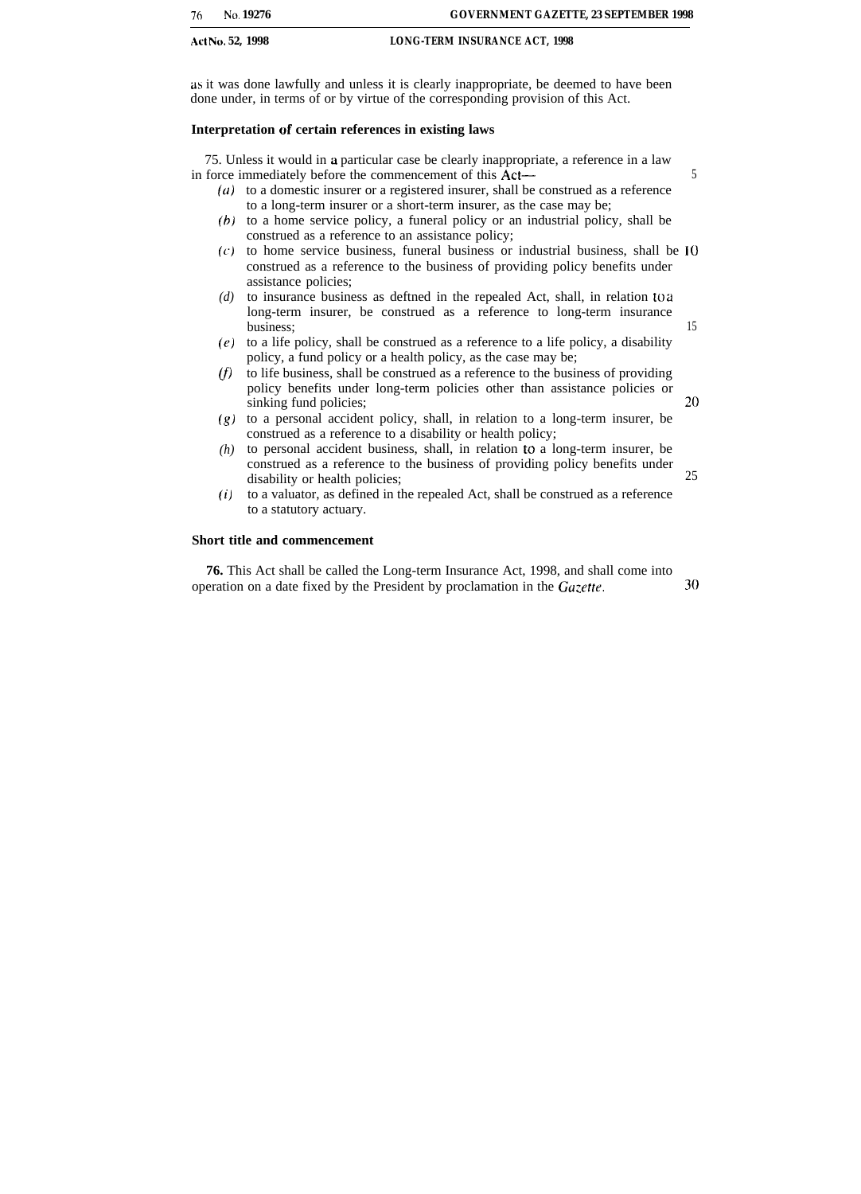as it was done lawfully and unless it is clearly inappropriate, be deemed to have been done under, in terms of or by virtue of the corresponding provision of this Act.

**Interpretation of certain references in existing laws**

75. Unless it would in a particular case be clearly inappropriate, a reference in a law in force immediately before the commencement of this Act—

*(a)* to a domestic insurer or a registered insurer, shall be construed as a reference to a long-term insurer or a short-term insurer, as the case may be;

*(b)* to a home service policy, a funeral policy or an industrial policy, shall be construed as a reference to an assistance policy;

*(c)* to home service business, funeral business or industrial business, shall be construed as a reference to the business of providing policy benefits under assistance policies;

*(d)* to insurance business as deftned in the repealed Act, shall, in relation to a long-term insurer, be construed as a reference to long-term insurance business;

*(e)* to a life policy, shall be construed as a reference to a life policy, a disability policy, a fund policy or a health policy, as the case may be;

*(f)* to life business, shall be construed as a reference to the business of providing policy benefits under long-term policies other than assistance policies or sinking fund policies;

*(g)* to a personal accident policy, shall, in relation to a long-term insurer, be construed as a reference to a disability or health policy;

*(h)* to personal accident business, shall, in relation to a long-term insurer, be construed as a reference to the business of providing policy benefits under disability or health policies;

*(i)* to a valuator, as defined in the repealed Act, shall be construed as a reference to a statutory actuary.

**Short title and commencement**

**76.** This Act shall be called the Long-term Insurance Act, 1998, and shall come into operation on a date fixed by the President by proclamation in the *Gazette*.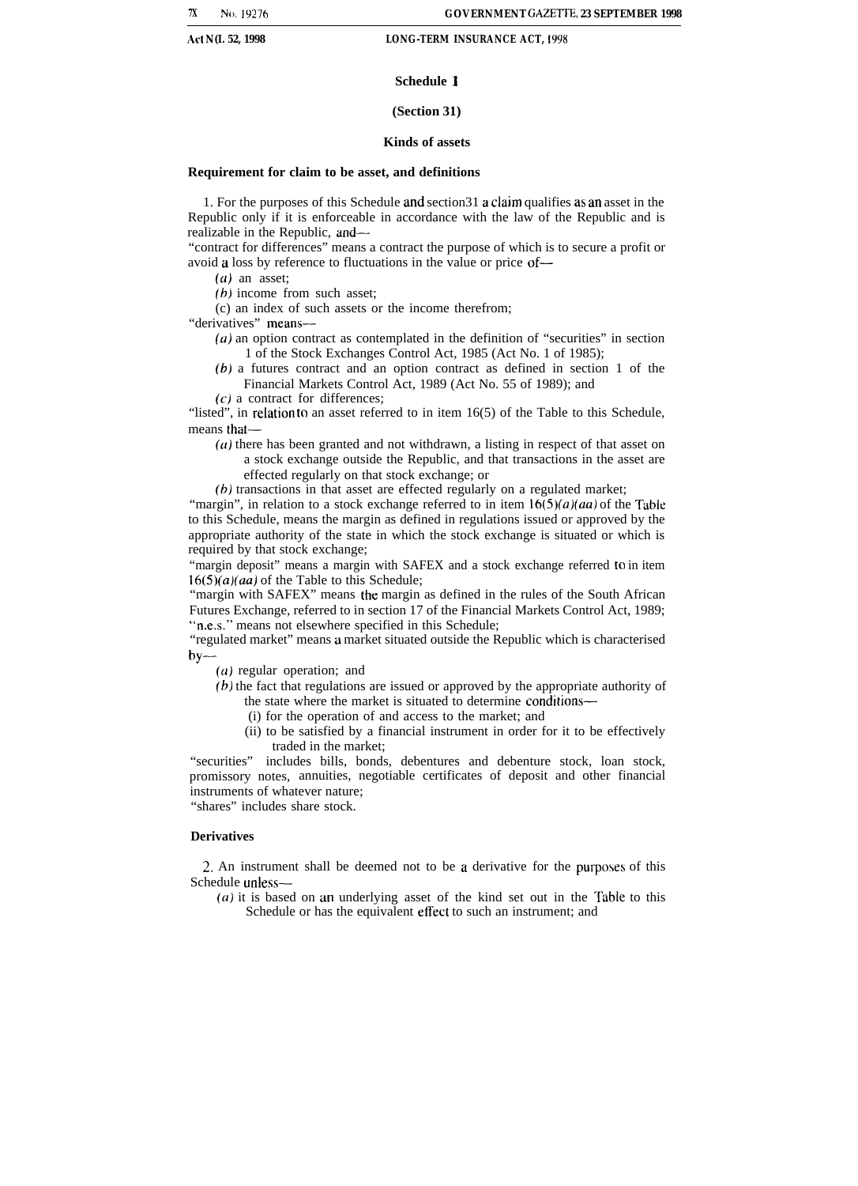## Schedule 1

**(Section 31)**

**Kinds of assets**

### Requirement for claim to be asset, and definitions

1. For the purposes of this Schedule and section31 a claim qualifies as an asset in the Republic only if it is enforceable in accordance with the law of the Republic and is realizable in the Republic, and—

"contract for differences" means a contract the purpose of which is to secure a profit or avoid a loss by reference to fluctuations in the value or price of—

*(a)* an asset;

*(b)* income from such asset;

(c) an index of such assets or the income therefrom;

"derivatives" means—

*(a)* an option contract as contemplated in the definition of "securities" in section 1 of the Stock Exchanges Control Act, 1985 (Act No. 1 of 1985);

*(b)* a futures contract and an option contract as defined in section 1 of the Financial Markets Control Act, 1989 (Act No. 55 of 1989); and

*(c)* a contract for differences;

"listed", in relation to an asset referred to in item 16(5) of the Table to this Schedule, means that—

*(a)* there has been granted and not withdrawn, a listing in respect of that asset on a stock exchange outside the Republic, and that transactions in the asset are effected regularly on that stock exchange; or

*(b)* transactions in that asset are effected regularly on a regulated market;

"margin", in relation to a stock exchange referred to in item 16(5)*(a)(aa)* of the Table to this Schedule, means the margin as defined in regulations issued or approved by the appropriate authority of the state in which the stock exchange is situated or which is required by that stock exchange;

"margin deposit" means a margin with SAFEX and a stock exchange referred to in item 16(5)*(a)(aa)* of the Table to this Schedule;

"margin with SAFEX" means the margin as defined in the rules of the South African Futures Exchange, referred to in section 17 of the Financial Markets Control Act, 1989;

"n.e.s." means not elsewhere specified in this Schedule;

"regulated market" means a market situated outside the Republic which is characterised by—

*(a)* regular operation; and

*(b)* the fact that regulations are issued or approved by the appropriate authority of the state where the market is situated to determine conditions—

(i) for the operation of and access to the market; and

(ii) to be satisfied by a financial instrument in order for it to be effectively traded in the market;

"securities" includes bills, bonds, debentures and debenture stock, loan stock, promissory notes, annuities, negotiable certificates of deposit and other financial instruments of whatever nature;

"shares" includes share stock.

### Derivatives

2. An instrument shall be deemed not to be a derivative for the purposes of this Schedule unless—

*(a)* it is based on an underlying asset of the kind set out in the Table to this Schedule or has the equivalent effect to such an instrument; and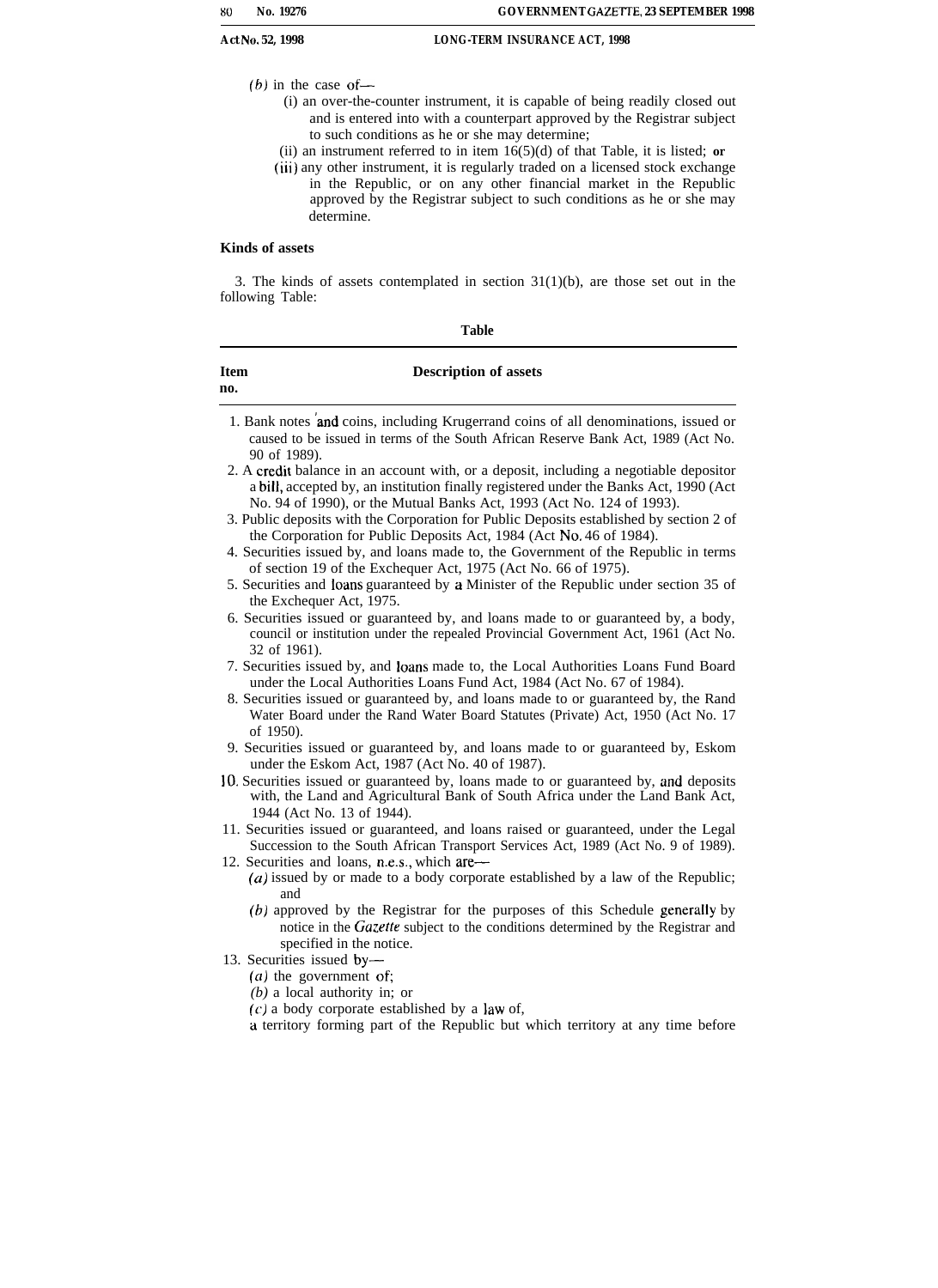(b) in the case of—

(i) an over-the-counter instrument, it is capable of being readily closed out and is entered into with a counterpart approved by the Registrar subject to such conditions as he or she may determine;

(ii) an instrument referred to in item 16(5)(d) of that Table, it is listed; **or**

(iii) any other instrument, it is regularly traded on a licensed stock exchange in the Republic, or on any other financial market in the Republic approved by the Registrar subject to such conditions as he or she may determine.

**Kinds of assets**

3. The kinds of assets contemplated in section 31(1)(b), are those set out in the following Table:

**Table**

| Item no. | Description of assets |
|---|---|

1. Bank notes and coins, including Krugerrand coins of all denominations, issued or caused to be issued in terms of the South African Reserve Bank Act, 1989 (Act No. 90 of 1989).
2. A credit balance in an account with, or a deposit, including a negotiable depositor a bill, accepted by, an institution finally registered under the Banks Act, 1990 (Act No. 94 of 1990), or the Mutual Banks Act, 1993 (Act No. 124 of 1993).
3. Public deposits with the Corporation for Public Deposits established by section 2 of the Corporation for Public Deposits Act, 1984 (Act No. 46 of 1984).
4. Securities issued by, and loans made to, the Government of the Republic in terms of section 19 of the Exchequer Act, 1975 (Act No. 66 of 1975).
5. Securities and loans guaranteed by a Minister of the Republic under section 35 of the Exchequer Act, 1975.
6. Securities issued or guaranteed by, and loans made to or guaranteed by, a body, council or institution under the repealed Provincial Government Act, 1961 (Act No. 32 of 1961).
7. Securities issued by, and loans made to, the Local Authorities Loans Fund Board under the Local Authorities Loans Fund Act, 1984 (Act No. 67 of 1984).
8. Securities issued or guaranteed by, and loans made to or guaranteed by, the Rand Water Board under the Rand Water Board Statutes (Private) Act, 1950 (Act No. 17 of 1950).
9. Securities issued or guaranteed by, and loans made to or guaranteed by, Eskom under the Eskom Act, 1987 (Act No. 40 of 1987).
10. Securities issued or guaranteed by, loans made to or guaranteed by, and deposits with, the Land and Agricultural Bank of South Africa under the Land Bank Act, 1944 (Act No. 13 of 1944).
11. Securities issued or guaranteed, and loans raised or guaranteed, under the Legal Succession to the South African Transport Services Act, 1989 (Act No. 9 of 1989).
12. Securities and loans, n.e.s., which are—
    (a) issued by or made to a body corporate established by a law of the Republic; and
    (b) approved by the Registrar for the purposes of this Schedule generally by notice in the *Gazette* subject to the conditions determined by the Registrar and specified in the notice.
13. Securities issued by—
    (a) the government of;
    (b) a local authority in; or
    (c) a body corporate established by a law of,

    a territory forming part of the Republic but which territory at any time before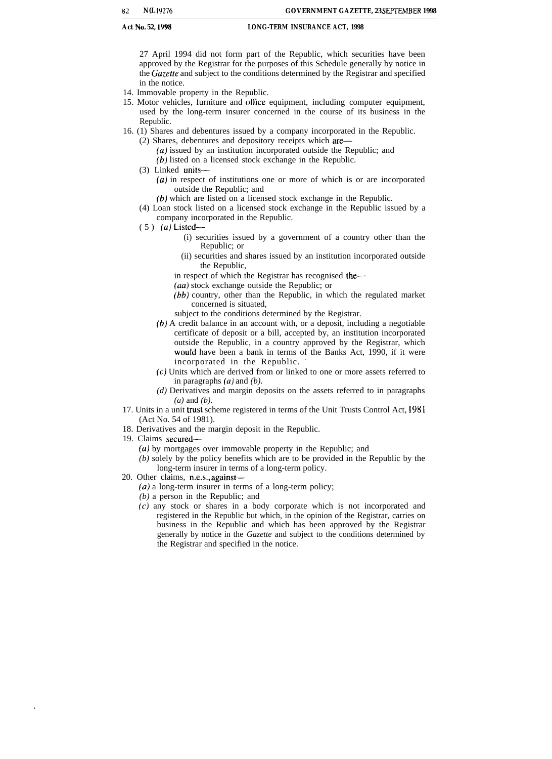27 April 1994 did not form part of the Republic, which securities have been approved by the Registrar for the purposes of this Schedule generally by notice in the *Gazette* and subject to the conditions determined by the Registrar and specified in the notice.

14. Immovable property in the Republic.
15. Motor vehicles, furniture and office equipment, including computer equipment, used by the long-term insurer concerned in the course of its business in the Republic.
16. (1) Shares and debentures issued by a company incorporated in the Republic.
    (2) Shares, debentures and depository receipts which are—
        *(a)* issued by an institution incorporated outside the Republic; and
        *(b)* listed on a licensed stock exchange in the Republic.
    (3) Linked units—
        *(a)* in respect of institutions one or more of which is or are incorporated outside the Republic; and
        *(b)* which are listed on a licensed stock exchange in the Republic.
    (4) Loan stock listed on a licensed stock exchange in the Republic issued by a company incorporated in the Republic.
    (5) *(a)* Listed—
            (i) securities issued by a government of a country other than the Republic; or
            (ii) securities and shares issued by an institution incorporated outside the Republic,
        in respect of which the Registrar has recognised the—
        *(aa)* stock exchange outside the Republic; or
        *(bb)* country, other than the Republic, in which the regulated market concerned is situated,
        subject to the conditions determined by the Registrar.
    *(b)* A credit balance in an account with, or a deposit, including a negotiable certificate of deposit or a bill, accepted by, an institution incorporated outside the Republic, in a country approved by the Registrar, which would have been a bank in terms of the Banks Act, 1990, if it were incorporated in the Republic.
    *(c)* Units which are derived from or linked to one or more assets referred to in paragraphs *(a)* and *(b)*.
    *(d)* Derivatives and margin deposits on the assets referred to in paragraphs *(a)* and *(b)*.
17. Units in a unit trust scheme registered in terms of the Unit Trusts Control Act, 1981 (Act No. 54 of 1981).
18. Derivatives and the margin deposit in the Republic.
19. Claims secured—
    *(a)* by mortgages over immovable property in the Republic; and
    *(b)* solely by the policy benefits which are to be provided in the Republic by the long-term insurer in terms of a long-term policy.
20. Other claims, n.e.s., against—
    *(a)* a long-term insurer in terms of a long-term policy;
    *(b)* a person in the Republic; and
    *(c)* any stock or shares in a body corporate which is not incorporated and registered in the Republic but which, in the opinion of the Registrar, carries on business in the Republic and which has been approved by the Registrar generally by notice in the *Gazette* and subject to the conditions determined by the Registrar and specified in the notice.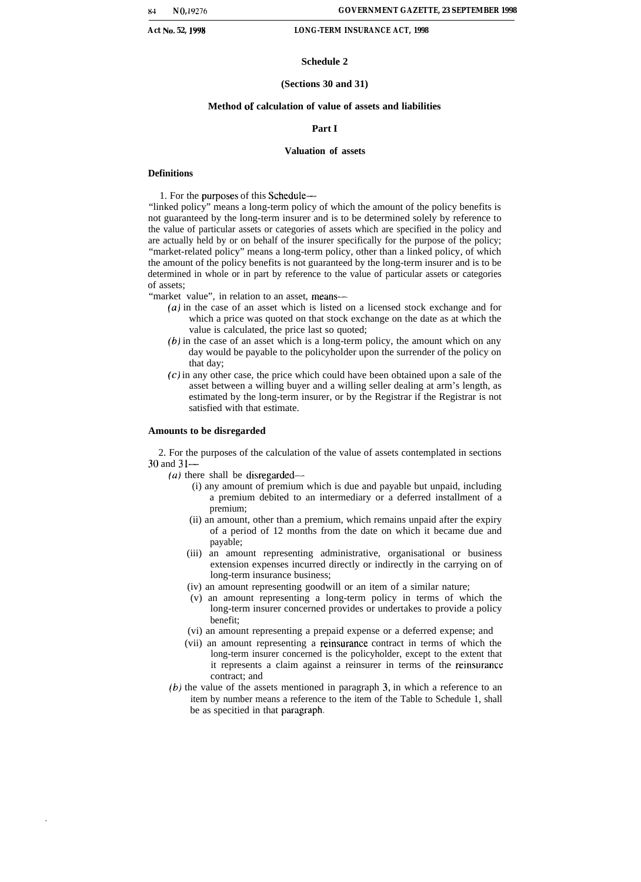## Schedule 2

**(Sections 30 and 31)**

### Method of calculation of value of assets and liabilities

**Part I**

**Valuation of assets**

**Definitions**

1. For the purposes of this Schedule—

"linked policy" means a long-term policy of which the amount of the policy benefits is not guaranteed by the long-term insurer and is to be determined solely by reference to the value of particular assets or categories of assets which are specified in the policy and are actually held by or on behalf of the insurer specifically for the purpose of the policy;

"market-related policy" means a long-term policy, other than a linked policy, of which the amount of the policy benefits is not guaranteed by the long-term insurer and is to be determined in whole or in part by reference to the value of particular assets or categories of assets;

"market value", in relation to an asset, means—

*(a)* in the case of an asset which is listed on a licensed stock exchange and for which a price was quoted on that stock exchange on the date as at which the value is calculated, the price last so quoted;

*(b)* in the case of an asset which is a long-term policy, the amount which on any day would be payable to the policyholder upon the surrender of the policy on that day;

*(c)* in any other case, the price which could have been obtained upon a sale of the asset between a willing buyer and a willing seller dealing at arm's length, as estimated by the long-term insurer, or by the Registrar if the Registrar is not satisfied with that estimate.

**Amounts to be disregarded**

2. For the purposes of the calculation of the value of assets contemplated in sections 30 and 31—

*(a)* there shall be disregarded—

(i) any amount of premium which is due and payable but unpaid, including a premium debited to an intermediary or a deferred installment of a premium;

(ii) an amount, other than a premium, which remains unpaid after the expiry of a period of 12 months from the date on which it became due and payable;

(iii) an amount representing administrative, organisational or business extension expenses incurred directly or indirectly in the carrying on of long-term insurance business;

(iv) an amount representing goodwill or an item of a similar nature;

(v) an amount representing a long-term policy in terms of which the long-term insurer concerned provides or undertakes to provide a policy benefit;

(vi) an amount representing a prepaid expense or a deferred expense; and

(vii) an amount representing a reinsurance contract in terms of which the long-term insurer concerned is the policyholder, except to the extent that it represents a claim against a reinsurer in terms of the reinsurance contract; and

*(b)* the value of the assets mentioned in paragraph 3, in which a reference to an item by number means a reference to the item of the Table to Schedule 1, shall be as specitied in that paragraph.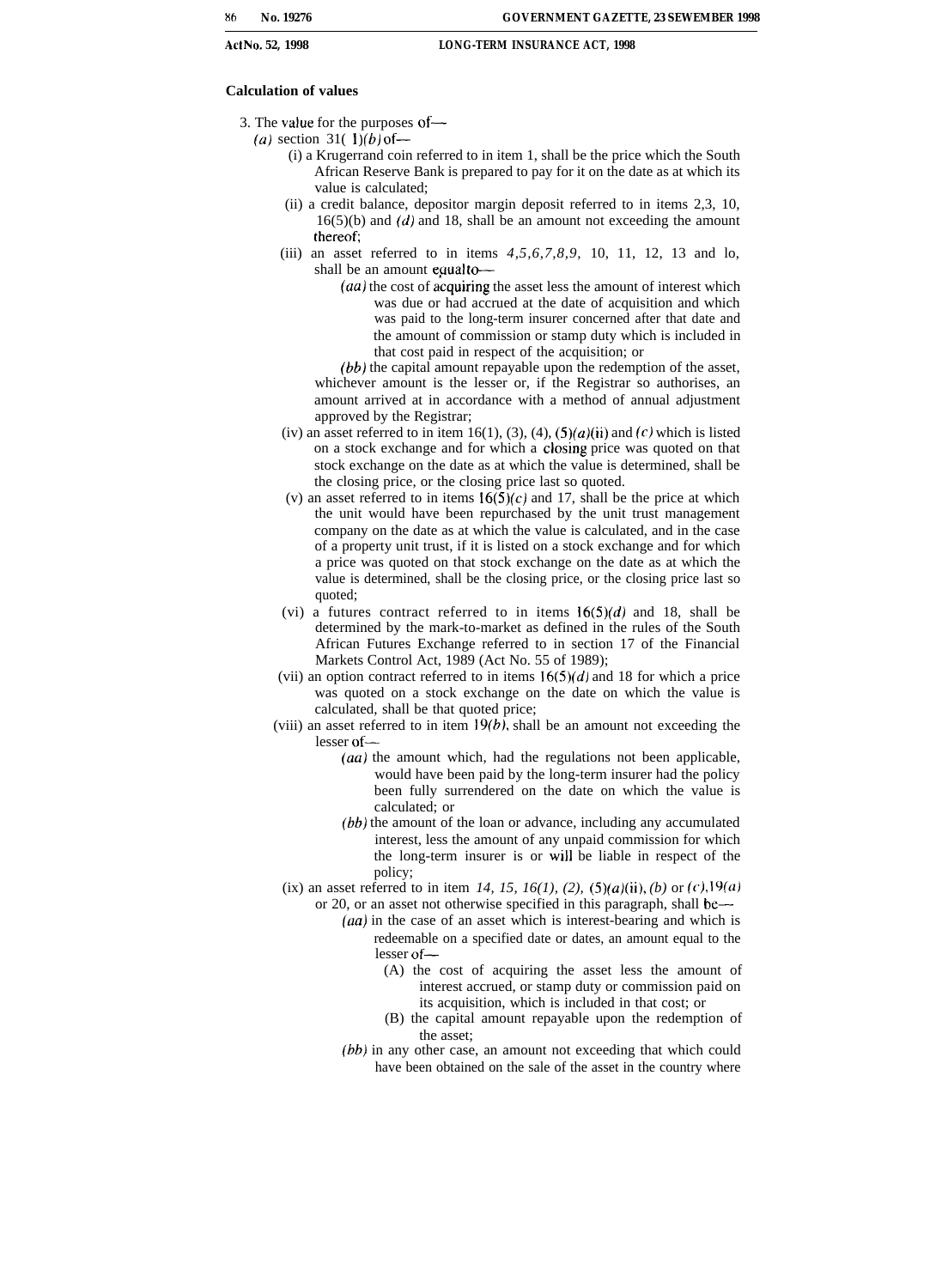### Calculation of values

3. The value for the purposes of—

*(a)* section 31(1)*(b)* of—

(i) a Krugerrand coin referred to in item 1, shall be the price which the South African Reserve Bank is prepared to pay for it on the date as at which its value is calculated;

(ii) a credit balance, depositor margin deposit referred to in items 2,3, 10, 16(5)(b) and *(d)* and 18, shall be an amount not exceeding the amount thereof;

(iii) an asset referred to in items *4,5,6,7,8,9*, 10, 11, 12, 13 and lo, shall be an amount equal to—

*(aa)* the cost of acquiring the asset less the amount of interest which was due or had accrued at the date of acquisition and which was paid to the long-term insurer concerned after that date and the amount of commission or stamp duty which is included in that cost paid in respect of the acquisition; or

*(bb)* the capital amount repayable upon the redemption of the asset,

whichever amount is the lesser or, if the Registrar so authorises, an amount arrived at in accordance with a method of annual adjustment approved by the Registrar;

(iv) an asset referred to in item 16(1), (3), (4), (5)*(a)*(ii) and *(c)* which is listed on a stock exchange and for which a closing price was quoted on that stock exchange on the date as at which the value is determined, shall be the closing price, or the closing price last so quoted.

(v) an asset referred to in items 16(5)*(c)* and 17, shall be the price at which the unit would have been repurchased by the unit trust management company on the date as at which the value is calculated, and in the case of a property unit trust, if it is listed on a stock exchange and for which a price was quoted on that stock exchange on the date as at which the value is determined, shall be the closing price, or the closing price last so quoted;

(vi) a futures contract referred to in items 16(5)*(d)* and 18, shall be determined by the mark-to-market as defined in the rules of the South African Futures Exchange referred to in section 17 of the Financial Markets Control Act, 1989 (Act No. 55 of 1989);

(vii) an option contract referred to in items 16(5)*(d)* and 18 for which a price was quoted on a stock exchange on the date on which the value is calculated, shall be that quoted price;

(viii) an asset referred to in item 19*(b)*, shall be an amount not exceeding the lesser of—

*(aa)* the amount which, had the regulations not been applicable, would have been paid by the long-term insurer had the policy been fully surrendered on the date on which the value is calculated; or

*(bb)* the amount of the loan or advance, including any accumulated interest, less the amount of any unpaid commission for which the long-term insurer is or will be liable in respect of the policy;

(ix) an asset referred to in item *14, 15, 16(1), (2),* (5)*(a)*(ii), *(b)* or *(c)*,19*(a)* or 20, or an asset not otherwise specified in this paragraph, shall be—

*(aa)* in the case of an asset which is interest-bearing and which is redeemable on a specified date or dates, an amount equal to the lesser of—

(A) the cost of acquiring the asset less the amount of interest accrued, or stamp duty or commission paid on its acquisition, which is included in that cost; or

(B) the capital amount repayable upon the redemption of the asset;

*(bb)* in any other case, an amount not exceeding that which could have been obtained on the sale of the asset in the country where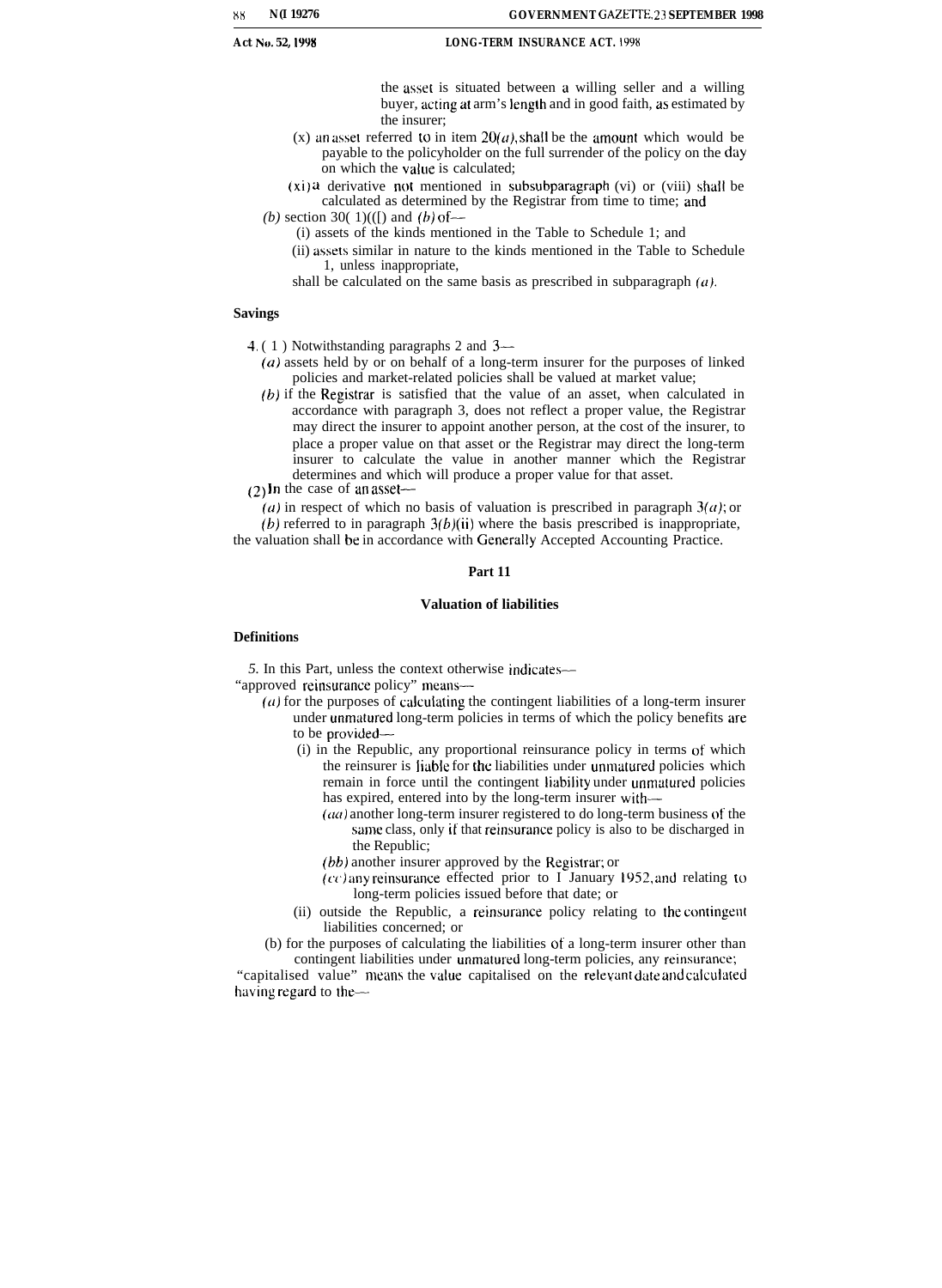the asset is situated between a willing seller and a willing buyer, acting at arm's length and in good faith, as estimated by the insurer;

(x) an asset referred to in item 20*(a)*, shall be the amount which would be payable to the policyholder on the full surrender of the policy on the day on which the value is calculated;

(xi) a derivative not mentioned in subsubparagraph (vi) or (viii) shall be calculated as determined by the Registrar from time to time; and

*(b)* section 30( 1)(([) and *(b)* of—

(i) assets of the kinds mentioned in the Table to Schedule 1; and

(ii) assets similar in nature to the kinds mentioned in the Table to Schedule 1, unless inappropriate,

shall be calculated on the same basis as prescribed in subparagraph *(a)*.

### Savings

4. ( 1 ) Notwithstanding paragraphs 2 and 3—

*(a)* assets held by or on behalf of a long-term insurer for the purposes of linked policies and market-related policies shall be valued at market value;

*(b)* if the Registrar is satisfied that the value of an asset, when calculated in accordance with paragraph 3, does not reflect a proper value, the Registrar may direct the insurer to appoint another person, at the cost of the insurer, to place a proper value on that asset or the Registrar may direct the long-term insurer to calculate the value in another manner which the Registrar determines and which will produce a proper value for that asset.

(2) In the case of an asset—

*(a)* in respect of which no basis of valuation is prescribed in paragraph 3*(a)*; or

*(b)* referred to in paragraph 3*(b)*(ii) where the basis prescribed is inappropriate,

the valuation shall be in accordance with Generally Accepted Accounting Practice.

## Part 11

## Valuation of liabilities

### Definitions

5. In this Part, unless the context otherwise indicates—

"approved reinsurance policy" means—

*(a)* for the purposes of calculating the contingent liabilities of a long-term insurer under unmatured long-term policies in terms of which the policy benefits are to be provided—

(i) in the Republic, any proportional reinsurance policy in terms of which the reinsurer is liable for the liabilities under unmatured policies which remain in force until the contingent liability under unmatured policies has expired, entered into by the long-term insurer with—

*(aa)* another long-term insurer registered to do long-term business of the same class, only if that reinsurance policy is also to be discharged in the Republic;

*(bb)* another insurer approved by the Registrar; or

*(cc)* any reinsurance effected prior to I January 1952, and relating to long-term policies issued before that date; or

(ii) outside the Republic, a reinsurance policy relating to the contingent liabilities concerned; or

(b) for the purposes of calculating the liabilities of a long-term insurer other than contingent liabilities under unmatured long-term policies, any reinsurance;

"capitalised value" means the value capitalised on the relevant date and calculated having regard to the—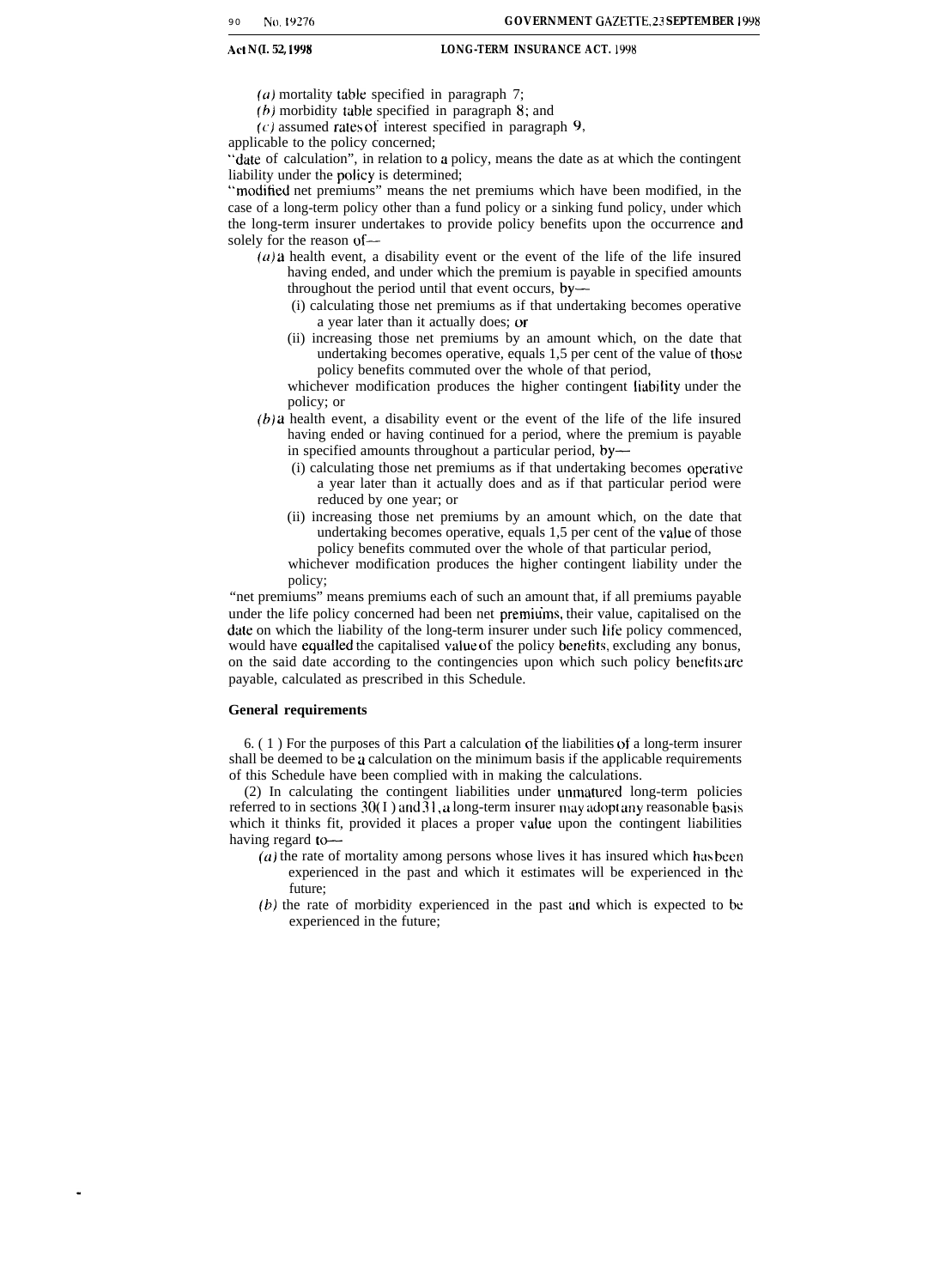(*a*) mortality table specified in paragraph 7;

(*b*) morbidity table specified in paragraph 8; and

(*c*) assumed rates of interest specified in paragraph 9,

applicable to the policy concerned;

"date of calculation", in relation to a policy, means the date as at which the contingent liability under the policy is determined;

"modified net premiums" means the net premiums which have been modified, in the case of a long-term policy other than a fund policy or a sinking fund policy, under which the long-term insurer undertakes to provide policy benefits upon the occurrence and solely for the reason of—

(*a*) a health event, a disability event or the event of the life of the life insured having ended, and under which the premium is payable in specified amounts throughout the period until that event occurs, by—

(i) calculating those net premiums as if that undertaking becomes operative a year later than it actually does; or

(ii) increasing those net premiums by an amount which, on the date that undertaking becomes operative, equals 1,5 per cent of the value of those policy benefits commuted over the whole of that period,

whichever modification produces the higher contingent liability under the policy; or

(*b*) a health event, a disability event or the event of the life of the life insured having ended or having continued for a period, where the premium is payable in specified amounts throughout a particular period, by—

(i) calculating those net premiums as if that undertaking becomes operative a year later than it actually does and as if that particular period were reduced by one year; or

(ii) increasing those net premiums by an amount which, on the date that undertaking becomes operative, equals 1,5 per cent of the value of those policy benefits commuted over the whole of that particular period,

whichever modification produces the higher contingent liability under the policy;

"net premiums" means premiums each of such an amount that, if all premiums payable under the life policy concerned had been net premiums, their value, capitalised on the date on which the liability of the long-term insurer under such life policy commenced, would have equalled the capitalised value of the policy benefits, excluding any bonus, on the said date according to the contingencies upon which such policy benefits are payable, calculated as prescribed in this Schedule.

**General requirements**

6. (1) For the purposes of this Part a calculation of the liabilities of a long-term insurer shall be deemed to be a calculation on the minimum basis if the applicable requirements of this Schedule have been complied with in making the calculations.

(2) In calculating the contingent liabilities under unmatured long-term policies referred to in sections 30(1) and 31, a long-term insurer may adopt any reasonable basis which it thinks fit, provided it places a proper value upon the contingent liabilities having regard to—

(*a*) the rate of mortality among persons whose lives it has insured which has been experienced in the past and which it estimates will be experienced in the future;

(*b*) the rate of morbidity experienced in the past and which is expected to be experienced in the future;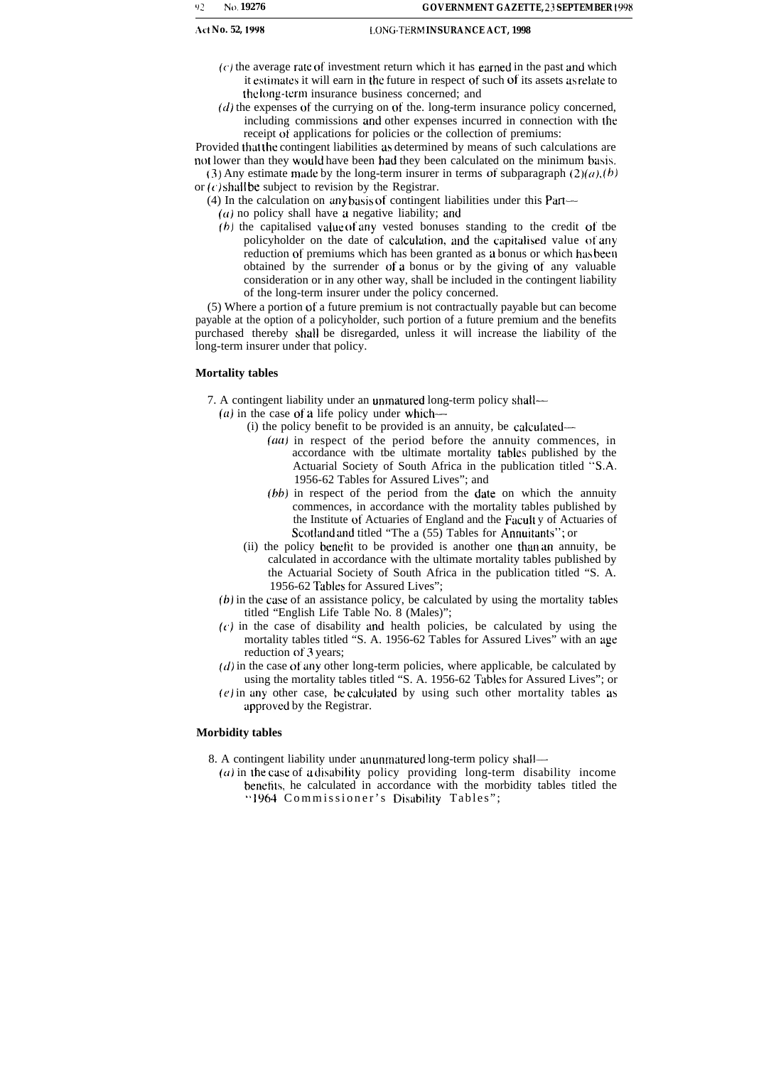*(c)* the average rate of investment return which it has earned in the past and which it estimates it will earn in the future in respect of such of its assets as relate to the long-term insurance business concerned; and

*(d)* the expenses of the currying on of the. long-term insurance policy concerned, including commissions and other expenses incurred in connection with the receipt of applications for policies or the collection of premiums:

Provided that the contingent liabilities as determined by means of such calculations are not lower than they would have been had they been calculated on the minimum basis.

(3) Any estimate made by the long-term insurer in terms of subparagraph (2)*(a)*, *(b)* or *(c)* shall be subject to revision by the Registrar.

(4) In the calculation on any basis of contingent liabilities under this Part—

*(a)* no policy shall have a negative liability; and

*(b)* the capitalised value of any vested bonuses standing to the credit of tbe policyholder on the date of calculation, and the capitalised value of any reduction of premiums which has been granted as a bonus or which has been obtained by the surrender of a bonus or by the giving of any valuable consideration or in any other way, shall be included in the contingent liability of the long-term insurer under the policy concerned.

(5) Where a portion of a future premium is not contractually payable but can become payable at the option of a policyholder, such portion of a future premium and the benefits purchased thereby shall be disregarded, unless it will increase the liability of the long-term insurer under that policy.

**Mortality tables**

7. A contingent liability under an unmatured long-term policy shall—

*(a)* in the case of a life policy under which—

(i) the policy benefit to be provided is an annuity, be calculated—

*(aa)* in respect of the period before the annuity commences, in accordance with tbe ultimate mortality tables published by the Actuarial Society of South Africa in the publication titled "S.A. 1956-62 Tables for Assured Lives"; and

*(bb)* in respect of the period from the date on which the annuity commences, in accordance with the mortality tables published by the Institute of Actuaries of England and the Facult y of Actuaries of Scotland and titled "The a (55) Tables for Annuitants"; or

(ii) the policy benefit to be provided is another one than an annuity, be calculated in accordance with the ultimate mortality tables published by the Actuarial Society of South Africa in the publication titled "S. A. 1956-62 Tables for Assured Lives";

*(b)* in the case of an assistance policy, be calculated by using the mortality tables titled "English Life Table No. 8 (Males)";

*(c)* in the case of disability and health policies, be calculated by using the mortality tables titled "S. A. 1956-62 Tables for Assured Lives" with an age reduction of 3 years;

*(d)* in the case of any other long-term policies, where applicable, be calculated by using the mortality tables titled "S. A. 1956-62 Tables for Assured Lives"; or

*(e)* in any other case, be calculated by using such other mortality tables as approved by the Registrar.

**Morbidity tables**

8. A contingent liability under an unmatured long-term policy shall—

*(a)* in the case of a disability policy providing long-term disability income benefits, he calculated in accordance with the morbidity tables titled the "1964 Commissioner's Disability Tables";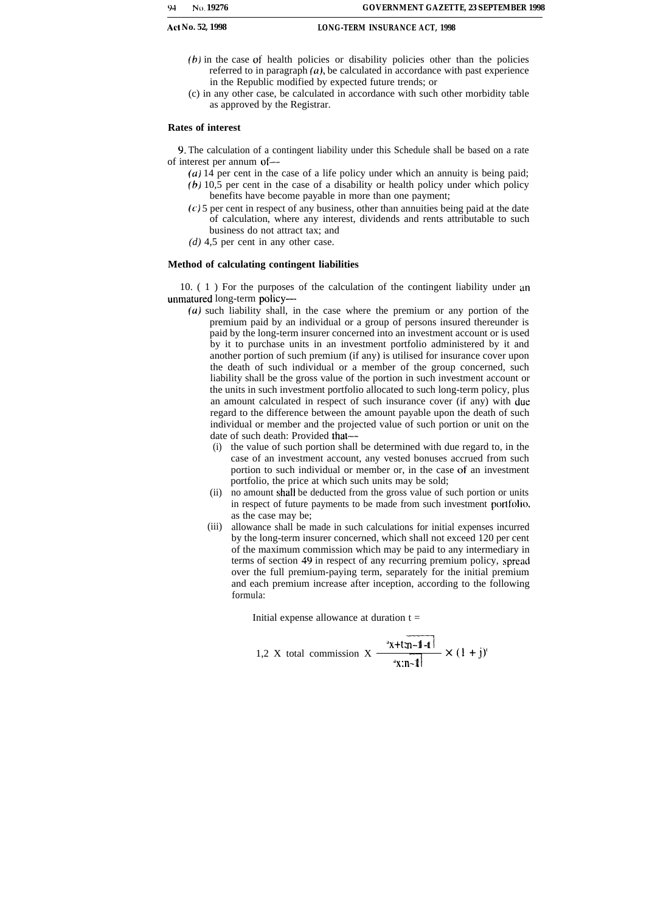*(b)* in the case of health policies or disability policies other than the policies referred to in paragraph *(a)*, be calculated in accordance with past experience in the Republic modified by expected future trends; or

(c) in any other case, be calculated in accordance with such other morbidity table as approved by the Registrar.

**Rates of interest**

9. The calculation of a contingent liability under this Schedule shall be based on a rate of interest per annum of—

*(a)* 14 per cent in the case of a life policy under which an annuity is being paid;

*(b)* 10,5 per cent in the case of a disability or health policy under which policy benefits have become payable in more than one payment;

*(c)* 5 per cent in respect of any business, other than annuities being paid at the date of calculation, where any interest, dividends and rents attributable to such business do not attract tax; and

*(d)* 4,5 per cent in any other case.

**Method of calculating contingent liabilities**

10. (1) For the purposes of the calculation of the contingent liability under an unmatured long-term policy—

*(a)* such liability shall, in the case where the premium or any portion of the premium paid by an individual or a group of persons insured thereunder is paid by the long-term insurer concerned into an investment account or is used by it to purchase units in an investment portfolio administered by it and another portion of such premium (if any) is utilised for insurance cover upon the death of such individual or a member of the group concerned, such liability shall be the gross value of the portion in such investment account or the units in such investment portfolio allocated to such long-term policy, plus an amount calculated in respect of such insurance cover (if any) with due regard to the difference between the amount payable upon the death of such individual or member and the projected value of such portion or unit on the date of such death: Provided that—

(i) the value of such portion shall be determined with due regard to, in the case of an investment account, any vested bonuses accrued from such portion to such individual or member or, in the case of an investment portfolio, the price at which such units may be sold;

(ii) no amount shall be deducted from the gross value of such portion or units in respect of future payments to be made from such investment portfolio, as the case may be;

(iii) allowance shall be made in such calculations for initial expenses incurred by the long-term insurer concerned, which shall not exceed 120 per cent of the maximum commission which may be paid to any intermediary in terms of section 49 in respect of any recurring premium policy, spread over the full premium-paying term, separately for the initial premium and each premium increase after inception, according to the following formula:

Initial expense allowance at duration t =

$$1{,}2 \text{ X total commission X } \frac{{}^{a}\overline{x+t{:}n-1-t|}}{{}^{a}\overline{x{:}n-1|}} \times (1 + j)^{t}$$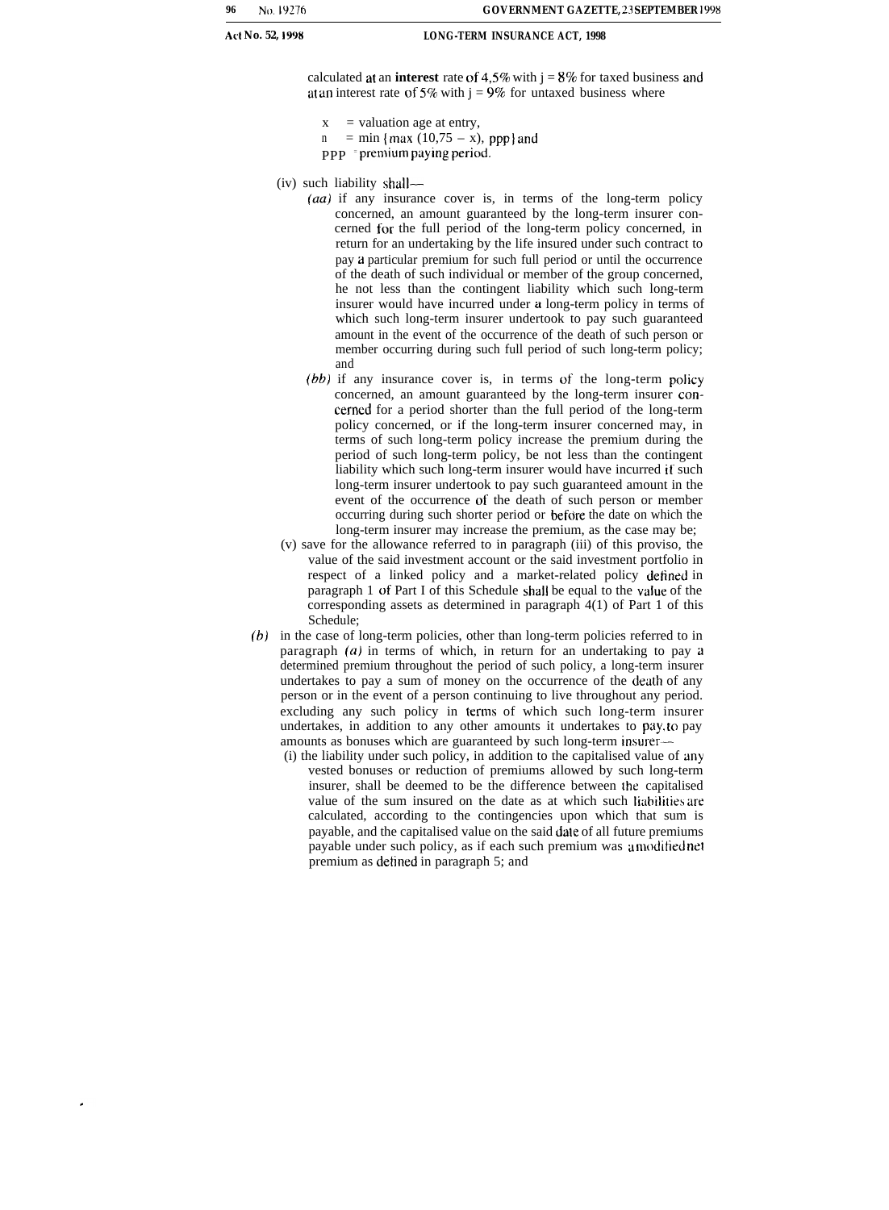calculated at an **interest** rate of 4,5% with $j = 8\%$ for taxed business and at an interest rate of 5% with $j = 9\%$ for untaxed business where

$x$ = valuation age at entry,
$n$ = min {max (10,75 – x), ppp} and
ppp = premium paying period.

(iv) such liability shall—

*(aa)* if any insurance cover is, in terms of the long-term policy concerned, an amount guaranteed by the long-term insurer concerned for the full period of the long-term policy concerned, in return for an undertaking by the life insured under such contract to pay a particular premium for such full period or until the occurrence of the death of such individual or member of the group concerned, he not less than the contingent liability which such long-term insurer would have incurred under a long-term policy in terms of which such long-term insurer undertook to pay such guaranteed amount in the event of the occurrence of the death of such person or member occurring during such full period of such long-term policy; and

*(bb)* if any insurance cover is, in terms of the long-term policy concerned, an amount guaranteed by the long-term insurer concerned for a period shorter than the full period of the long-term policy concerned, or if the long-term insurer concerned may, in terms of such long-term policy increase the premium during the period of such long-term policy, be not less than the contingent liability which such long-term insurer would have incurred if such long-term insurer undertook to pay such guaranteed amount in the event of the occurrence of the death of such person or member occurring during such shorter period or before the date on which the long-term insurer may increase the premium, as the case may be;

(v) save for the allowance referred to in paragraph (iii) of this proviso, the value of the said investment account or the said investment portfolio in respect of a linked policy and a market-related policy defined in paragraph 1 of Part I of this Schedule shall be equal to the value of the corresponding assets as determined in paragraph 4(1) of Part 1 of this Schedule;

*(b)* in the case of long-term policies, other than long-term policies referred to in paragraph *(a)* in terms of which, in return for an undertaking to pay a determined premium throughout the period of such policy, a long-term insurer undertakes to pay a sum of money on the occurrence of the death of any person or in the event of a person continuing to live throughout any period. excluding any such policy in terms of which such long-term insurer undertakes, in addition to any other amounts it undertakes to pay, to pay amounts as bonuses which are guaranteed by such long-term insurer—

(i) the liability under such policy, in addition to the capitalised value of any vested bonuses or reduction of premiums allowed by such long-term insurer, shall be deemed to be the difference between the capitalised value of the sum insured on the date as at which such liabilities are calculated, according to the contingencies upon which that sum is payable, and the capitalised value on the said date of all future premiums payable under such policy, as if each such premium was a modified net premium as defined in paragraph 5; and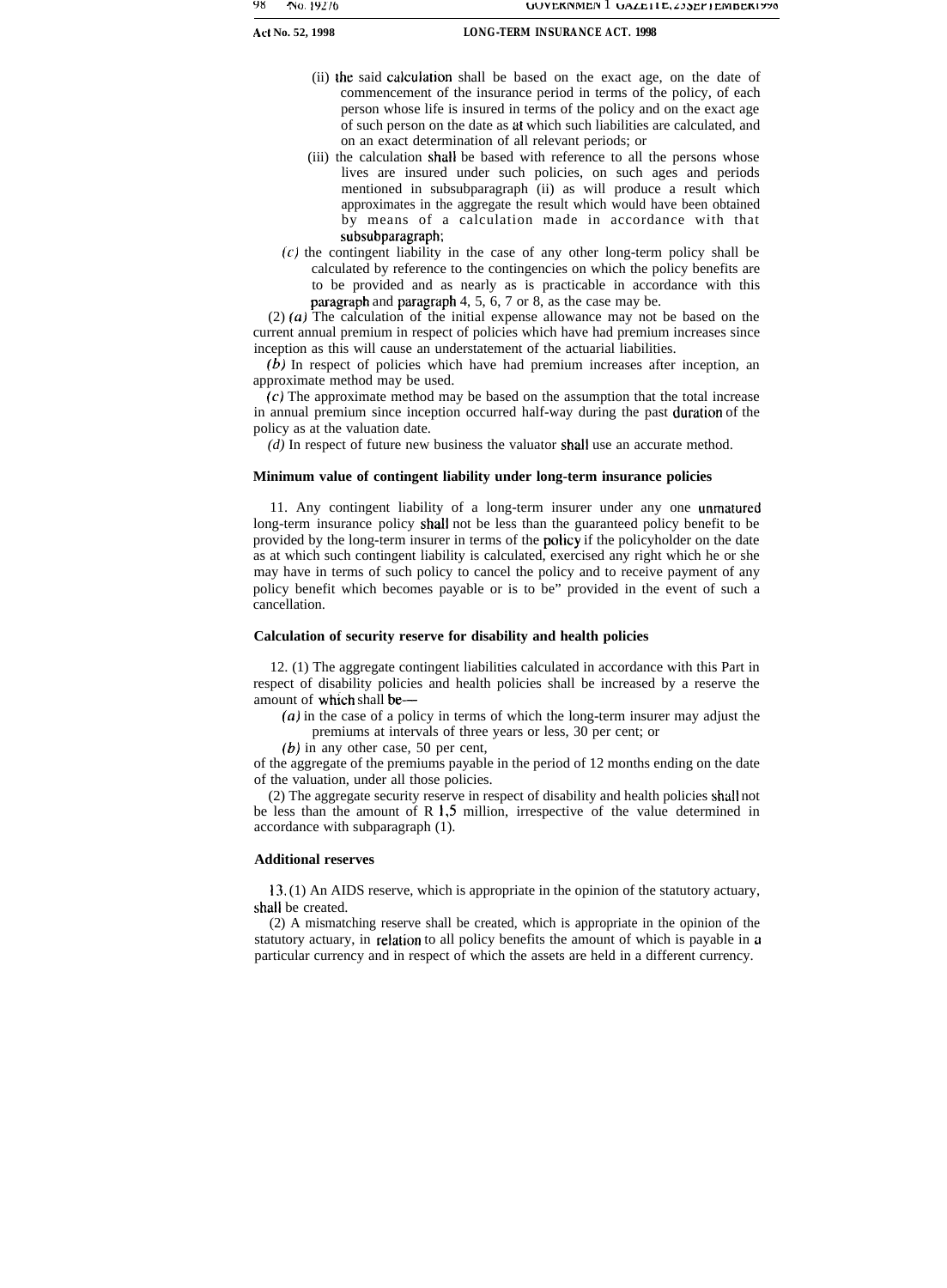(ii) the said calculation shall be based on the exact age, on the date of commencement of the insurance period in terms of the policy, of each person whose life is insured in terms of the policy and on the exact age of such person on the date as at which such liabilities are calculated, and on an exact determination of all relevant periods; or

(iii) the calculation shall be based with reference to all the persons whose lives are insured under such policies, on such ages and periods mentioned in subsubparagraph (ii) as will produce a result which approximates in the aggregate the result which would have been obtained by means of a calculation made in accordance with that subsubparagraph;

*(c)* the contingent liability in the case of any other long-term policy shall be calculated by reference to the contingencies on which the policy benefits are to be provided and as nearly as is practicable in accordance with this paragraph and paragraph 4, 5, 6, 7 or 8, as the case may be.

(2) *(a)* The calculation of the initial expense allowance may not be based on the current annual premium in respect of policies which have had premium increases since inception as this will cause an understatement of the actuarial liabilities.

*(b)* In respect of policies which have had premium increases after inception, an approximate method may be used.

*(c)* The approximate method may be based on the assumption that the total increase in annual premium since inception occurred half-way during the past duration of the policy as at the valuation date.

*(d)* In respect of future new business the valuator shall use an accurate method.

**Minimum value of contingent liability under long-term insurance policies**

11. Any contingent liability of a long-term insurer under any one unmatured long-term insurance policy shall not be less than the guaranteed policy benefit to be provided by the long-term insurer in terms of the policy if the policyholder on the date as at which such contingent liability is calculated, exercised any right which he or she may have in terms of such policy to cancel the policy and to receive payment of any policy benefit which becomes payable or is to be" provided in the event of such a cancellation.

**Calculation of security reserve for disability and health policies**

12. (1) The aggregate contingent liabilities calculated in accordance with this Part in respect of disability policies and health policies shall be increased by a reserve the amount of which shall be—

*(a)* in the case of a policy in terms of which the long-term insurer may adjust the premiums at intervals of three years or less, 30 per cent; or

*(b)* in any other case, 50 per cent,

of the aggregate of the premiums payable in the period of 12 months ending on the date of the valuation, under all those policies.

(2) The aggregate security reserve in respect of disability and health policies shall not be less than the amount of R 1,5 million, irrespective of the value determined in accordance with subparagraph (1).

**Additional reserves**

13. (1) An AIDS reserve, which is appropriate in the opinion of the statutory actuary, shall be created.

(2) A mismatching reserve shall be created, which is appropriate in the opinion of the statutory actuary, in relation to all policy benefits the amount of which is payable in a particular currency and in respect of which the assets are held in a different currency.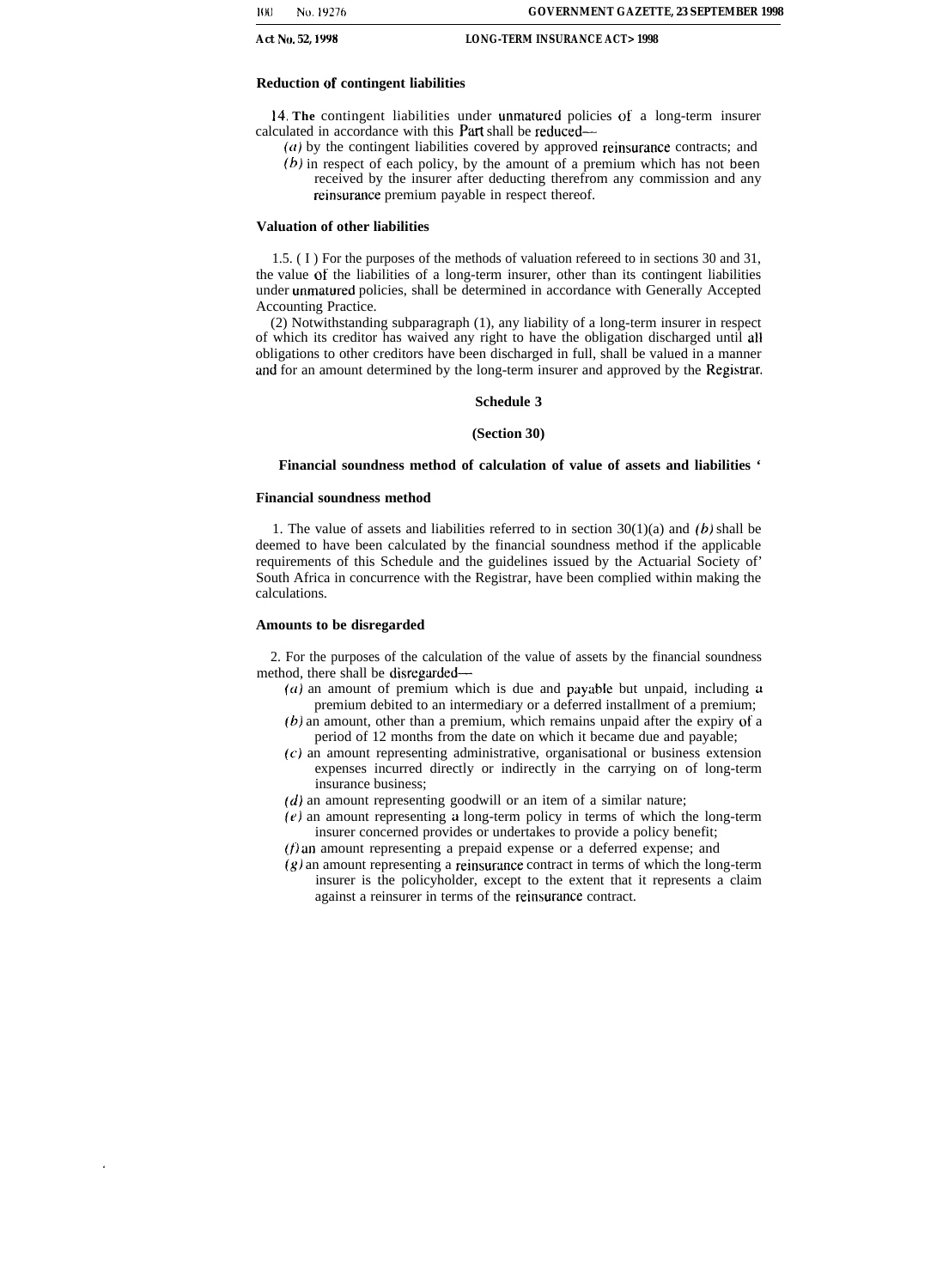**Reduction of contingent liabilities**

14. The contingent liabilities under unmatured policies of a long-term insurer calculated in accordance with this Part shall be reduced—

(a) by the contingent liabilities covered by approved reinsurance contracts; and

(b) in respect of each policy, by the amount of a premium which has not been received by the insurer after deducting therefrom any commission and any reinsurance premium payable in respect thereof.

**Valuation of other liabilities**

15. (1) For the purposes of the methods of valuation refereed to in sections 30 and 31, the value of the liabilities of a long-term insurer, other than its contingent liabilities under unmatured policies, shall be determined in accordance with Generally Accepted Accounting Practice.

(2) Notwithstanding subparagraph (1), any liability of a long-term insurer in respect of which its creditor has waived any right to have the obligation discharged until all obligations to other creditors have been discharged in full, shall be valued in a manner and for an amount determined by the long-term insurer and approved by the Registrar.

## Schedule 3

**(Section 30)**

**Financial soundness method of calculation of value of assets and liabilities**

**Financial soundness method**

1. The value of assets and liabilities referred to in section 30(1)(a) and (b) shall be deemed to have been calculated by the financial soundness method if the applicable requirements of this Schedule and the guidelines issued by the Actuarial Society of South Africa in concurrence with the Registrar, have been complied within making the calculations.

**Amounts to be disregarded**

2. For the purposes of the calculation of the value of assets by the financial soundness method, there shall be disregarded—

(a) an amount of premium which is due and payable but unpaid, including a premium debited to an intermediary or a deferred installment of a premium;

(b) an amount, other than a premium, which remains unpaid after the expiry of a period of 12 months from the date on which it became due and payable;

(c) an amount representing administrative, organisational or business extension expenses incurred directly or indirectly in the carrying on of long-term insurance business;

(d) an amount representing goodwill or an item of a similar nature;

(e) an amount representing a long-term policy in terms of which the long-term insurer concerned provides or undertakes to provide a policy benefit;

(f) an amount representing a prepaid expense or a deferred expense; and

(g) an amount representing a reinsurance contract in terms of which the long-term insurer is the policyholder, except to the extent that it represents a claim against a reinsurer in terms of the reinsurance contract.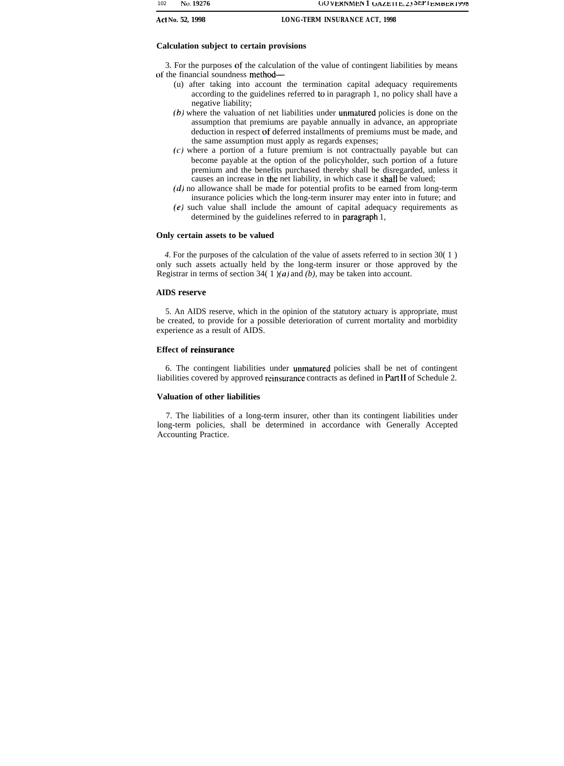### Calculation subject to certain provisions

3. For the purposes of the calculation of the value of contingent liabilities by means of the financial soundness method—

(u) after taking into account the termination capital adequacy requirements according to the guidelines referred to in paragraph 1, no policy shall have a negative liability;

*(b)* where the valuation of net liabilities under unmatured policies is done on the assumption that premiums are payable annually in advance, an appropriate deduction in respect of deferred installments of premiums must be made, and the same assumption must apply as regards expenses;

*(c)* where a portion of a future premium is not contractually payable but can become payable at the option of the policyholder, such portion of a future premium and the benefits purchased thereby shall be disregarded, unless it causes an increase in the net liability, in which case it shall be valued;

*(d)* no allowance shall be made for potential profits to be earned from long-term insurance policies which the long-term insurer may enter into in future; and

*(e)* such value shall include the amount of capital adequacy requirements as determined by the guidelines referred to in paragraph 1,

### Only certain assets to be valued

*4.* For the purposes of the calculation of the value of assets referred to in section 30( 1 ) only such assets actually held by the long-term insurer or those approved by the Registrar in terms of section 34( 1 )*(a)* and *(b)*, may be taken into account.

### AIDS reserve

5. An AIDS reserve, which in the opinion of the statutory actuary is appropriate, must be created, to provide for a possible deterioration of current mortality and morbidity experience as a result of AIDS.

### Effect of reinsurance

6. The contingent liabilities under unmatured policies shall be net of contingent liabilities covered by approved reinsurance contracts as defined in Part II of Schedule 2.

### Valuation of other liabilities

7. The liabilities of a long-term insurer, other than its contingent liabilities under long-term policies, shall be determined in accordance with Generally Accepted Accounting Practice.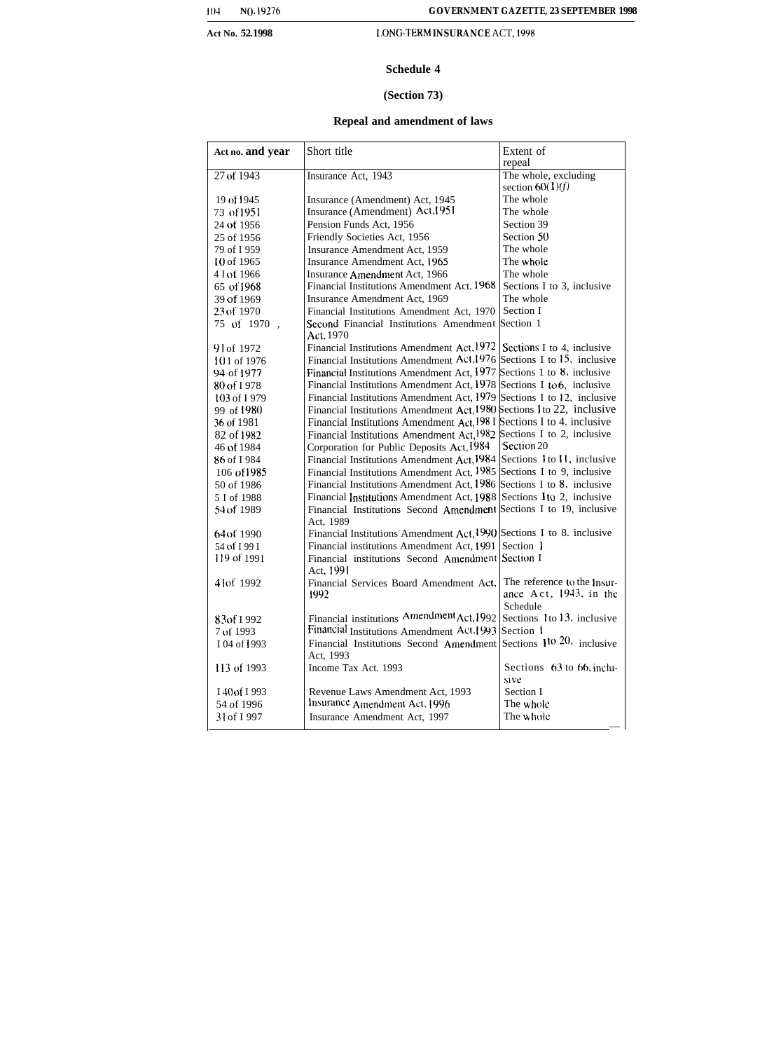## Schedule 4

**(Section 73)**

### Repeal and amendment of laws

| Act no. and year | Short title | Extent of repeal |
|---|---|---|
| 27 of 1943 | Insurance Act, 1943 | The whole, excluding section 60(1)(*f*) |
| 19 of 1945 | Insurance (Amendment) Act, 1945 | The whole |
| 73 of 1951 | Insurance (Amendment) Act, 1951 | The whole |
| 24 of 1956 | Pension Funds Act, 1956 | Section 39 |
| 25 of 1956 | Friendly Societies Act, 1956 | Section 50 |
| 79 of 1959 | Insurance Amendment Act, 1959 | The whole |
| 10 of 1965 | Insurance Amendment Act, 1965 | The whole |
| 41 of 1966 | Insurance Amendment Act, 1966 | The whole |
| 65 of 1968 | Financial Institutions Amendment Act. 1968 | Sections 1 to 3, inclusive |
| 39 of 1969 | Insurance Amendment Act, 1969 | The whole |
| 23 of 1970 | Financial Institutions Amendment Act, 1970 | Section 1 |
| 75 of 1970 | Second Financial Institutions Amendment Act, 1970 | Section 1 |
| 91 of 1972 | Financial Institutions Amendment Act, 1972 | Sections 1 to 4, inclusive |
| 101 of 1976 | Financial Institutions Amendment Act, 1976 | Sections 1 to 15, inclusive |
| 94 of 1977 | Financial Institutions Amendment Act, 1977 | Sections 1 to 8, inclusive |
| 80 of 1978 | Financial Institutions Amendment Act, 1978 | Sections 1 to 6, inclusive |
| 103 of 1979 | Financial Institutions Amendment Act, 1979 | Sections 1 to 12, inclusive |
| 99 of 1980 | Financial Institutions Amendment Act, 1980 | Sections 1 to 22, inclusive |
| 36 of 1981 | Financial Institutions Amendment Act, 1981 | Sections 1 to 4. inclusive |
| 82 of 1982 | Financial Institutions Amendment Act, 1982 | Sections 1 to 2, inclusive |
| 46 of 1984 | Corporation for Public Deposits Act, 1984 | Section 20 |
| 86 of 1984 | Financial Institutions Amendment Act, 1984 | Sections 1 to 11, inclusive |
| 106 of 1985 | Financial Institutions Amendment Act, 1985 | Sections 1 to 9, inclusive |
| 50 of 1986 | Financial Institutions Amendment Act, 1986 | Sections 1 to 8, inclusive |
| 51 of 1988 | Financial Institutions Amendment Act, 1988 | Sections 1 to 2, inclusive |
| 54 of 1989 | Financial Institutions Second Amendment Act, 1989 | Sections 1 to 19, inclusive |
| 64 of 1990 | Financial Institutions Amendment Act, 1990 | Sections 1 to 8. inclusive |
| 54 of 1991 | Financial institutions Amendment Act, 1991 | Section 1 |
| 119 of 1991 | Financial institutions Second Amendment Act, 1991 | Section 1 |
| 41 of 1992 | Financial Services Board Amendment Act, 1992 | The reference to the Insurance Act, 1943, in the Schedule |
| 83 of 1992 | Financial institutions Amendment Act, 1992 | Sections 1 to 13, inclusive |
| 7 of 1993 | Financial Institutions Amendment Act, 1993 | Section 1 |
| 104 of 1993 | Financial Institutions Second Amendment Act, 1993 | Sections 1 to 20, inclusive |
| 113 of 1993 | Income Tax Act. 1993 | Sections 63 to 66, inclusive |
| 140 of 1993 | Revenue Laws Amendment Act, 1993 | Section 1 |
| 54 of 1996 | Insurance Amendment Act, 1996 | The whole |
| 31 of 1997 | Insurance Amendment Act, 1997 | The whole |